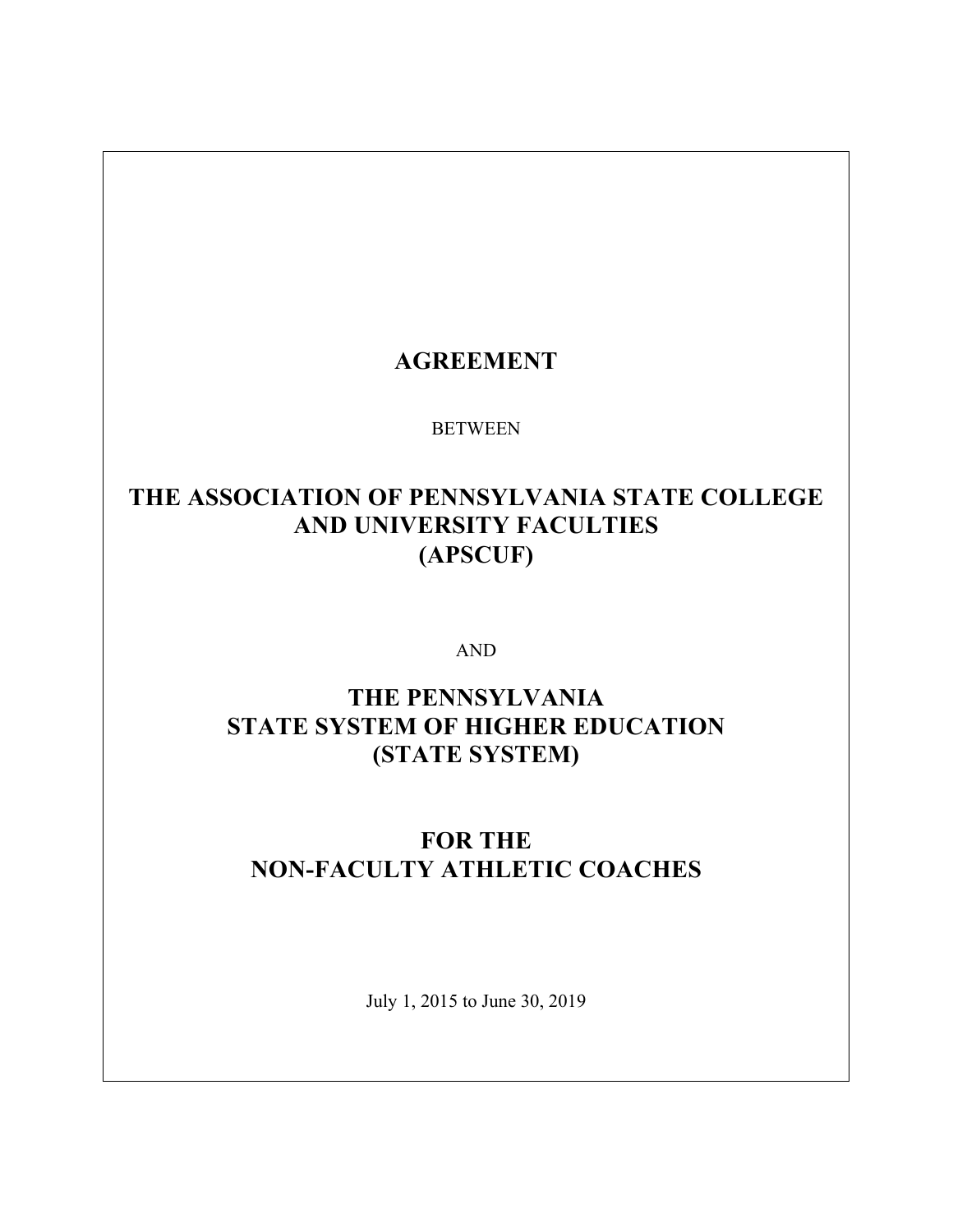# AGREEMENT

BETWEEN

## THE ASSOCIATION OF PENNSYLVANIA STATE COLLEGE AND UNIVERSITY FACULTIES (APSCUF)

AND

## THE PENNSYLVANIA STATE SYSTEM OF HIGHER EDUCATION (STATE SYSTEM)

## FOR THE NON-FACULTY ATHLETIC COACHES

July 1, 2015 to June 30, 2019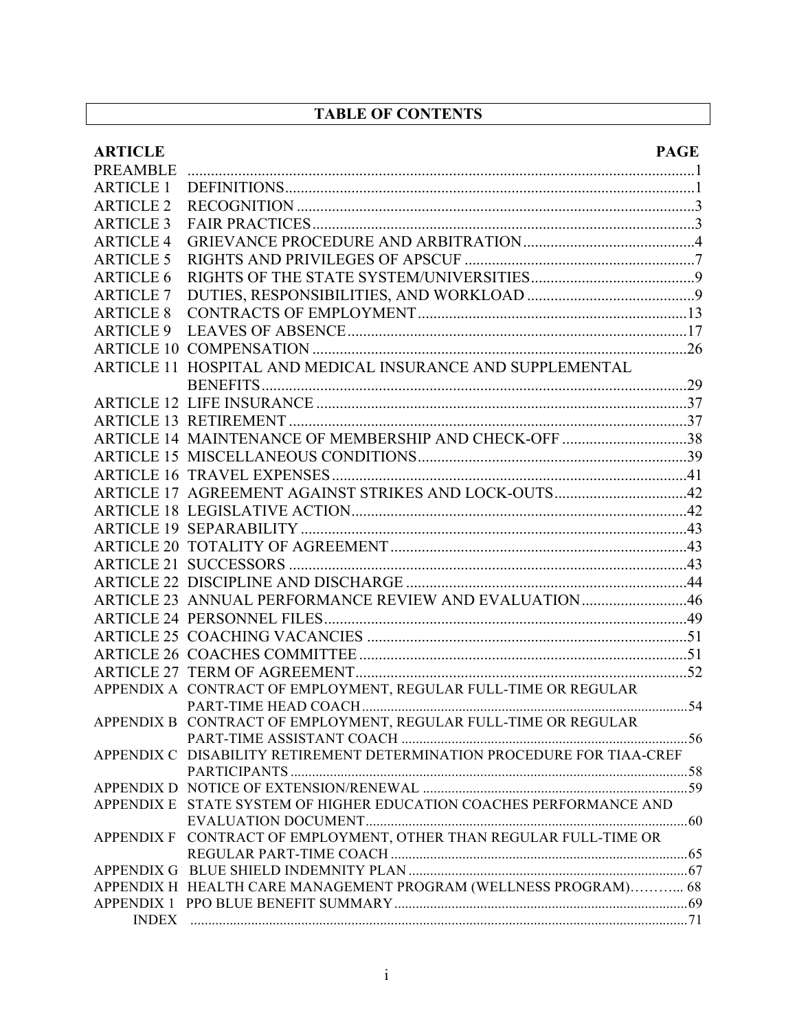# TABLE OF CONTENTS

| ARTICLE | | PAGE |
|---|---|---|
| PREAMBLE | | 1 |
| ARTICLE 1 | DEFINITIONS | 1 |
| ARTICLE 2 | RECOGNITION | 3 |
| ARTICLE 3 | FAIR PRACTICES | 3 |
| ARTICLE 4 | GRIEVANCE PROCEDURE AND ARBITRATION | 4 |
| ARTICLE 5 | RIGHTS AND PRIVILEGES OF APSCUF | 7 |
| ARTICLE 6 | RIGHTS OF THE STATE SYSTEM/UNIVERSITIES | 9 |
| ARTICLE 7 | DUTIES, RESPONSIBILITIES, AND WORKLOAD | 9 |
| ARTICLE 8 | CONTRACTS OF EMPLOYMENT | 13 |
| ARTICLE 9 | LEAVES OF ABSENCE | 17 |
| ARTICLE 10 | COMPENSATION | 26 |
| ARTICLE 11 | HOSPITAL AND MEDICAL INSURANCE AND SUPPLEMENTAL BENEFITS | 29 |
| ARTICLE 12 | LIFE INSURANCE | 37 |
| ARTICLE 13 | RETIREMENT | 37 |
| ARTICLE 14 | MAINTENANCE OF MEMBERSHIP AND CHECK-OFF | 38 |
| ARTICLE 15 | MISCELLANEOUS CONDITIONS | 39 |
| ARTICLE 16 | TRAVEL EXPENSES | 41 |
| ARTICLE 17 | AGREEMENT AGAINST STRIKES AND LOCK-OUTS | 42 |
| ARTICLE 18 | LEGISLATIVE ACTION | 42 |
| ARTICLE 19 | SEPARABILITY | 43 |
| ARTICLE 20 | TOTALITY OF AGREEMENT | 43 |
| ARTICLE 21 | SUCCESSORS | 43 |
| ARTICLE 22 | DISCIPLINE AND DISCHARGE | 44 |
| ARTICLE 23 | ANNUAL PERFORMANCE REVIEW AND EVALUATION | 46 |
| ARTICLE 24 | PERSONNEL FILES | 49 |
| ARTICLE 25 | COACHING VACANCIES | 51 |
| ARTICLE 26 | COACHES COMMITTEE | 51 |
| ARTICLE 27 | TERM OF AGREEMENT | 52 |
| APPENDIX A | CONTRACT OF EMPLOYMENT, REGULAR FULL-TIME OR REGULAR PART-TIME HEAD COACH | 54 |
| APPENDIX B | CONTRACT OF EMPLOYMENT, REGULAR FULL-TIME OR REGULAR PART-TIME ASSISTANT COACH | 56 |
| APPENDIX C | DISABILITY RETIREMENT DETERMINATION PROCEDURE FOR TIAA-CREF PARTICIPANTS | 58 |
| APPENDIX D | NOTICE OF EXTENSION/RENEWAL | 59 |
| APPENDIX E | STATE SYSTEM OF HIGHER EDUCATION COACHES PERFORMANCE AND EVALUATION DOCUMENT | 60 |
| APPENDIX F | CONTRACT OF EMPLOYMENT, OTHER THAN REGULAR FULL-TIME OR REGULAR PART-TIME COACH | 65 |
| APPENDIX G | BLUE SHIELD INDEMNITY PLAN | 67 |
| APPENDIX H | HEALTH CARE MANAGEMENT PROGRAM (WELLNESS PROGRAM) | 68 |
| APPENDIX 1 | PPO BLUE BENEFIT SUMMARY | 69 |
| INDEX | | 71 |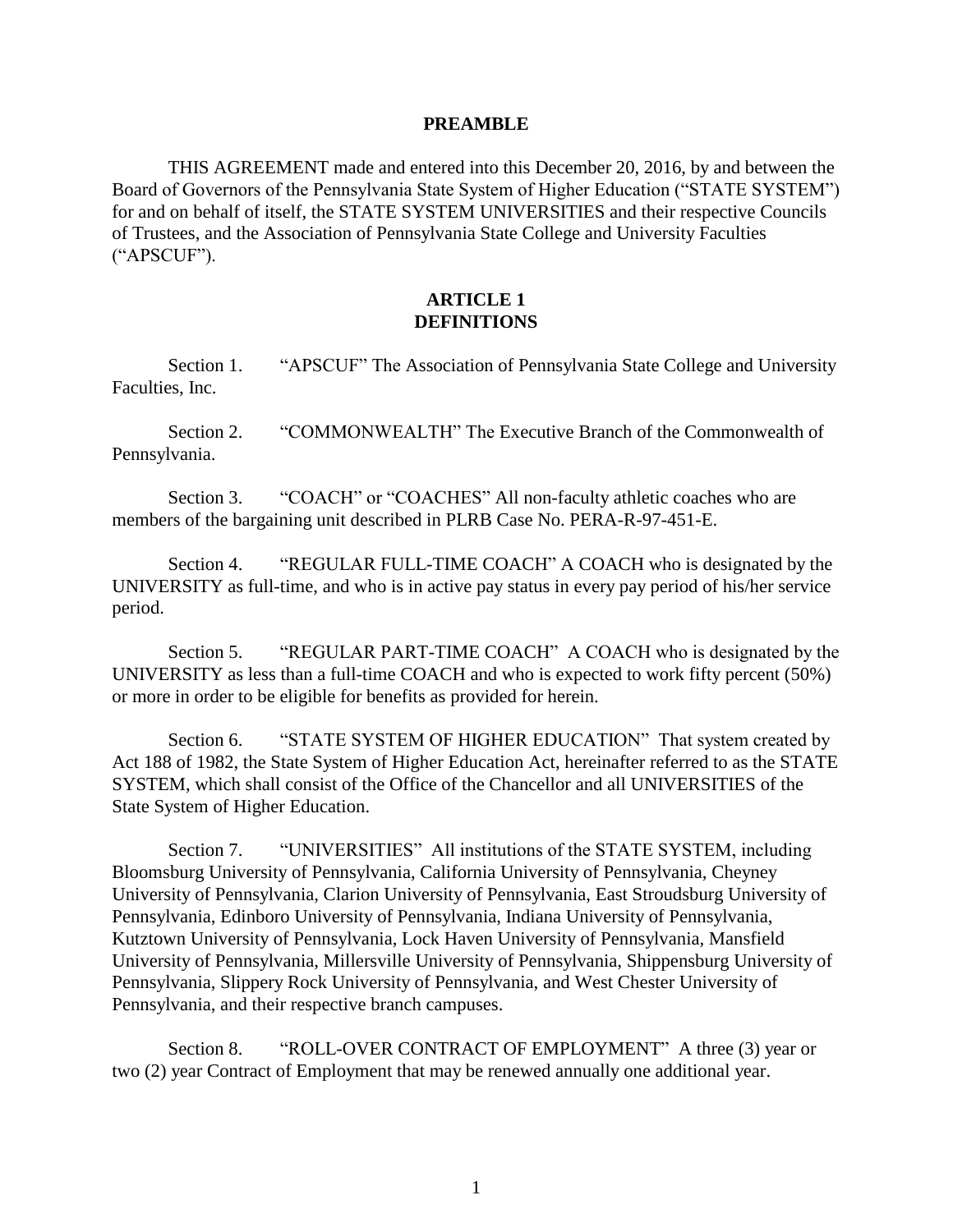## PREAMBLE

THIS AGREEMENT made and entered into this December 20, 2016, by and between the Board of Governors of the Pennsylvania State System of Higher Education ("STATE SYSTEM") for and on behalf of itself, the STATE SYSTEM UNIVERSITIES and their respective Councils of Trustees, and the Association of Pennsylvania State College and University Faculties ("APSCUF").

## ARTICLE 1
## DEFINITIONS

Section 1. "APSCUF" The Association of Pennsylvania State College and University Faculties, Inc.

Section 2. "COMMONWEALTH" The Executive Branch of the Commonwealth of Pennsylvania.

Section 3. "COACH" or "COACHES" All non-faculty athletic coaches who are members of the bargaining unit described in PLRB Case No. PERA-R-97-451-E.

Section 4. "REGULAR FULL-TIME COACH" A COACH who is designated by the UNIVERSITY as full-time, and who is in active pay status in every pay period of his/her service period.

Section 5. "REGULAR PART-TIME COACH" A COACH who is designated by the UNIVERSITY as less than a full-time COACH and who is expected to work fifty percent (50%) or more in order to be eligible for benefits as provided for herein.

Section 6. "STATE SYSTEM OF HIGHER EDUCATION" That system created by Act 188 of 1982, the State System of Higher Education Act, hereinafter referred to as the STATE SYSTEM, which shall consist of the Office of the Chancellor and all UNIVERSITIES of the State System of Higher Education.

Section 7. "UNIVERSITIES" All institutions of the STATE SYSTEM, including Bloomsburg University of Pennsylvania, California University of Pennsylvania, Cheyney University of Pennsylvania, Clarion University of Pennsylvania, East Stroudsburg University of Pennsylvania, Edinboro University of Pennsylvania, Indiana University of Pennsylvania, Kutztown University of Pennsylvania, Lock Haven University of Pennsylvania, Mansfield University of Pennsylvania, Millersville University of Pennsylvania, Shippensburg University of Pennsylvania, Slippery Rock University of Pennsylvania, and West Chester University of Pennsylvania, and their respective branch campuses.

Section 8. "ROLL-OVER CONTRACT OF EMPLOYMENT" A three (3) year or two (2) year Contract of Employment that may be renewed annually one additional year.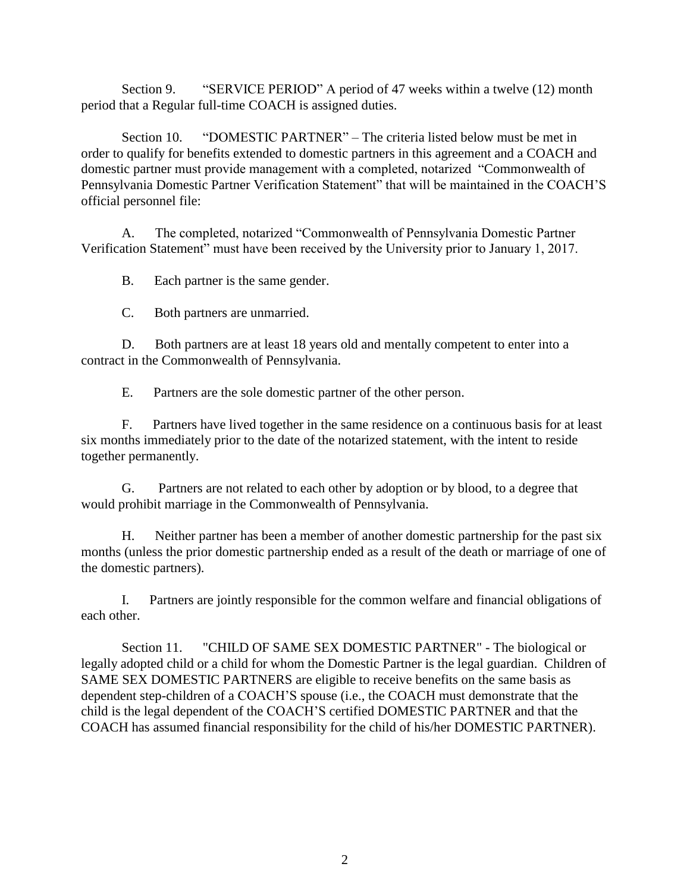Section 9. "SERVICE PERIOD" A period of 47 weeks within a twelve (12) month period that a Regular full-time COACH is assigned duties.

Section 10. "DOMESTIC PARTNER" – The criteria listed below must be met in order to qualify for benefits extended to domestic partners in this agreement and a COACH and domestic partner must provide management with a completed, notarized "Commonwealth of Pennsylvania Domestic Partner Verification Statement" that will be maintained in the COACH'S official personnel file:

A. The completed, notarized "Commonwealth of Pennsylvania Domestic Partner Verification Statement" must have been received by the University prior to January 1, 2017.

B. Each partner is the same gender.

C. Both partners are unmarried.

D. Both partners are at least 18 years old and mentally competent to enter into a contract in the Commonwealth of Pennsylvania.

E. Partners are the sole domestic partner of the other person.

F. Partners have lived together in the same residence on a continuous basis for at least six months immediately prior to the date of the notarized statement, with the intent to reside together permanently.

G. Partners are not related to each other by adoption or by blood, to a degree that would prohibit marriage in the Commonwealth of Pennsylvania.

H. Neither partner has been a member of another domestic partnership for the past six months (unless the prior domestic partnership ended as a result of the death or marriage of one of the domestic partners).

I. Partners are jointly responsible for the common welfare and financial obligations of each other.

Section 11. "CHILD OF SAME SEX DOMESTIC PARTNER" - The biological or legally adopted child or a child for whom the Domestic Partner is the legal guardian. Children of SAME SEX DOMESTIC PARTNERS are eligible to receive benefits on the same basis as dependent step-children of a COACH'S spouse (i.e., the COACH must demonstrate that the child is the legal dependent of the COACH'S certified DOMESTIC PARTNER and that the COACH has assumed financial responsibility for the child of his/her DOMESTIC PARTNER).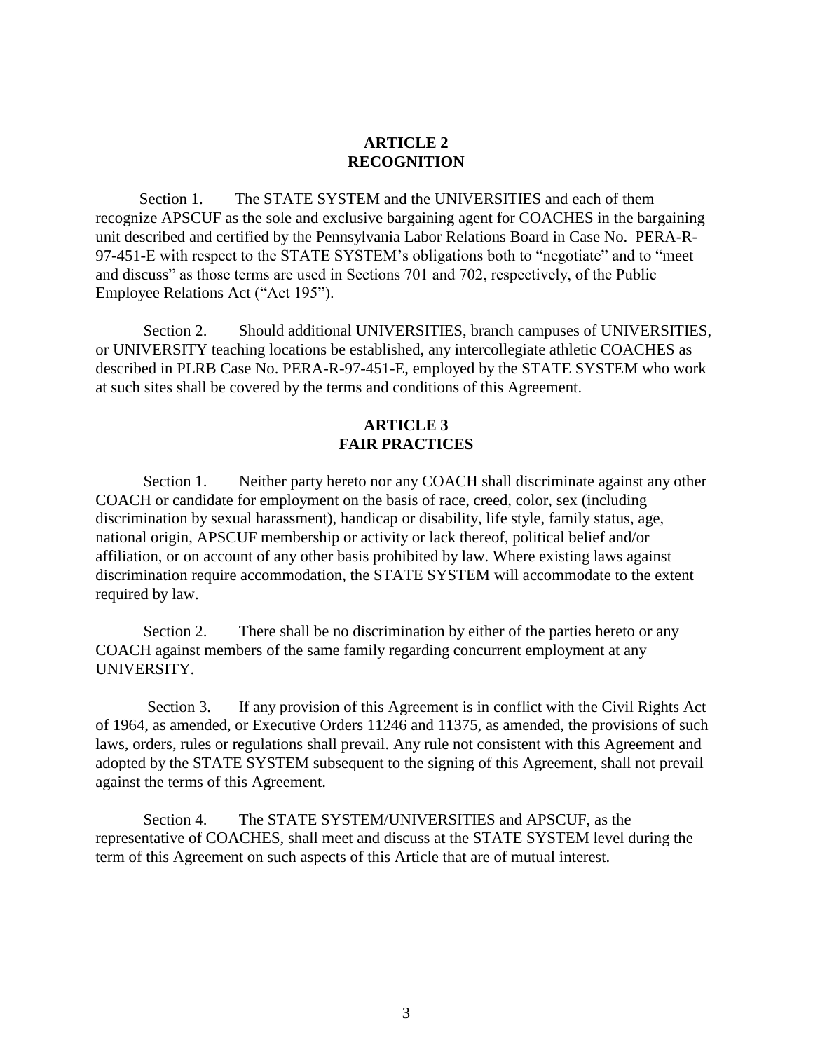## ARTICLE 2
## RECOGNITION

Section 1. The STATE SYSTEM and the UNIVERSITIES and each of them recognize APSCUF as the sole and exclusive bargaining agent for COACHES in the bargaining unit described and certified by the Pennsylvania Labor Relations Board in Case No. PERA-R-97-451-E with respect to the STATE SYSTEM's obligations both to "negotiate" and to "meet and discuss" as those terms are used in Sections 701 and 702, respectively, of the Public Employee Relations Act ("Act 195").

Section 2. Should additional UNIVERSITIES, branch campuses of UNIVERSITIES, or UNIVERSITY teaching locations be established, any intercollegiate athletic COACHES as described in PLRB Case No. PERA-R-97-451-E, employed by the STATE SYSTEM who work at such sites shall be covered by the terms and conditions of this Agreement.

## ARTICLE 3
## FAIR PRACTICES

Section 1. Neither party hereto nor any COACH shall discriminate against any other COACH or candidate for employment on the basis of race, creed, color, sex (including discrimination by sexual harassment), handicap or disability, life style, family status, age, national origin, APSCUF membership or activity or lack thereof, political belief and/or affiliation, or on account of any other basis prohibited by law. Where existing laws against discrimination require accommodation, the STATE SYSTEM will accommodate to the extent required by law.

Section 2. There shall be no discrimination by either of the parties hereto or any COACH against members of the same family regarding concurrent employment at any UNIVERSITY.

Section 3. If any provision of this Agreement is in conflict with the Civil Rights Act of 1964, as amended, or Executive Orders 11246 and 11375, as amended, the provisions of such laws, orders, rules or regulations shall prevail. Any rule not consistent with this Agreement and adopted by the STATE SYSTEM subsequent to the signing of this Agreement, shall not prevail against the terms of this Agreement.

Section 4. The STATE SYSTEM/UNIVERSITIES and APSCUF, as the representative of COACHES, shall meet and discuss at the STATE SYSTEM level during the term of this Agreement on such aspects of this Article that are of mutual interest.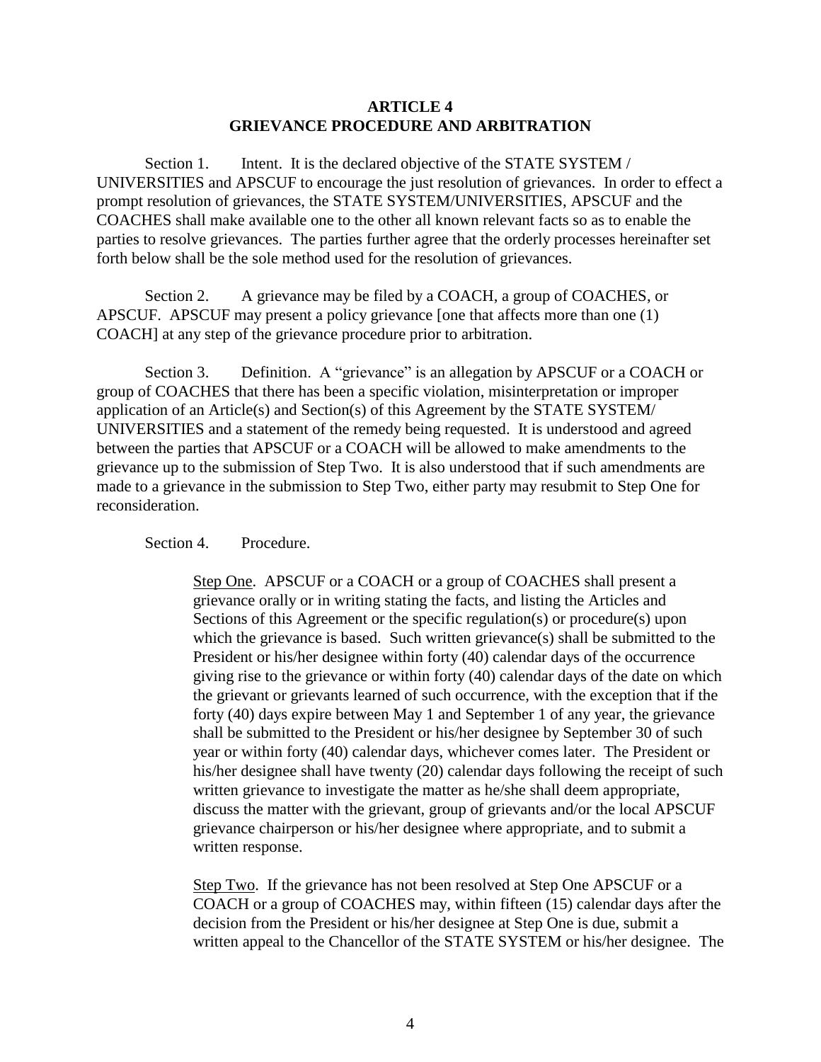## ARTICLE 4
## GRIEVANCE PROCEDURE AND ARBITRATION

Section 1. Intent. It is the declared objective of the STATE SYSTEM / UNIVERSITIES and APSCUF to encourage the just resolution of grievances. In order to effect a prompt resolution of grievances, the STATE SYSTEM/UNIVERSITIES, APSCUF and the COACHES shall make available one to the other all known relevant facts so as to enable the parties to resolve grievances. The parties further agree that the orderly processes hereinafter set forth below shall be the sole method used for the resolution of grievances.

Section 2. A grievance may be filed by a COACH, a group of COACHES, or APSCUF. APSCUF may present a policy grievance [one that affects more than one (1) COACH] at any step of the grievance procedure prior to arbitration.

Section 3. Definition. A "grievance" is an allegation by APSCUF or a COACH or group of COACHES that there has been a specific violation, misinterpretation or improper application of an Article(s) and Section(s) of this Agreement by the STATE SYSTEM/ UNIVERSITIES and a statement of the remedy being requested. It is understood and agreed between the parties that APSCUF or a COACH will be allowed to make amendments to the grievance up to the submission of Step Two. It is also understood that if such amendments are made to a grievance in the submission to Step Two, either party may resubmit to Step One for reconsideration.

Section 4. Procedure.

Step One. APSCUF or a COACH or a group of COACHES shall present a grievance orally or in writing stating the facts, and listing the Articles and Sections of this Agreement or the specific regulation(s) or procedure(s) upon which the grievance is based. Such written grievance(s) shall be submitted to the President or his/her designee within forty (40) calendar days of the occurrence giving rise to the grievance or within forty (40) calendar days of the date on which the grievant or grievants learned of such occurrence, with the exception that if the forty (40) days expire between May 1 and September 1 of any year, the grievance shall be submitted to the President or his/her designee by September 30 of such year or within forty (40) calendar days, whichever comes later. The President or his/her designee shall have twenty (20) calendar days following the receipt of such written grievance to investigate the matter as he/she shall deem appropriate, discuss the matter with the grievant, group of grievants and/or the local APSCUF grievance chairperson or his/her designee where appropriate, and to submit a written response.

Step Two. If the grievance has not been resolved at Step One APSCUF or a COACH or a group of COACHES may, within fifteen (15) calendar days after the decision from the President or his/her designee at Step One is due, submit a written appeal to the Chancellor of the STATE SYSTEM or his/her designee. The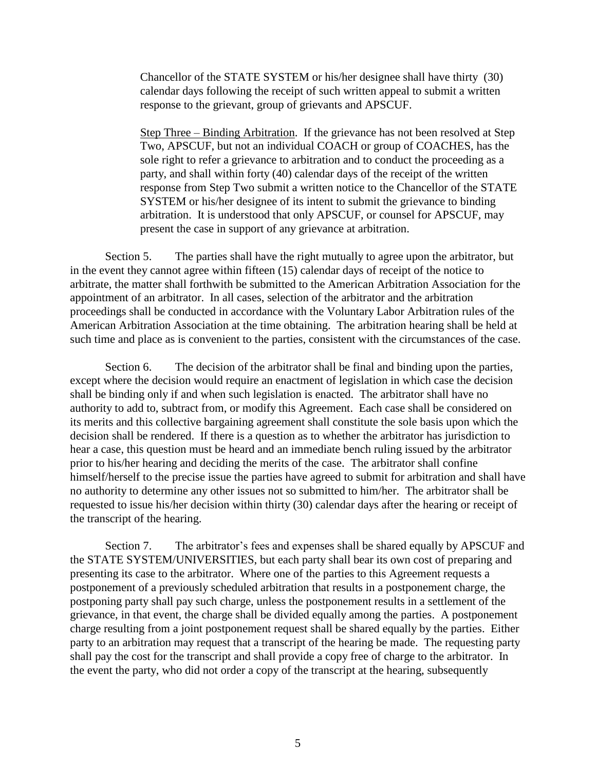Chancellor of the STATE SYSTEM or his/her designee shall have thirty (30) calendar days following the receipt of such written appeal to submit a written response to the grievant, group of grievants and APSCUF.

Step Three – Binding Arbitration. If the grievance has not been resolved at Step Two, APSCUF, but not an individual COACH or group of COACHES, has the sole right to refer a grievance to arbitration and to conduct the proceeding as a party, and shall within forty (40) calendar days of the receipt of the written response from Step Two submit a written notice to the Chancellor of the STATE SYSTEM or his/her designee of its intent to submit the grievance to binding arbitration. It is understood that only APSCUF, or counsel for APSCUF, may present the case in support of any grievance at arbitration.

Section 5. The parties shall have the right mutually to agree upon the arbitrator, but in the event they cannot agree within fifteen (15) calendar days of receipt of the notice to arbitrate, the matter shall forthwith be submitted to the American Arbitration Association for the appointment of an arbitrator. In all cases, selection of the arbitrator and the arbitration proceedings shall be conducted in accordance with the Voluntary Labor Arbitration rules of the American Arbitration Association at the time obtaining. The arbitration hearing shall be held at such time and place as is convenient to the parties, consistent with the circumstances of the case.

Section 6. The decision of the arbitrator shall be final and binding upon the parties, except where the decision would require an enactment of legislation in which case the decision shall be binding only if and when such legislation is enacted. The arbitrator shall have no authority to add to, subtract from, or modify this Agreement. Each case shall be considered on its merits and this collective bargaining agreement shall constitute the sole basis upon which the decision shall be rendered. If there is a question as to whether the arbitrator has jurisdiction to hear a case, this question must be heard and an immediate bench ruling issued by the arbitrator prior to his/her hearing and deciding the merits of the case. The arbitrator shall confine himself/herself to the precise issue the parties have agreed to submit for arbitration and shall have no authority to determine any other issues not so submitted to him/her. The arbitrator shall be requested to issue his/her decision within thirty (30) calendar days after the hearing or receipt of the transcript of the hearing.

Section 7. The arbitrator's fees and expenses shall be shared equally by APSCUF and the STATE SYSTEM/UNIVERSITIES, but each party shall bear its own cost of preparing and presenting its case to the arbitrator. Where one of the parties to this Agreement requests a postponement of a previously scheduled arbitration that results in a postponement charge, the postponing party shall pay such charge, unless the postponement results in a settlement of the grievance, in that event, the charge shall be divided equally among the parties. A postponement charge resulting from a joint postponement request shall be shared equally by the parties. Either party to an arbitration may request that a transcript of the hearing be made. The requesting party shall pay the cost for the transcript and shall provide a copy free of charge to the arbitrator. In the event the party, who did not order a copy of the transcript at the hearing, subsequently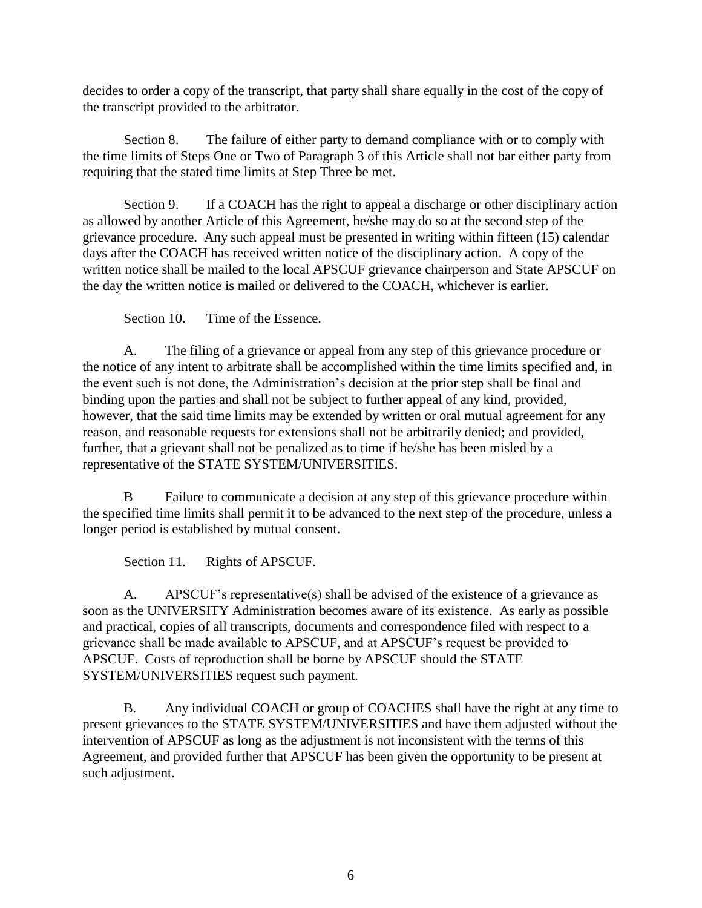decides to order a copy of the transcript, that party shall share equally in the cost of the copy of the transcript provided to the arbitrator.

Section 8. The failure of either party to demand compliance with or to comply with the time limits of Steps One or Two of Paragraph 3 of this Article shall not bar either party from requiring that the stated time limits at Step Three be met.

Section 9. If a COACH has the right to appeal a discharge or other disciplinary action as allowed by another Article of this Agreement, he/she may do so at the second step of the grievance procedure. Any such appeal must be presented in writing within fifteen (15) calendar days after the COACH has received written notice of the disciplinary action. A copy of the written notice shall be mailed to the local APSCUF grievance chairperson and State APSCUF on the day the written notice is mailed or delivered to the COACH, whichever is earlier.

Section 10. Time of the Essence.

A. The filing of a grievance or appeal from any step of this grievance procedure or the notice of any intent to arbitrate shall be accomplished within the time limits specified and, in the event such is not done, the Administration's decision at the prior step shall be final and binding upon the parties and shall not be subject to further appeal of any kind, provided, however, that the said time limits may be extended by written or oral mutual agreement for any reason, and reasonable requests for extensions shall not be arbitrarily denied; and provided, further, that a grievant shall not be penalized as to time if he/she has been misled by a representative of the STATE SYSTEM/UNIVERSITIES.

B Failure to communicate a decision at any step of this grievance procedure within the specified time limits shall permit it to be advanced to the next step of the procedure, unless a longer period is established by mutual consent.

Section 11. Rights of APSCUF.

A. APSCUF's representative(s) shall be advised of the existence of a grievance as soon as the UNIVERSITY Administration becomes aware of its existence. As early as possible and practical, copies of all transcripts, documents and correspondence filed with respect to a grievance shall be made available to APSCUF, and at APSCUF's request be provided to APSCUF. Costs of reproduction shall be borne by APSCUF should the STATE SYSTEM/UNIVERSITIES request such payment.

B. Any individual COACH or group of COACHES shall have the right at any time to present grievances to the STATE SYSTEM/UNIVERSITIES and have them adjusted without the intervention of APSCUF as long as the adjustment is not inconsistent with the terms of this Agreement, and provided further that APSCUF has been given the opportunity to be present at such adjustment.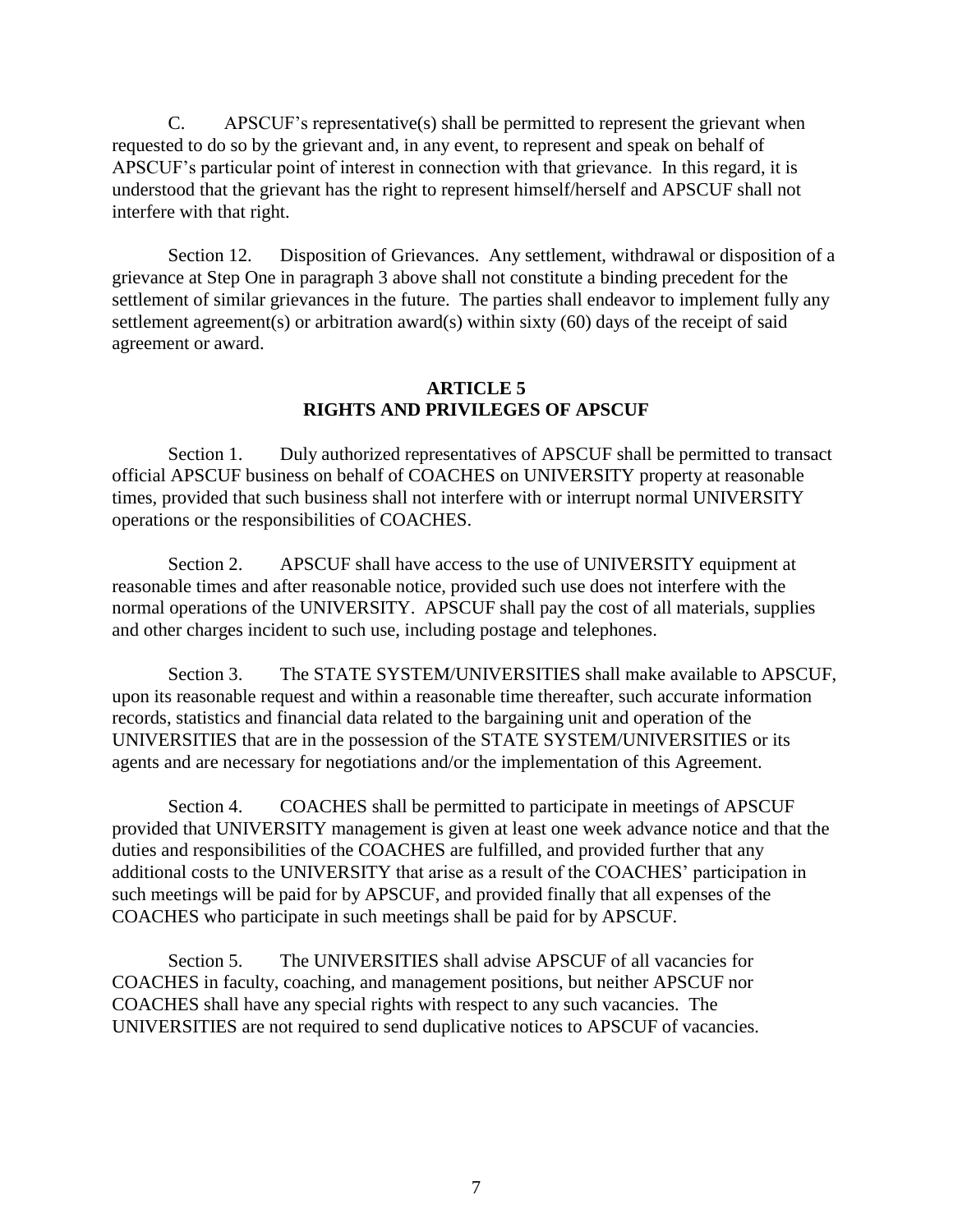C. APSCUF's representative(s) shall be permitted to represent the grievant when requested to do so by the grievant and, in any event, to represent and speak on behalf of APSCUF's particular point of interest in connection with that grievance. In this regard, it is understood that the grievant has the right to represent himself/herself and APSCUF shall not interfere with that right.

Section 12. Disposition of Grievances. Any settlement, withdrawal or disposition of a grievance at Step One in paragraph 3 above shall not constitute a binding precedent for the settlement of similar grievances in the future. The parties shall endeavor to implement fully any settlement agreement(s) or arbitration award(s) within sixty (60) days of the receipt of said agreement or award.

## ARTICLE 5
## RIGHTS AND PRIVILEGES OF APSCUF

Section 1. Duly authorized representatives of APSCUF shall be permitted to transact official APSCUF business on behalf of COACHES on UNIVERSITY property at reasonable times, provided that such business shall not interfere with or interrupt normal UNIVERSITY operations or the responsibilities of COACHES.

Section 2. APSCUF shall have access to the use of UNIVERSITY equipment at reasonable times and after reasonable notice, provided such use does not interfere with the normal operations of the UNIVERSITY. APSCUF shall pay the cost of all materials, supplies and other charges incident to such use, including postage and telephones.

Section 3. The STATE SYSTEM/UNIVERSITIES shall make available to APSCUF, upon its reasonable request and within a reasonable time thereafter, such accurate information records, statistics and financial data related to the bargaining unit and operation of the UNIVERSITIES that are in the possession of the STATE SYSTEM/UNIVERSITIES or its agents and are necessary for negotiations and/or the implementation of this Agreement.

Section 4. COACHES shall be permitted to participate in meetings of APSCUF provided that UNIVERSITY management is given at least one week advance notice and that the duties and responsibilities of the COACHES are fulfilled, and provided further that any additional costs to the UNIVERSITY that arise as a result of the COACHES' participation in such meetings will be paid for by APSCUF, and provided finally that all expenses of the COACHES who participate in such meetings shall be paid for by APSCUF.

Section 5. The UNIVERSITIES shall advise APSCUF of all vacancies for COACHES in faculty, coaching, and management positions, but neither APSCUF nor COACHES shall have any special rights with respect to any such vacancies. The UNIVERSITIES are not required to send duplicative notices to APSCUF of vacancies.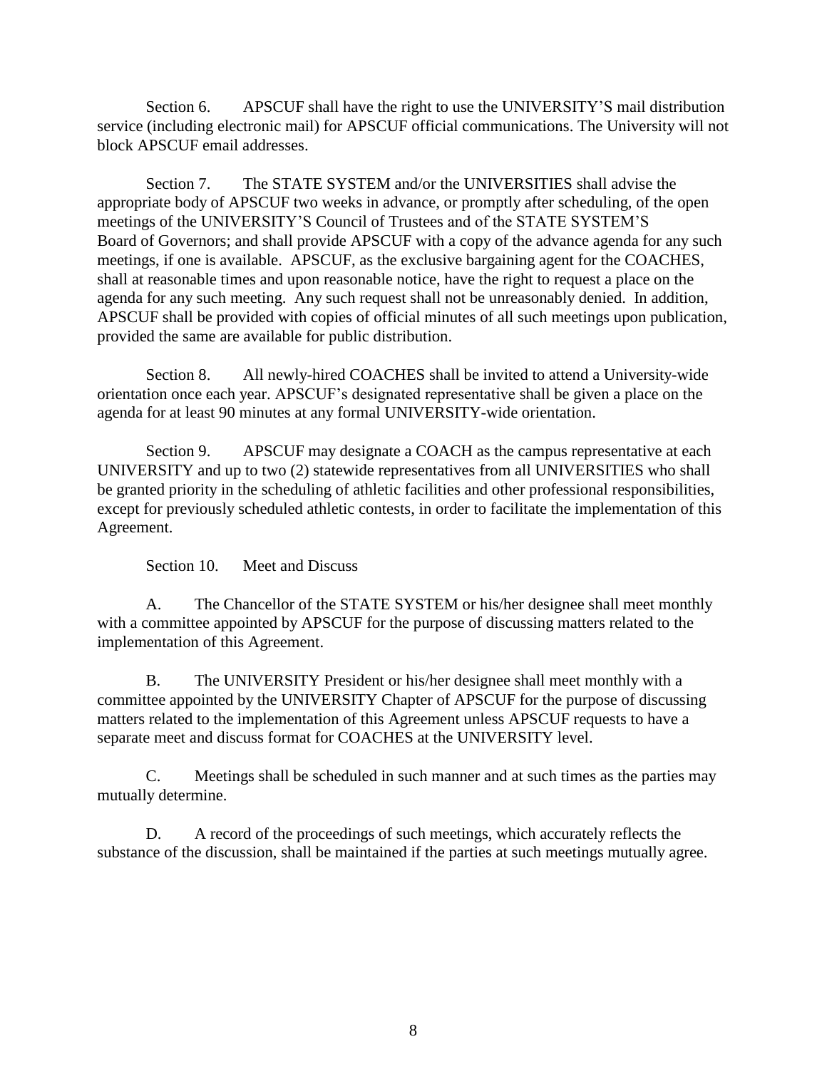Section 6. APSCUF shall have the right to use the UNIVERSITY'S mail distribution service (including electronic mail) for APSCUF official communications. The University will not block APSCUF email addresses.

Section 7. The STATE SYSTEM and/or the UNIVERSITIES shall advise the appropriate body of APSCUF two weeks in advance, or promptly after scheduling, of the open meetings of the UNIVERSITY'S Council of Trustees and of the STATE SYSTEM'S Board of Governors; and shall provide APSCUF with a copy of the advance agenda for any such meetings, if one is available. APSCUF, as the exclusive bargaining agent for the COACHES, shall at reasonable times and upon reasonable notice, have the right to request a place on the agenda for any such meeting. Any such request shall not be unreasonably denied. In addition, APSCUF shall be provided with copies of official minutes of all such meetings upon publication, provided the same are available for public distribution.

Section 8. All newly-hired COACHES shall be invited to attend a University-wide orientation once each year. APSCUF's designated representative shall be given a place on the agenda for at least 90 minutes at any formal UNIVERSITY-wide orientation.

Section 9. APSCUF may designate a COACH as the campus representative at each UNIVERSITY and up to two (2) statewide representatives from all UNIVERSITIES who shall be granted priority in the scheduling of athletic facilities and other professional responsibilities, except for previously scheduled athletic contests, in order to facilitate the implementation of this Agreement.

Section 10. Meet and Discuss

A. The Chancellor of the STATE SYSTEM or his/her designee shall meet monthly with a committee appointed by APSCUF for the purpose of discussing matters related to the implementation of this Agreement.

B. The UNIVERSITY President or his/her designee shall meet monthly with a committee appointed by the UNIVERSITY Chapter of APSCUF for the purpose of discussing matters related to the implementation of this Agreement unless APSCUF requests to have a separate meet and discuss format for COACHES at the UNIVERSITY level.

C. Meetings shall be scheduled in such manner and at such times as the parties may mutually determine.

D. A record of the proceedings of such meetings, which accurately reflects the substance of the discussion, shall be maintained if the parties at such meetings mutually agree.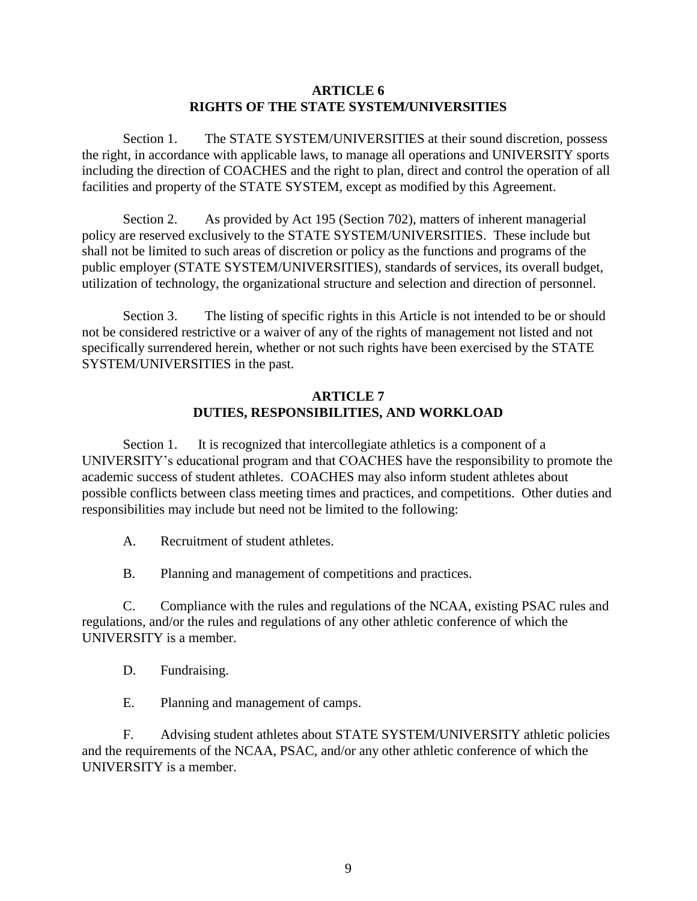## ARTICLE 6
## RIGHTS OF THE STATE SYSTEM/UNIVERSITIES

Section 1. The STATE SYSTEM/UNIVERSITIES at their sound discretion, possess the right, in accordance with applicable laws, to manage all operations and UNIVERSITY sports including the direction of COACHES and the right to plan, direct and control the operation of all facilities and property of the STATE SYSTEM, except as modified by this Agreement.

Section 2. As provided by Act 195 (Section 702), matters of inherent managerial policy are reserved exclusively to the STATE SYSTEM/UNIVERSITIES. These include but shall not be limited to such areas of discretion or policy as the functions and programs of the public employer (STATE SYSTEM/UNIVERSITIES), standards of services, its overall budget, utilization of technology, the organizational structure and selection and direction of personnel.

Section 3. The listing of specific rights in this Article is not intended to be or should not be considered restrictive or a waiver of any of the rights of management not listed and not specifically surrendered herein, whether or not such rights have been exercised by the STATE SYSTEM/UNIVERSITIES in the past.

## ARTICLE 7
## DUTIES, RESPONSIBILITIES, AND WORKLOAD

Section 1. It is recognized that intercollegiate athletics is a component of a UNIVERSITY's educational program and that COACHES have the responsibility to promote the academic success of student athletes. COACHES may also inform student athletes about possible conflicts between class meeting times and practices, and competitions. Other duties and responsibilities may include but need not be limited to the following:

A. Recruitment of student athletes.

B. Planning and management of competitions and practices.

C. Compliance with the rules and regulations of the NCAA, existing PSAC rules and regulations, and/or the rules and regulations of any other athletic conference of which the UNIVERSITY is a member.

D. Fundraising.

E. Planning and management of camps.

F. Advising student athletes about STATE SYSTEM/UNIVERSITY athletic policies and the requirements of the NCAA, PSAC, and/or any other athletic conference of which the UNIVERSITY is a member.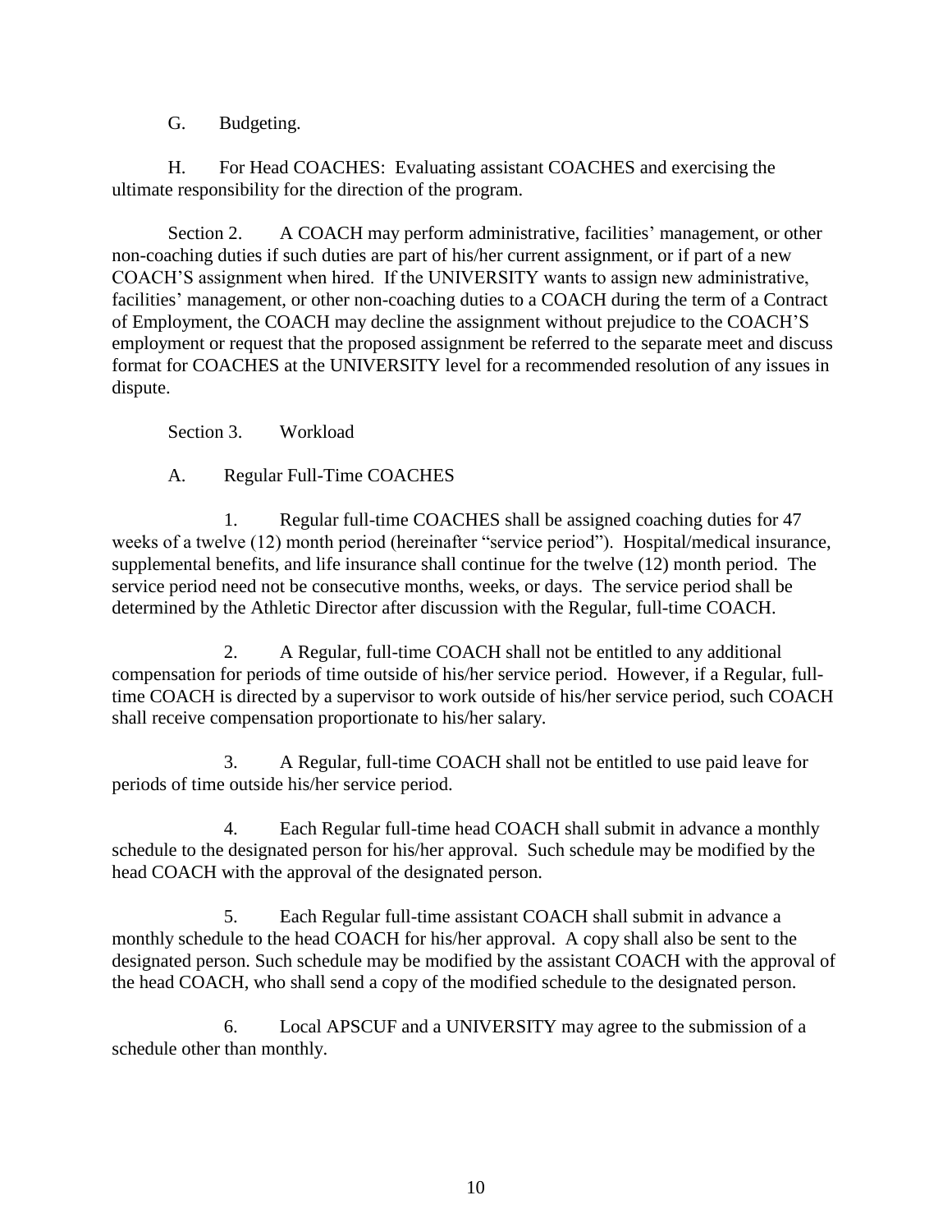G. Budgeting.

H. For Head COACHES: Evaluating assistant COACHES and exercising the ultimate responsibility for the direction of the program.

Section 2. A COACH may perform administrative, facilities' management, or other non-coaching duties if such duties are part of his/her current assignment, or if part of a new COACH'S assignment when hired. If the UNIVERSITY wants to assign new administrative, facilities' management, or other non-coaching duties to a COACH during the term of a Contract of Employment, the COACH may decline the assignment without prejudice to the COACH'S employment or request that the proposed assignment be referred to the separate meet and discuss format for COACHES at the UNIVERSITY level for a recommended resolution of any issues in dispute.

Section 3. Workload

A. Regular Full-Time COACHES

1. Regular full-time COACHES shall be assigned coaching duties for 47 weeks of a twelve (12) month period (hereinafter "service period"). Hospital/medical insurance, supplemental benefits, and life insurance shall continue for the twelve (12) month period. The service period need not be consecutive months, weeks, or days. The service period shall be determined by the Athletic Director after discussion with the Regular, full-time COACH.

2. A Regular, full-time COACH shall not be entitled to any additional compensation for periods of time outside of his/her service period. However, if a Regular, full-time COACH is directed by a supervisor to work outside of his/her service period, such COACH shall receive compensation proportionate to his/her salary.

3. A Regular, full-time COACH shall not be entitled to use paid leave for periods of time outside his/her service period.

4. Each Regular full-time head COACH shall submit in advance a monthly schedule to the designated person for his/her approval. Such schedule may be modified by the head COACH with the approval of the designated person.

5. Each Regular full-time assistant COACH shall submit in advance a monthly schedule to the head COACH for his/her approval. A copy shall also be sent to the designated person. Such schedule may be modified by the assistant COACH with the approval of the head COACH, who shall send a copy of the modified schedule to the designated person.

6. Local APSCUF and a UNIVERSITY may agree to the submission of a schedule other than monthly.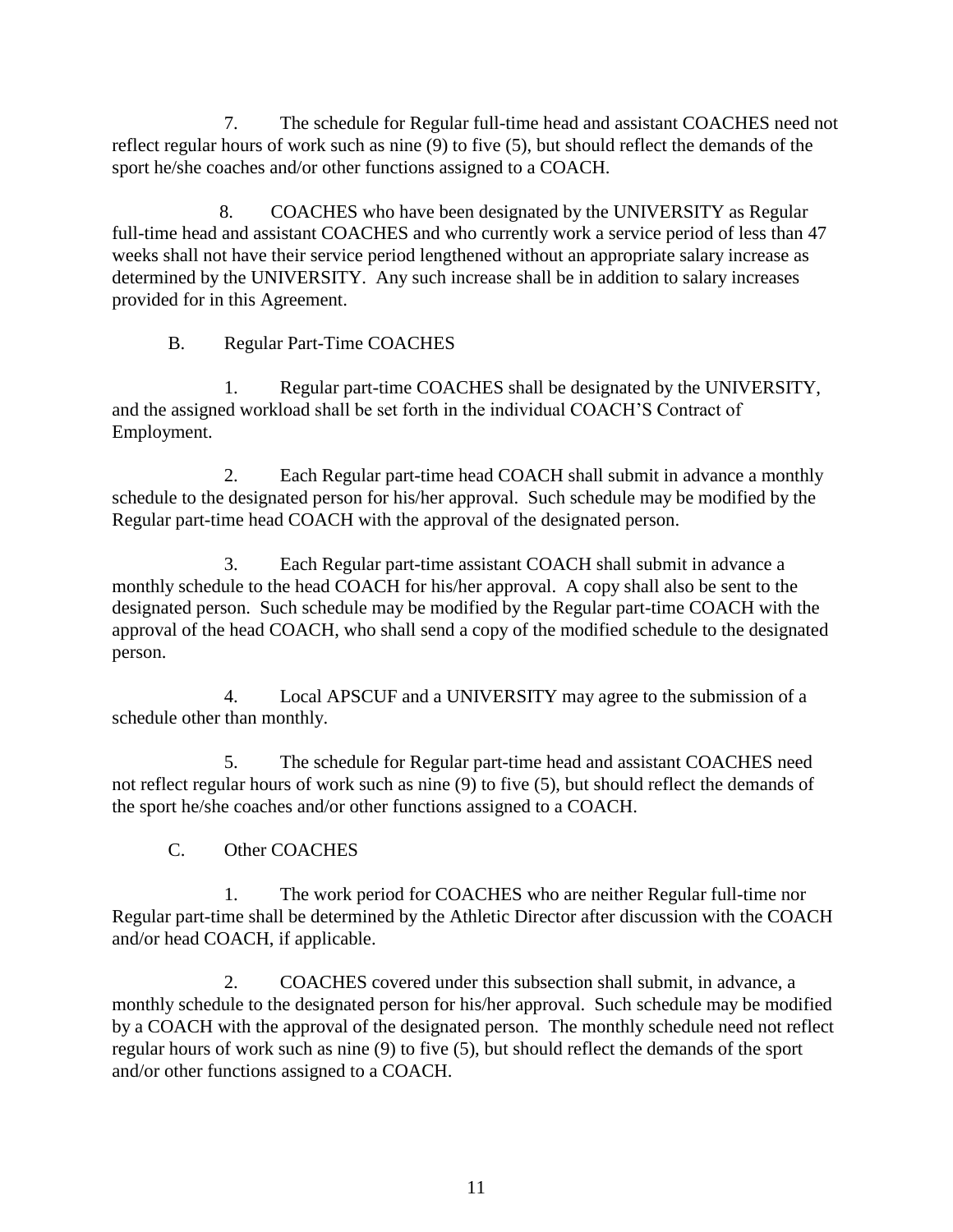7. The schedule for Regular full-time head and assistant COACHES need not reflect regular hours of work such as nine (9) to five (5), but should reflect the demands of the sport he/she coaches and/or other functions assigned to a COACH.

8. COACHES who have been designated by the UNIVERSITY as Regular full-time head and assistant COACHES and who currently work a service period of less than 47 weeks shall not have their service period lengthened without an appropriate salary increase as determined by the UNIVERSITY. Any such increase shall be in addition to salary increases provided for in this Agreement.

B. Regular Part-Time COACHES

1. Regular part-time COACHES shall be designated by the UNIVERSITY, and the assigned workload shall be set forth in the individual COACH'S Contract of Employment.

2. Each Regular part-time head COACH shall submit in advance a monthly schedule to the designated person for his/her approval. Such schedule may be modified by the Regular part-time head COACH with the approval of the designated person.

3. Each Regular part-time assistant COACH shall submit in advance a monthly schedule to the head COACH for his/her approval. A copy shall also be sent to the designated person. Such schedule may be modified by the Regular part-time COACH with the approval of the head COACH, who shall send a copy of the modified schedule to the designated person.

4. Local APSCUF and a UNIVERSITY may agree to the submission of a schedule other than monthly.

5. The schedule for Regular part-time head and assistant COACHES need not reflect regular hours of work such as nine (9) to five (5), but should reflect the demands of the sport he/she coaches and/or other functions assigned to a COACH.

C. Other COACHES

1. The work period for COACHES who are neither Regular full-time nor Regular part-time shall be determined by the Athletic Director after discussion with the COACH and/or head COACH, if applicable.

2. COACHES covered under this subsection shall submit, in advance, a monthly schedule to the designated person for his/her approval. Such schedule may be modified by a COACH with the approval of the designated person. The monthly schedule need not reflect regular hours of work such as nine (9) to five (5), but should reflect the demands of the sport and/or other functions assigned to a COACH.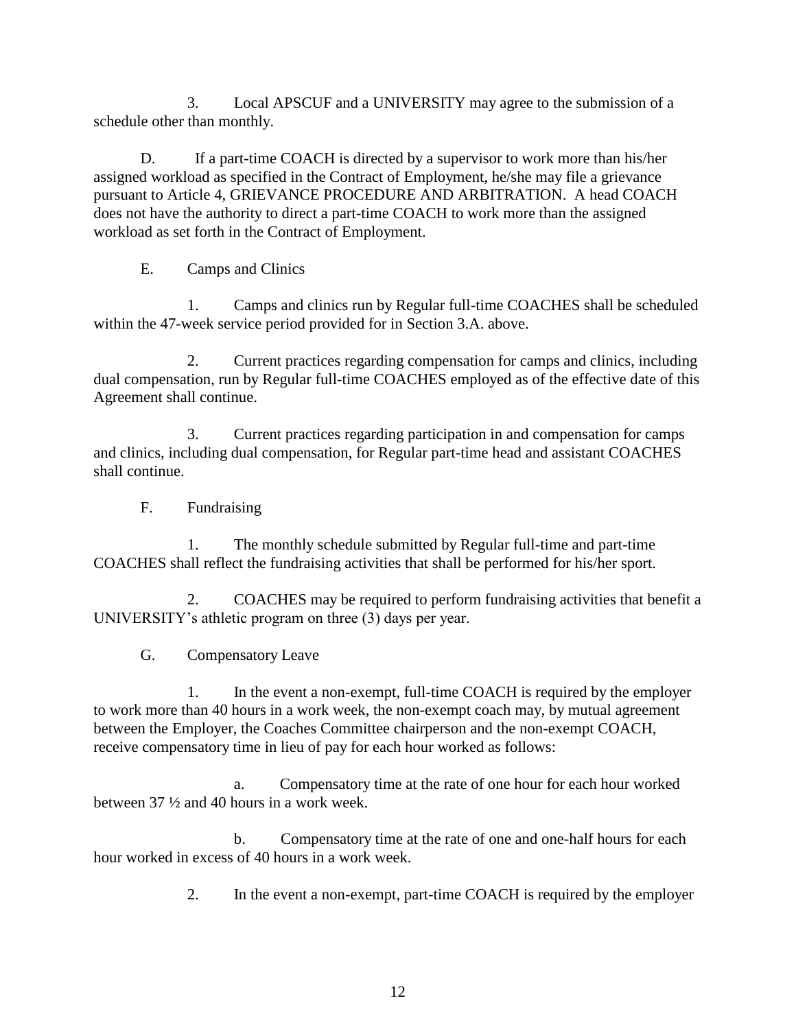3. Local APSCUF and a UNIVERSITY may agree to the submission of a schedule other than monthly.

D. If a part-time COACH is directed by a supervisor to work more than his/her assigned workload as specified in the Contract of Employment, he/she may file a grievance pursuant to Article 4, GRIEVANCE PROCEDURE AND ARBITRATION. A head COACH does not have the authority to direct a part-time COACH to work more than the assigned workload as set forth in the Contract of Employment.

E. Camps and Clinics

1. Camps and clinics run by Regular full-time COACHES shall be scheduled within the 47-week service period provided for in Section 3.A. above.

2. Current practices regarding compensation for camps and clinics, including dual compensation, run by Regular full-time COACHES employed as of the effective date of this Agreement shall continue.

3. Current practices regarding participation in and compensation for camps and clinics, including dual compensation, for Regular part-time head and assistant COACHES shall continue.

F. Fundraising

1. The monthly schedule submitted by Regular full-time and part-time COACHES shall reflect the fundraising activities that shall be performed for his/her sport.

2. COACHES may be required to perform fundraising activities that benefit a UNIVERSITY's athletic program on three (3) days per year.

G. Compensatory Leave

1. In the event a non-exempt, full-time COACH is required by the employer to work more than 40 hours in a work week, the non-exempt coach may, by mutual agreement between the Employer, the Coaches Committee chairperson and the non-exempt COACH, receive compensatory time in lieu of pay for each hour worked as follows:

a. Compensatory time at the rate of one hour for each hour worked between 37 ½ and 40 hours in a work week.

b. Compensatory time at the rate of one and one-half hours for each hour worked in excess of 40 hours in a work week.

2. In the event a non-exempt, part-time COACH is required by the employer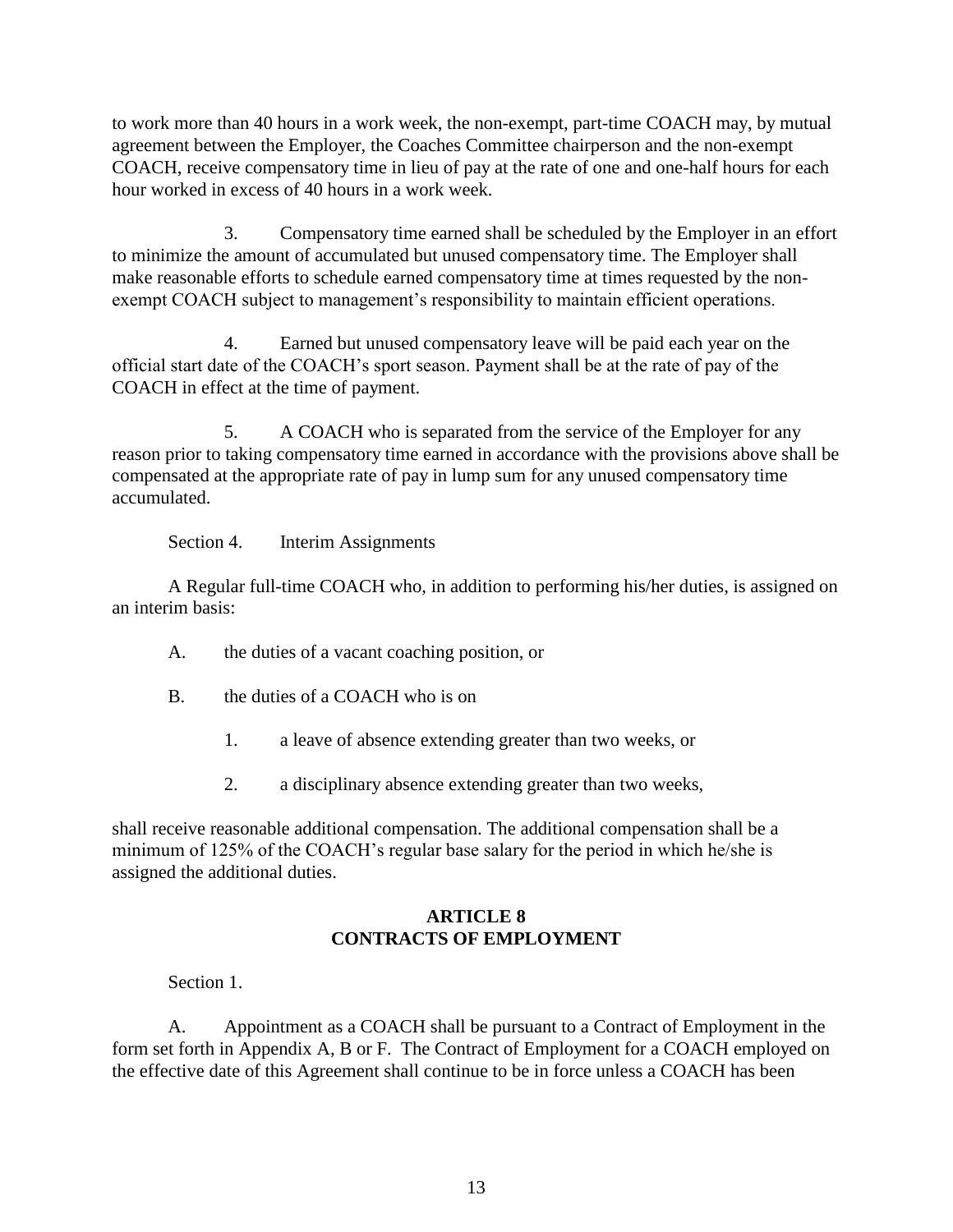to work more than 40 hours in a work week, the non-exempt, part-time COACH may, by mutual agreement between the Employer, the Coaches Committee chairperson and the non-exempt COACH, receive compensatory time in lieu of pay at the rate of one and one-half hours for each hour worked in excess of 40 hours in a work week.

3. Compensatory time earned shall be scheduled by the Employer in an effort to minimize the amount of accumulated but unused compensatory time. The Employer shall make reasonable efforts to schedule earned compensatory time at times requested by the non-exempt COACH subject to management's responsibility to maintain efficient operations.

4. Earned but unused compensatory leave will be paid each year on the official start date of the COACH's sport season. Payment shall be at the rate of pay of the COACH in effect at the time of payment.

5. A COACH who is separated from the service of the Employer for any reason prior to taking compensatory time earned in accordance with the provisions above shall be compensated at the appropriate rate of pay in lump sum for any unused compensatory time accumulated.

Section 4. Interim Assignments

A Regular full-time COACH who, in addition to performing his/her duties, is assigned on an interim basis:

A. the duties of a vacant coaching position, or

B. the duties of a COACH who is on

1. a leave of absence extending greater than two weeks, or

2. a disciplinary absence extending greater than two weeks,

shall receive reasonable additional compensation. The additional compensation shall be a minimum of 125% of the COACH's regular base salary for the period in which he/she is assigned the additional duties.

## ARTICLE 8
## CONTRACTS OF EMPLOYMENT

Section 1.

A. Appointment as a COACH shall be pursuant to a Contract of Employment in the form set forth in Appendix A, B or F. The Contract of Employment for a COACH employed on the effective date of this Agreement shall continue to be in force unless a COACH has been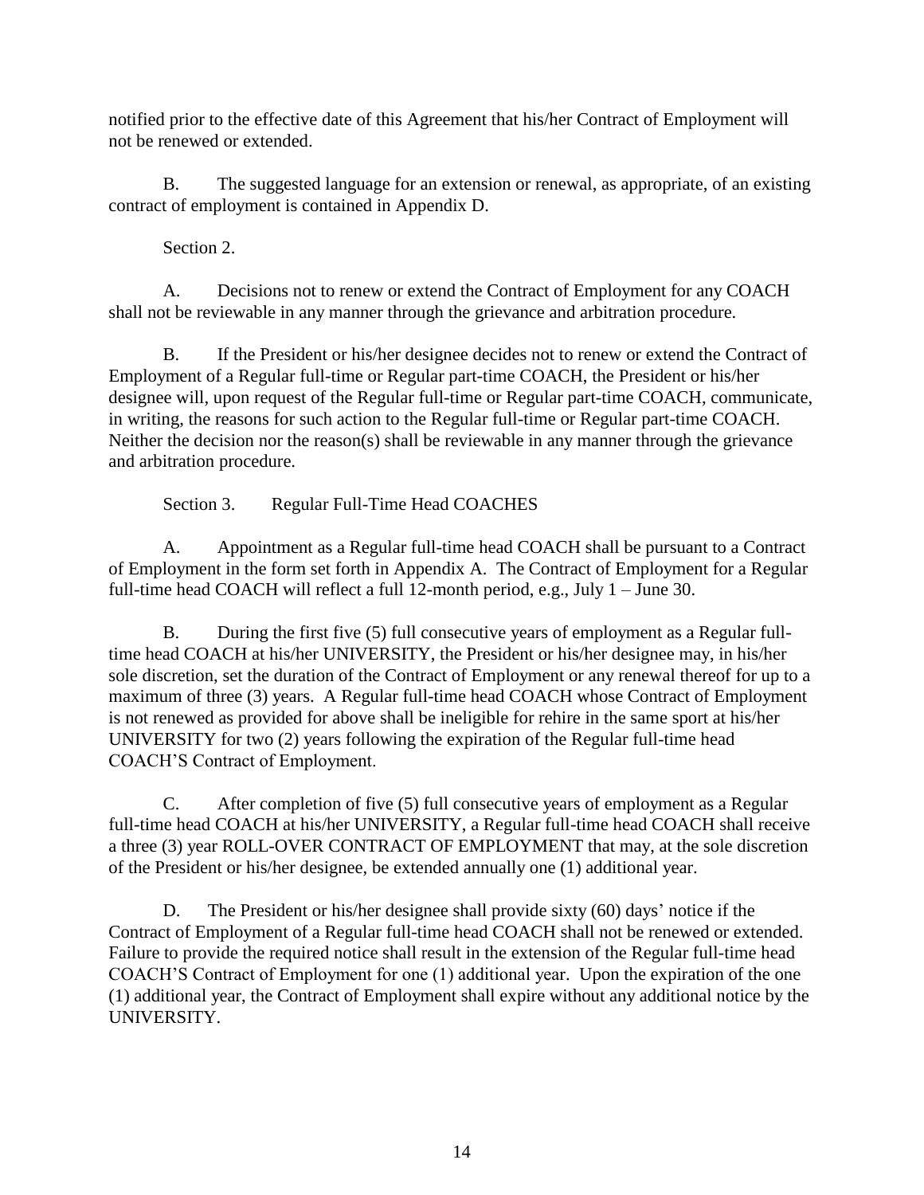notified prior to the effective date of this Agreement that his/her Contract of Employment will not be renewed or extended.

B. The suggested language for an extension or renewal, as appropriate, of an existing contract of employment is contained in Appendix D.

Section 2.

A. Decisions not to renew or extend the Contract of Employment for any COACH shall not be reviewable in any manner through the grievance and arbitration procedure.

B. If the President or his/her designee decides not to renew or extend the Contract of Employment of a Regular full-time or Regular part-time COACH, the President or his/her designee will, upon request of the Regular full-time or Regular part-time COACH, communicate, in writing, the reasons for such action to the Regular full-time or Regular part-time COACH. Neither the decision nor the reason(s) shall be reviewable in any manner through the grievance and arbitration procedure.

Section 3. Regular Full-Time Head COACHES

A. Appointment as a Regular full-time head COACH shall be pursuant to a Contract of Employment in the form set forth in Appendix A. The Contract of Employment for a Regular full-time head COACH will reflect a full 12-month period, e.g., July 1 – June 30.

B. During the first five (5) full consecutive years of employment as a Regular full-time head COACH at his/her UNIVERSITY, the President or his/her designee may, in his/her sole discretion, set the duration of the Contract of Employment or any renewal thereof for up to a maximum of three (3) years. A Regular full-time head COACH whose Contract of Employment is not renewed as provided for above shall be ineligible for rehire in the same sport at his/her UNIVERSITY for two (2) years following the expiration of the Regular full-time head COACH'S Contract of Employment.

C. After completion of five (5) full consecutive years of employment as a Regular full-time head COACH at his/her UNIVERSITY, a Regular full-time head COACH shall receive a three (3) year ROLL-OVER CONTRACT OF EMPLOYMENT that may, at the sole discretion of the President or his/her designee, be extended annually one (1) additional year.

D. The President or his/her designee shall provide sixty (60) days' notice if the Contract of Employment of a Regular full-time head COACH shall not be renewed or extended. Failure to provide the required notice shall result in the extension of the Regular full-time head COACH'S Contract of Employment for one (1) additional year. Upon the expiration of the one (1) additional year, the Contract of Employment shall expire without any additional notice by the UNIVERSITY.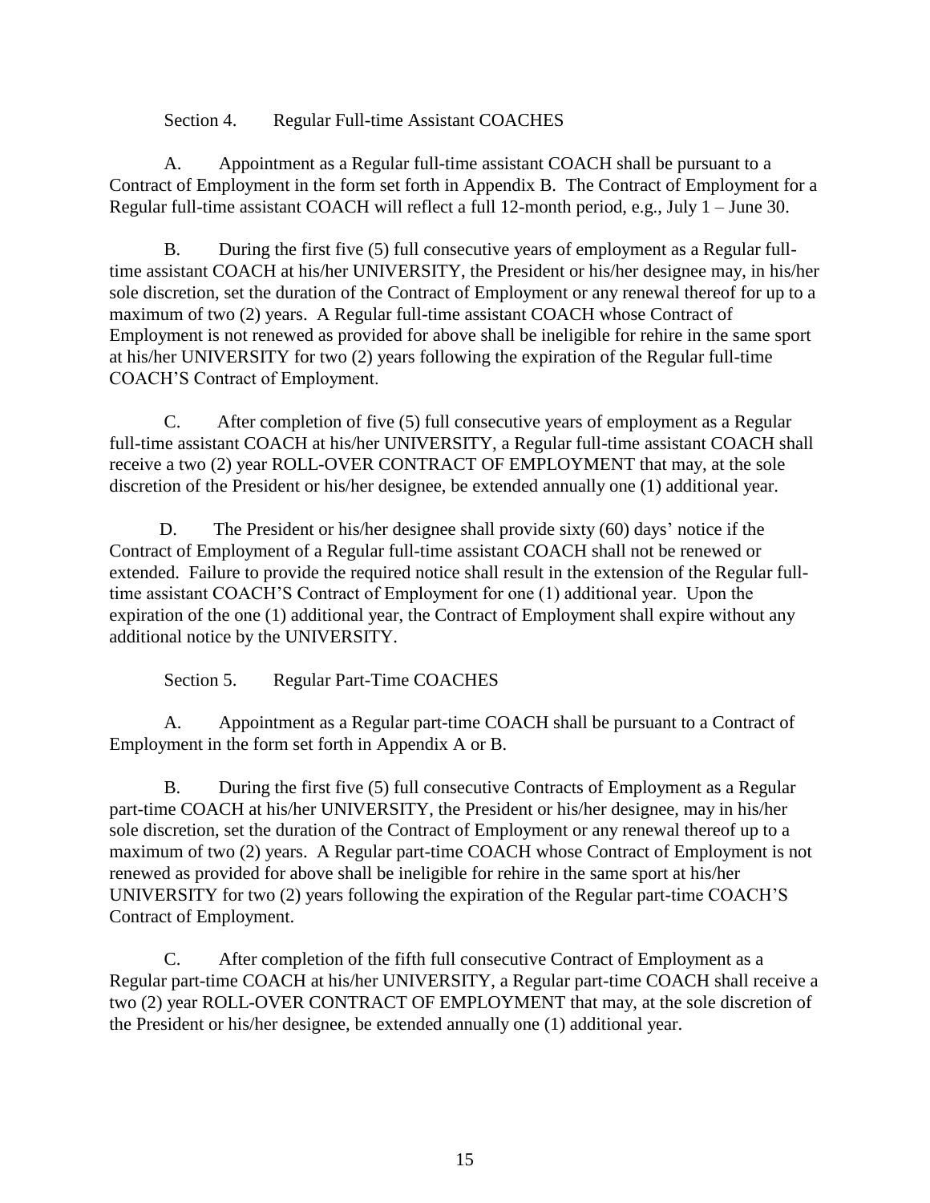Section 4. Regular Full-time Assistant COACHES

A. Appointment as a Regular full-time assistant COACH shall be pursuant to a Contract of Employment in the form set forth in Appendix B. The Contract of Employment for a Regular full-time assistant COACH will reflect a full 12-month period, e.g., July 1 – June 30.

B. During the first five (5) full consecutive years of employment as a Regular full-time assistant COACH at his/her UNIVERSITY, the President or his/her designee may, in his/her sole discretion, set the duration of the Contract of Employment or any renewal thereof for up to a maximum of two (2) years. A Regular full-time assistant COACH whose Contract of Employment is not renewed as provided for above shall be ineligible for rehire in the same sport at his/her UNIVERSITY for two (2) years following the expiration of the Regular full-time COACH'S Contract of Employment.

C. After completion of five (5) full consecutive years of employment as a Regular full-time assistant COACH at his/her UNIVERSITY, a Regular full-time assistant COACH shall receive a two (2) year ROLL-OVER CONTRACT OF EMPLOYMENT that may, at the sole discretion of the President or his/her designee, be extended annually one (1) additional year.

D. The President or his/her designee shall provide sixty (60) days' notice if the Contract of Employment of a Regular full-time assistant COACH shall not be renewed or extended. Failure to provide the required notice shall result in the extension of the Regular full-time assistant COACH'S Contract of Employment for one (1) additional year. Upon the expiration of the one (1) additional year, the Contract of Employment shall expire without any additional notice by the UNIVERSITY.

Section 5. Regular Part-Time COACHES

A. Appointment as a Regular part-time COACH shall be pursuant to a Contract of Employment in the form set forth in Appendix A or B.

B. During the first five (5) full consecutive Contracts of Employment as a Regular part-time COACH at his/her UNIVERSITY, the President or his/her designee, may in his/her sole discretion, set the duration of the Contract of Employment or any renewal thereof up to a maximum of two (2) years. A Regular part-time COACH whose Contract of Employment is not renewed as provided for above shall be ineligible for rehire in the same sport at his/her UNIVERSITY for two (2) years following the expiration of the Regular part-time COACH'S Contract of Employment.

C. After completion of the fifth full consecutive Contract of Employment as a Regular part-time COACH at his/her UNIVERSITY, a Regular part-time COACH shall receive a two (2) year ROLL-OVER CONTRACT OF EMPLOYMENT that may, at the sole discretion of the President or his/her designee, be extended annually one (1) additional year.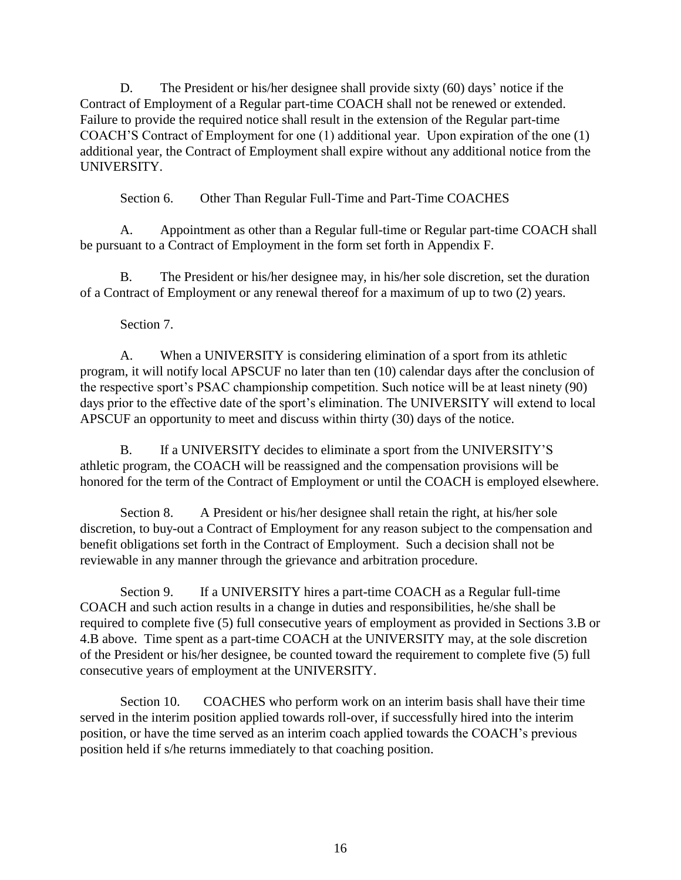D. The President or his/her designee shall provide sixty (60) days' notice if the Contract of Employment of a Regular part-time COACH shall not be renewed or extended. Failure to provide the required notice shall result in the extension of the Regular part-time COACH'S Contract of Employment for one (1) additional year. Upon expiration of the one (1) additional year, the Contract of Employment shall expire without any additional notice from the UNIVERSITY.

Section 6. Other Than Regular Full-Time and Part-Time COACHES

A. Appointment as other than a Regular full-time or Regular part-time COACH shall be pursuant to a Contract of Employment in the form set forth in Appendix F.

B. The President or his/her designee may, in his/her sole discretion, set the duration of a Contract of Employment or any renewal thereof for a maximum of up to two (2) years.

Section 7.

A. When a UNIVERSITY is considering elimination of a sport from its athletic program, it will notify local APSCUF no later than ten (10) calendar days after the conclusion of the respective sport's PSAC championship competition. Such notice will be at least ninety (90) days prior to the effective date of the sport's elimination. The UNIVERSITY will extend to local APSCUF an opportunity to meet and discuss within thirty (30) days of the notice.

B. If a UNIVERSITY decides to eliminate a sport from the UNIVERSITY'S athletic program, the COACH will be reassigned and the compensation provisions will be honored for the term of the Contract of Employment or until the COACH is employed elsewhere.

Section 8. A President or his/her designee shall retain the right, at his/her sole discretion, to buy-out a Contract of Employment for any reason subject to the compensation and benefit obligations set forth in the Contract of Employment. Such a decision shall not be reviewable in any manner through the grievance and arbitration procedure.

Section 9. If a UNIVERSITY hires a part-time COACH as a Regular full-time COACH and such action results in a change in duties and responsibilities, he/she shall be required to complete five (5) full consecutive years of employment as provided in Sections 3.B or 4.B above. Time spent as a part-time COACH at the UNIVERSITY may, at the sole discretion of the President or his/her designee, be counted toward the requirement to complete five (5) full consecutive years of employment at the UNIVERSITY.

Section 10. COACHES who perform work on an interim basis shall have their time served in the interim position applied towards roll-over, if successfully hired into the interim position, or have the time served as an interim coach applied towards the COACH's previous position held if s/he returns immediately to that coaching position.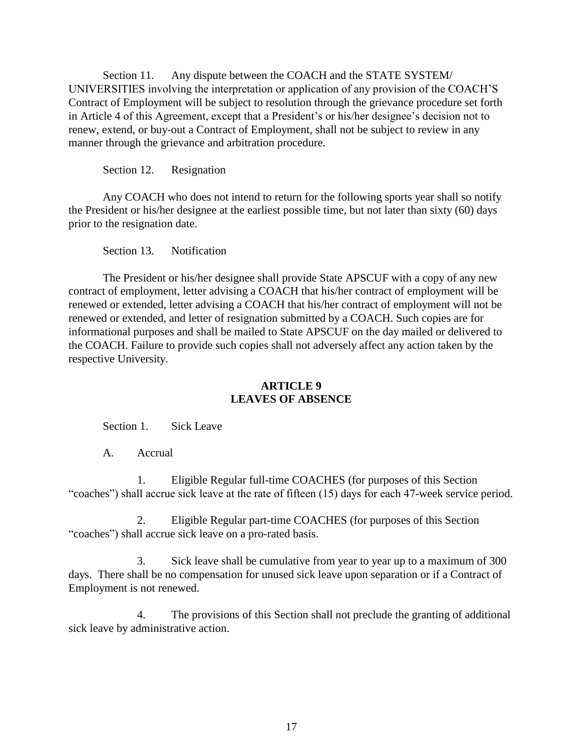Section 11. Any dispute between the COACH and the STATE SYSTEM/ UNIVERSITIES involving the interpretation or application of any provision of the COACH'S Contract of Employment will be subject to resolution through the grievance procedure set forth in Article 4 of this Agreement, except that a President's or his/her designee's decision not to renew, extend, or buy-out a Contract of Employment, shall not be subject to review in any manner through the grievance and arbitration procedure.

Section 12. Resignation

Any COACH who does not intend to return for the following sports year shall so notify the President or his/her designee at the earliest possible time, but not later than sixty (60) days prior to the resignation date.

Section 13. Notification

The President or his/her designee shall provide State APSCUF with a copy of any new contract of employment, letter advising a COACH that his/her contract of employment will be renewed or extended, letter advising a COACH that his/her contract of employment will not be renewed or extended, and letter of resignation submitted by a COACH. Such copies are for informational purposes and shall be mailed to State APSCUF on the day mailed or delivered to the COACH. Failure to provide such copies shall not adversely affect any action taken by the respective University.

## ARTICLE 9
## LEAVES OF ABSENCE

Section 1. Sick Leave

A. Accrual

1. Eligible Regular full-time COACHES (for purposes of this Section "coaches") shall accrue sick leave at the rate of fifteen (15) days for each 47-week service period.

2. Eligible Regular part-time COACHES (for purposes of this Section "coaches") shall accrue sick leave on a pro-rated basis.

3. Sick leave shall be cumulative from year to year up to a maximum of 300 days. There shall be no compensation for unused sick leave upon separation or if a Contract of Employment is not renewed.

4. The provisions of this Section shall not preclude the granting of additional sick leave by administrative action.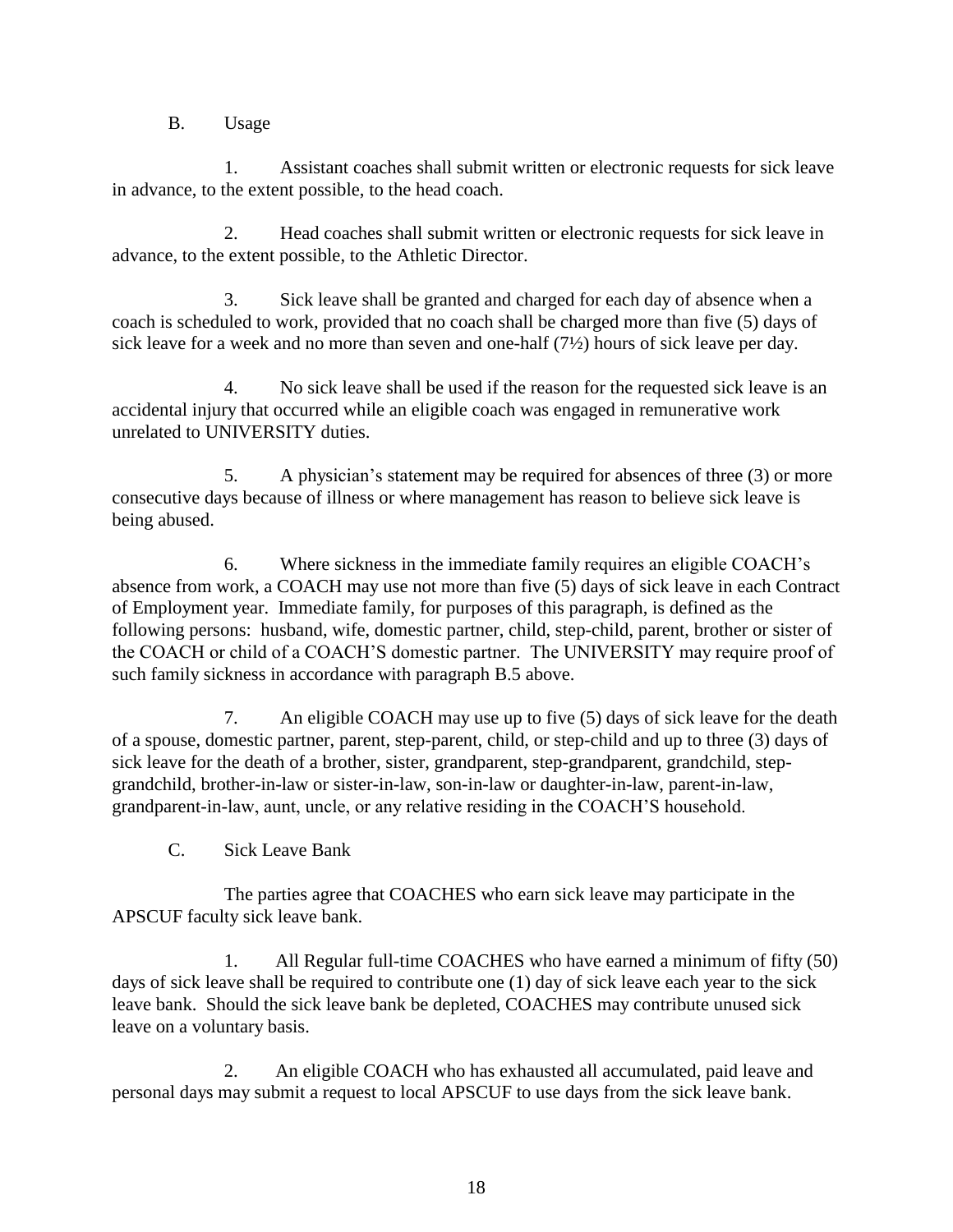B. Usage

1. Assistant coaches shall submit written or electronic requests for sick leave in advance, to the extent possible, to the head coach.

2. Head coaches shall submit written or electronic requests for sick leave in advance, to the extent possible, to the Athletic Director.

3. Sick leave shall be granted and charged for each day of absence when a coach is scheduled to work, provided that no coach shall be charged more than five (5) days of sick leave for a week and no more than seven and one-half (7½) hours of sick leave per day.

4. No sick leave shall be used if the reason for the requested sick leave is an accidental injury that occurred while an eligible coach was engaged in remunerative work unrelated to UNIVERSITY duties.

5. A physician's statement may be required for absences of three (3) or more consecutive days because of illness or where management has reason to believe sick leave is being abused.

6. Where sickness in the immediate family requires an eligible COACH's absence from work, a COACH may use not more than five (5) days of sick leave in each Contract of Employment year. Immediate family, for purposes of this paragraph, is defined as the following persons: husband, wife, domestic partner, child, step-child, parent, brother or sister of the COACH or child of a COACH'S domestic partner. The UNIVERSITY may require proof of such family sickness in accordance with paragraph B.5 above.

7. An eligible COACH may use up to five (5) days of sick leave for the death of a spouse, domestic partner, parent, step-parent, child, or step-child and up to three (3) days of sick leave for the death of a brother, sister, grandparent, step-grandparent, grandchild, step-grandchild, brother-in-law or sister-in-law, son-in-law or daughter-in-law, parent-in-law, grandparent-in-law, aunt, uncle, or any relative residing in the COACH'S household.

C. Sick Leave Bank

The parties agree that COACHES who earn sick leave may participate in the APSCUF faculty sick leave bank.

1. All Regular full-time COACHES who have earned a minimum of fifty (50) days of sick leave shall be required to contribute one (1) day of sick leave each year to the sick leave bank. Should the sick leave bank be depleted, COACHES may contribute unused sick leave on a voluntary basis.

2. An eligible COACH who has exhausted all accumulated, paid leave and personal days may submit a request to local APSCUF to use days from the sick leave bank.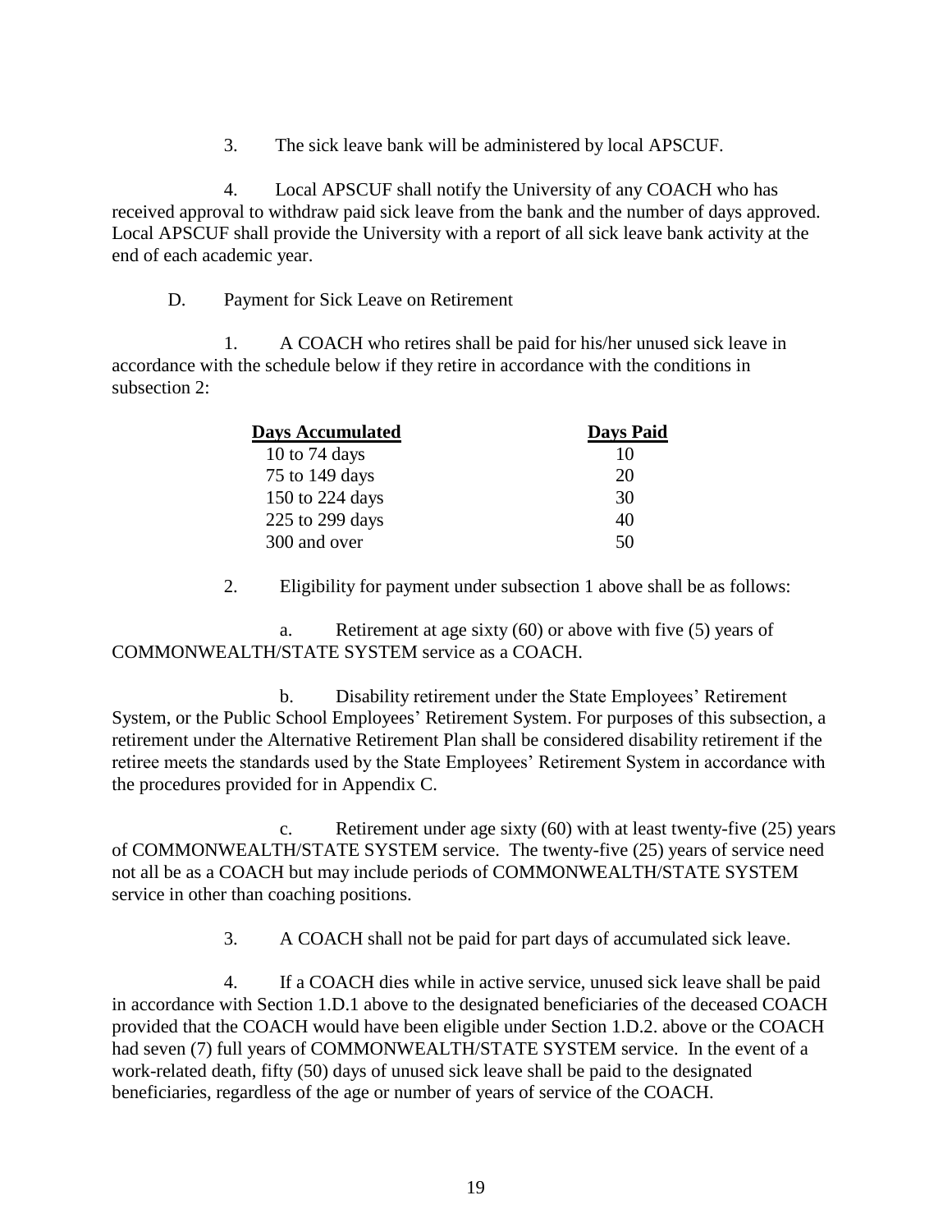3. The sick leave bank will be administered by local APSCUF.

4. Local APSCUF shall notify the University of any COACH who has received approval to withdraw paid sick leave from the bank and the number of days approved. Local APSCUF shall provide the University with a report of all sick leave bank activity at the end of each academic year.

D. Payment for Sick Leave on Retirement

1. A COACH who retires shall be paid for his/her unused sick leave in accordance with the schedule below if they retire in accordance with the conditions in subsection 2:

| Days Accumulated | Days Paid |
|---|---|
| 10 to 74 days | 10 |
| 75 to 149 days | 20 |
| 150 to 224 days | 30 |
| 225 to 299 days | 40 |
| 300 and over | 50 |

2. Eligibility for payment under subsection 1 above shall be as follows:

a. Retirement at age sixty (60) or above with five (5) years of COMMONWEALTH/STATE SYSTEM service as a COACH.

b. Disability retirement under the State Employees' Retirement System, or the Public School Employees' Retirement System. For purposes of this subsection, a retirement under the Alternative Retirement Plan shall be considered disability retirement if the retiree meets the standards used by the State Employees' Retirement System in accordance with the procedures provided for in Appendix C.

c. Retirement under age sixty (60) with at least twenty-five (25) years of COMMONWEALTH/STATE SYSTEM service. The twenty-five (25) years of service need not all be as a COACH but may include periods of COMMONWEALTH/STATE SYSTEM service in other than coaching positions.

3. A COACH shall not be paid for part days of accumulated sick leave.

4. If a COACH dies while in active service, unused sick leave shall be paid in accordance with Section 1.D.1 above to the designated beneficiaries of the deceased COACH provided that the COACH would have been eligible under Section 1.D.2. above or the COACH had seven (7) full years of COMMONWEALTH/STATE SYSTEM service. In the event of a work-related death, fifty (50) days of unused sick leave shall be paid to the designated beneficiaries, regardless of the age or number of years of service of the COACH.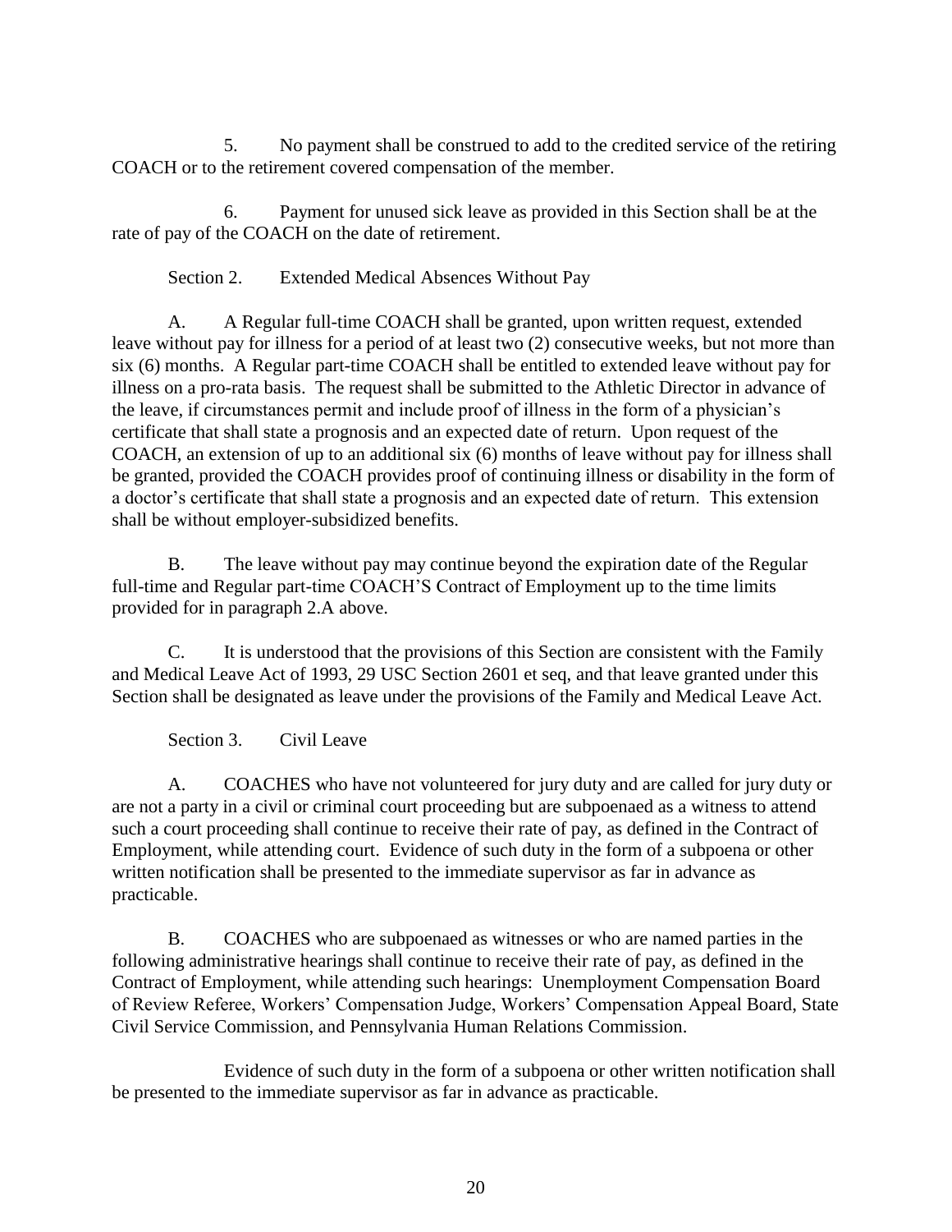5. No payment shall be construed to add to the credited service of the retiring COACH or to the retirement covered compensation of the member.

6. Payment for unused sick leave as provided in this Section shall be at the rate of pay of the COACH on the date of retirement.

Section 2. Extended Medical Absences Without Pay

A. A Regular full-time COACH shall be granted, upon written request, extended leave without pay for illness for a period of at least two (2) consecutive weeks, but not more than six (6) months. A Regular part-time COACH shall be entitled to extended leave without pay for illness on a pro-rata basis. The request shall be submitted to the Athletic Director in advance of the leave, if circumstances permit and include proof of illness in the form of a physician's certificate that shall state a prognosis and an expected date of return. Upon request of the COACH, an extension of up to an additional six (6) months of leave without pay for illness shall be granted, provided the COACH provides proof of continuing illness or disability in the form of a doctor's certificate that shall state a prognosis and an expected date of return. This extension shall be without employer-subsidized benefits.

B. The leave without pay may continue beyond the expiration date of the Regular full-time and Regular part-time COACH'S Contract of Employment up to the time limits provided for in paragraph 2.A above.

C. It is understood that the provisions of this Section are consistent with the Family and Medical Leave Act of 1993, 29 USC Section 2601 et seq, and that leave granted under this Section shall be designated as leave under the provisions of the Family and Medical Leave Act.

Section 3. Civil Leave

A. COACHES who have not volunteered for jury duty and are called for jury duty or are not a party in a civil or criminal court proceeding but are subpoenaed as a witness to attend such a court proceeding shall continue to receive their rate of pay, as defined in the Contract of Employment, while attending court. Evidence of such duty in the form of a subpoena or other written notification shall be presented to the immediate supervisor as far in advance as practicable.

B. COACHES who are subpoenaed as witnesses or who are named parties in the following administrative hearings shall continue to receive their rate of pay, as defined in the Contract of Employment, while attending such hearings: Unemployment Compensation Board of Review Referee, Workers' Compensation Judge, Workers' Compensation Appeal Board, State Civil Service Commission, and Pennsylvania Human Relations Commission.

Evidence of such duty in the form of a subpoena or other written notification shall be presented to the immediate supervisor as far in advance as practicable.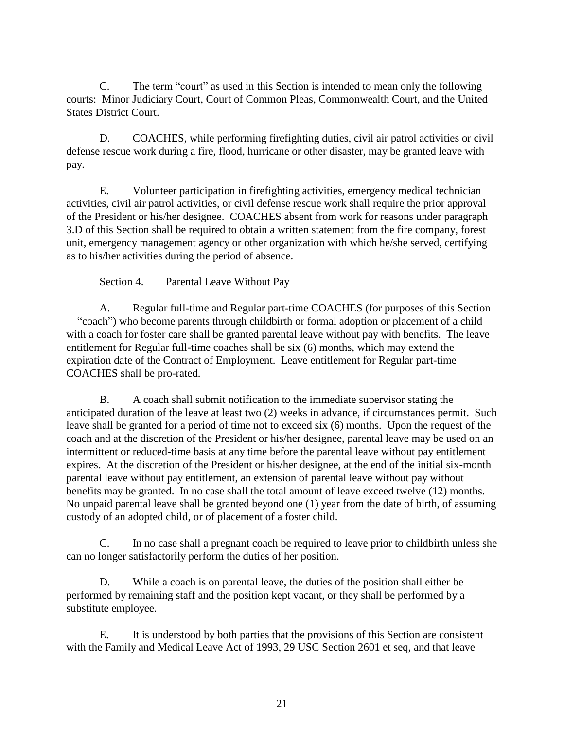C. The term "court" as used in this Section is intended to mean only the following courts: Minor Judiciary Court, Court of Common Pleas, Commonwealth Court, and the United States District Court.

D. COACHES, while performing firefighting duties, civil air patrol activities or civil defense rescue work during a fire, flood, hurricane or other disaster, may be granted leave with pay.

E. Volunteer participation in firefighting activities, emergency medical technician activities, civil air patrol activities, or civil defense rescue work shall require the prior approval of the President or his/her designee. COACHES absent from work for reasons under paragraph 3.D of this Section shall be required to obtain a written statement from the fire company, forest unit, emergency management agency or other organization with which he/she served, certifying as to his/her activities during the period of absence.

Section 4. Parental Leave Without Pay

A. Regular full-time and Regular part-time COACHES (for purposes of this Section – "coach") who become parents through childbirth or formal adoption or placement of a child with a coach for foster care shall be granted parental leave without pay with benefits. The leave entitlement for Regular full-time coaches shall be six (6) months, which may extend the expiration date of the Contract of Employment. Leave entitlement for Regular part-time COACHES shall be pro-rated.

B. A coach shall submit notification to the immediate supervisor stating the anticipated duration of the leave at least two (2) weeks in advance, if circumstances permit. Such leave shall be granted for a period of time not to exceed six (6) months. Upon the request of the coach and at the discretion of the President or his/her designee, parental leave may be used on an intermittent or reduced-time basis at any time before the parental leave without pay entitlement expires. At the discretion of the President or his/her designee, at the end of the initial six-month parental leave without pay entitlement, an extension of parental leave without pay without benefits may be granted. In no case shall the total amount of leave exceed twelve (12) months. No unpaid parental leave shall be granted beyond one (1) year from the date of birth, of assuming custody of an adopted child, or of placement of a foster child.

C. In no case shall a pregnant coach be required to leave prior to childbirth unless she can no longer satisfactorily perform the duties of her position.

D. While a coach is on parental leave, the duties of the position shall either be performed by remaining staff and the position kept vacant, or they shall be performed by a substitute employee.

E. It is understood by both parties that the provisions of this Section are consistent with the Family and Medical Leave Act of 1993, 29 USC Section 2601 et seq, and that leave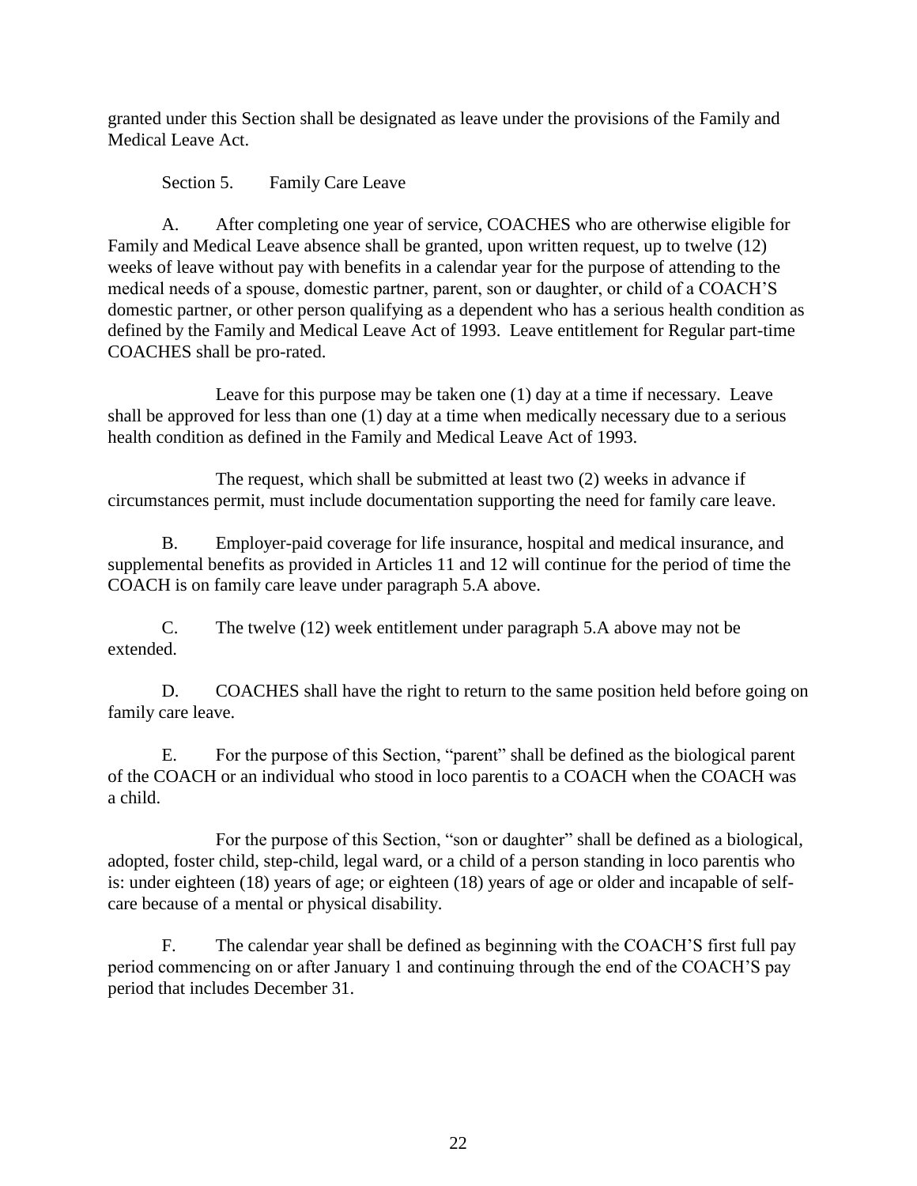granted under this Section shall be designated as leave under the provisions of the Family and Medical Leave Act.

Section 5. Family Care Leave

A. After completing one year of service, COACHES who are otherwise eligible for Family and Medical Leave absence shall be granted, upon written request, up to twelve (12) weeks of leave without pay with benefits in a calendar year for the purpose of attending to the medical needs of a spouse, domestic partner, parent, son or daughter, or child of a COACH'S domestic partner, or other person qualifying as a dependent who has a serious health condition as defined by the Family and Medical Leave Act of 1993. Leave entitlement for Regular part-time COACHES shall be pro-rated.

Leave for this purpose may be taken one (1) day at a time if necessary. Leave shall be approved for less than one (1) day at a time when medically necessary due to a serious health condition as defined in the Family and Medical Leave Act of 1993.

The request, which shall be submitted at least two (2) weeks in advance if circumstances permit, must include documentation supporting the need for family care leave.

B. Employer-paid coverage for life insurance, hospital and medical insurance, and supplemental benefits as provided in Articles 11 and 12 will continue for the period of time the COACH is on family care leave under paragraph 5.A above.

C. The twelve (12) week entitlement under paragraph 5.A above may not be extended.

D. COACHES shall have the right to return to the same position held before going on family care leave.

E. For the purpose of this Section, "parent" shall be defined as the biological parent of the COACH or an individual who stood in loco parentis to a COACH when the COACH was a child.

For the purpose of this Section, "son or daughter" shall be defined as a biological, adopted, foster child, step-child, legal ward, or a child of a person standing in loco parentis who is: under eighteen (18) years of age; or eighteen (18) years of age or older and incapable of self-care because of a mental or physical disability.

F. The calendar year shall be defined as beginning with the COACH'S first full pay period commencing on or after January 1 and continuing through the end of the COACH'S pay period that includes December 31.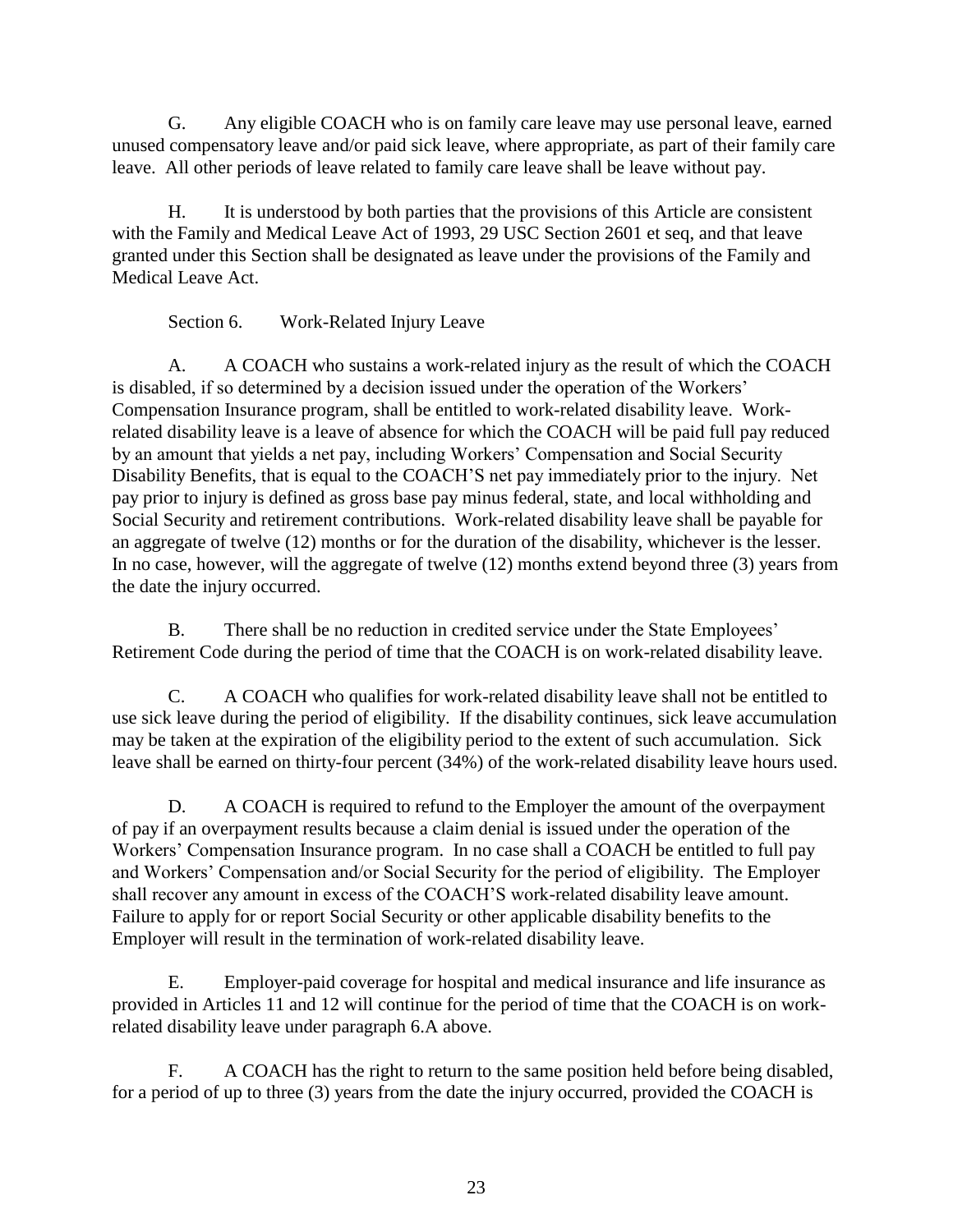G. Any eligible COACH who is on family care leave may use personal leave, earned unused compensatory leave and/or paid sick leave, where appropriate, as part of their family care leave. All other periods of leave related to family care leave shall be leave without pay.

H. It is understood by both parties that the provisions of this Article are consistent with the Family and Medical Leave Act of 1993, 29 USC Section 2601 et seq, and that leave granted under this Section shall be designated as leave under the provisions of the Family and Medical Leave Act.

Section 6. Work-Related Injury Leave

A. A COACH who sustains a work-related injury as the result of which the COACH is disabled, if so determined by a decision issued under the operation of the Workers' Compensation Insurance program, shall be entitled to work-related disability leave. Work-related disability leave is a leave of absence for which the COACH will be paid full pay reduced by an amount that yields a net pay, including Workers' Compensation and Social Security Disability Benefits, that is equal to the COACH'S net pay immediately prior to the injury. Net pay prior to injury is defined as gross base pay minus federal, state, and local withholding and Social Security and retirement contributions. Work-related disability leave shall be payable for an aggregate of twelve (12) months or for the duration of the disability, whichever is the lesser. In no case, however, will the aggregate of twelve (12) months extend beyond three (3) years from the date the injury occurred.

B. There shall be no reduction in credited service under the State Employees' Retirement Code during the period of time that the COACH is on work-related disability leave.

C. A COACH who qualifies for work-related disability leave shall not be entitled to use sick leave during the period of eligibility. If the disability continues, sick leave accumulation may be taken at the expiration of the eligibility period to the extent of such accumulation. Sick leave shall be earned on thirty-four percent (34%) of the work-related disability leave hours used.

D. A COACH is required to refund to the Employer the amount of the overpayment of pay if an overpayment results because a claim denial is issued under the operation of the Workers' Compensation Insurance program. In no case shall a COACH be entitled to full pay and Workers' Compensation and/or Social Security for the period of eligibility. The Employer shall recover any amount in excess of the COACH'S work-related disability leave amount. Failure to apply for or report Social Security or other applicable disability benefits to the Employer will result in the termination of work-related disability leave.

E. Employer-paid coverage for hospital and medical insurance and life insurance as provided in Articles 11 and 12 will continue for the period of time that the COACH is on work-related disability leave under paragraph 6.A above.

F. A COACH has the right to return to the same position held before being disabled, for a period of up to three (3) years from the date the injury occurred, provided the COACH is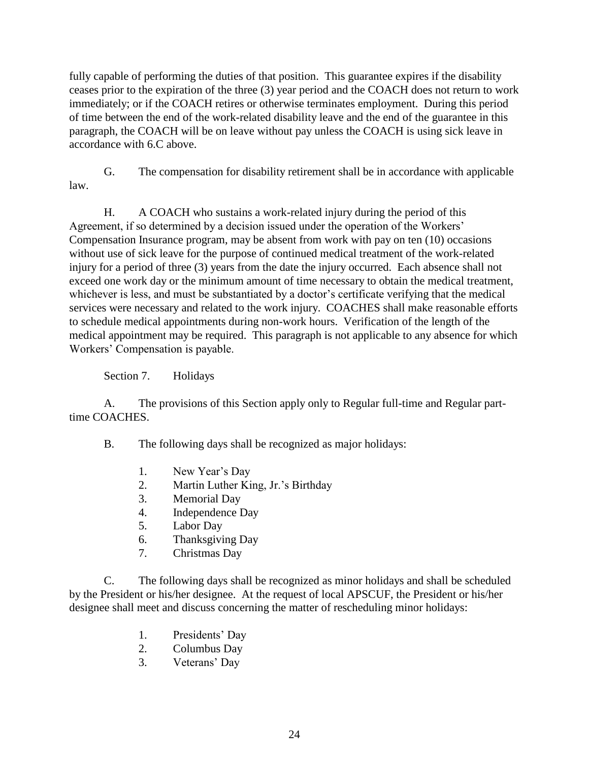fully capable of performing the duties of that position. This guarantee expires if the disability ceases prior to the expiration of the three (3) year period and the COACH does not return to work immediately; or if the COACH retires or otherwise terminates employment. During this period of time between the end of the work-related disability leave and the end of the guarantee in this paragraph, the COACH will be on leave without pay unless the COACH is using sick leave in accordance with 6.C above.

G. The compensation for disability retirement shall be in accordance with applicable law.

H. A COACH who sustains a work-related injury during the period of this Agreement, if so determined by a decision issued under the operation of the Workers' Compensation Insurance program, may be absent from work with pay on ten (10) occasions without use of sick leave for the purpose of continued medical treatment of the work-related injury for a period of three (3) years from the date the injury occurred. Each absence shall not exceed one work day or the minimum amount of time necessary to obtain the medical treatment, whichever is less, and must be substantiated by a doctor's certificate verifying that the medical services were necessary and related to the work injury. COACHES shall make reasonable efforts to schedule medical appointments during non-work hours. Verification of the length of the medical appointment may be required. This paragraph is not applicable to any absence for which Workers' Compensation is payable.

Section 7. Holidays

A. The provisions of this Section apply only to Regular full-time and Regular part-time COACHES.

B. The following days shall be recognized as major holidays:

1. New Year's Day
2. Martin Luther King, Jr.'s Birthday
3. Memorial Day
4. Independence Day
5. Labor Day
6. Thanksgiving Day
7. Christmas Day

C. The following days shall be recognized as minor holidays and shall be scheduled by the President or his/her designee. At the request of local APSCUF, the President or his/her designee shall meet and discuss concerning the matter of rescheduling minor holidays:

1. Presidents' Day
2. Columbus Day
3. Veterans' Day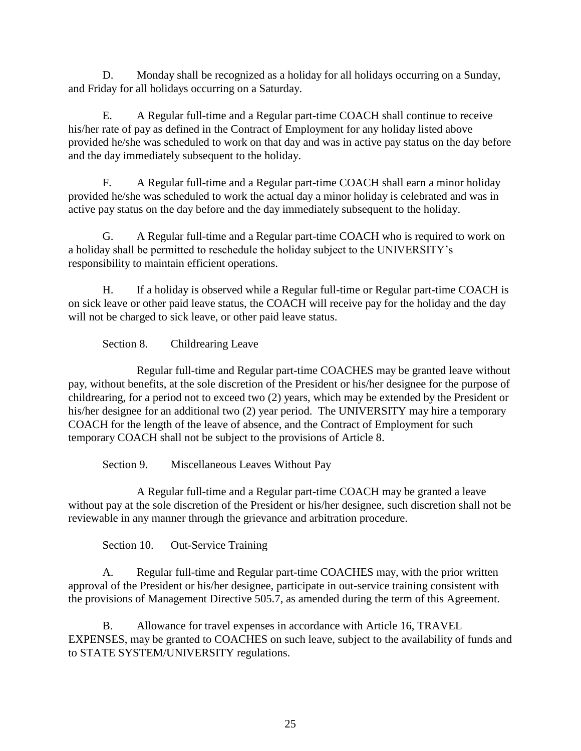D. Monday shall be recognized as a holiday for all holidays occurring on a Sunday, and Friday for all holidays occurring on a Saturday.

E. A Regular full-time and a Regular part-time COACH shall continue to receive his/her rate of pay as defined in the Contract of Employment for any holiday listed above provided he/she was scheduled to work on that day and was in active pay status on the day before and the day immediately subsequent to the holiday.

F. A Regular full-time and a Regular part-time COACH shall earn a minor holiday provided he/she was scheduled to work the actual day a minor holiday is celebrated and was in active pay status on the day before and the day immediately subsequent to the holiday.

G. A Regular full-time and a Regular part-time COACH who is required to work on a holiday shall be permitted to reschedule the holiday subject to the UNIVERSITY's responsibility to maintain efficient operations.

H. If a holiday is observed while a Regular full-time or Regular part-time COACH is on sick leave or other paid leave status, the COACH will receive pay for the holiday and the day will not be charged to sick leave, or other paid leave status.

Section 8. Childrearing Leave

Regular full-time and Regular part-time COACHES may be granted leave without pay, without benefits, at the sole discretion of the President or his/her designee for the purpose of childrearing, for a period not to exceed two (2) years, which may be extended by the President or his/her designee for an additional two (2) year period. The UNIVERSITY may hire a temporary COACH for the length of the leave of absence, and the Contract of Employment for such temporary COACH shall not be subject to the provisions of Article 8.

Section 9. Miscellaneous Leaves Without Pay

A Regular full-time and a Regular part-time COACH may be granted a leave without pay at the sole discretion of the President or his/her designee, such discretion shall not be reviewable in any manner through the grievance and arbitration procedure.

Section 10. Out-Service Training

A. Regular full-time and Regular part-time COACHES may, with the prior written approval of the President or his/her designee, participate in out-service training consistent with the provisions of Management Directive 505.7, as amended during the term of this Agreement.

B. Allowance for travel expenses in accordance with Article 16, TRAVEL EXPENSES, may be granted to COACHES on such leave, subject to the availability of funds and to STATE SYSTEM/UNIVERSITY regulations.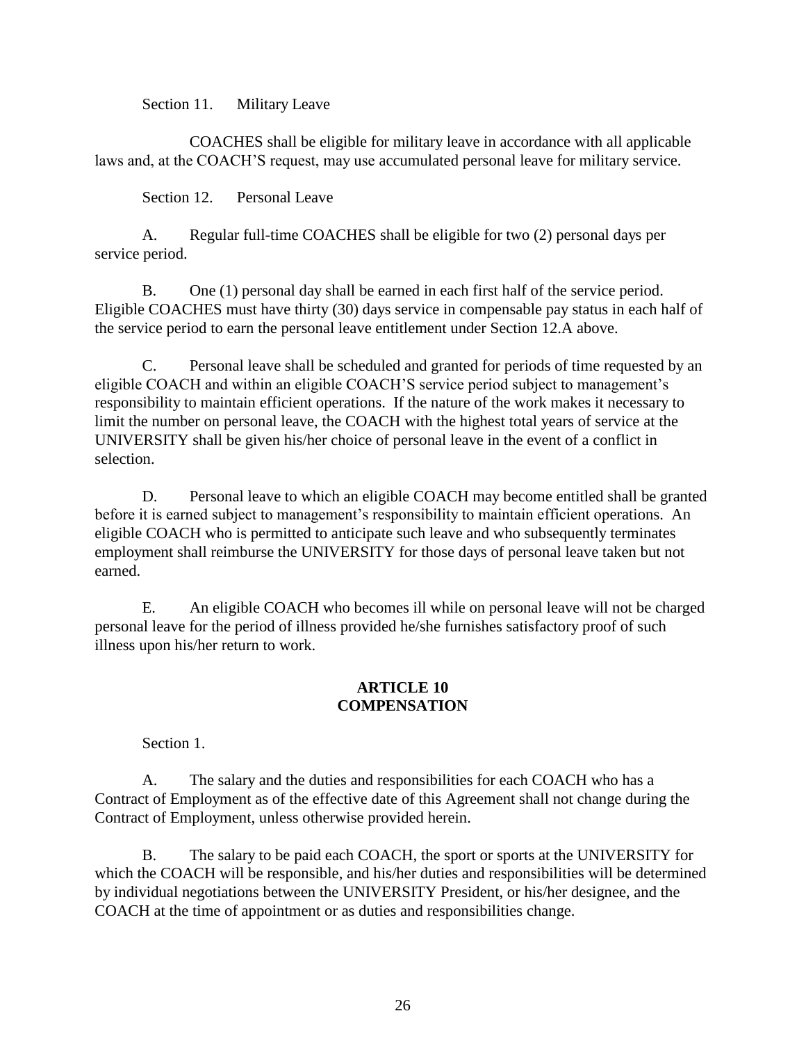Section 11. Military Leave

COACHES shall be eligible for military leave in accordance with all applicable laws and, at the COACH'S request, may use accumulated personal leave for military service.

Section 12. Personal Leave

A. Regular full-time COACHES shall be eligible for two (2) personal days per service period.

B. One (1) personal day shall be earned in each first half of the service period. Eligible COACHES must have thirty (30) days service in compensable pay status in each half of the service period to earn the personal leave entitlement under Section 12.A above.

C. Personal leave shall be scheduled and granted for periods of time requested by an eligible COACH and within an eligible COACH'S service period subject to management's responsibility to maintain efficient operations. If the nature of the work makes it necessary to limit the number on personal leave, the COACH with the highest total years of service at the UNIVERSITY shall be given his/her choice of personal leave in the event of a conflict in selection.

D. Personal leave to which an eligible COACH may become entitled shall be granted before it is earned subject to management's responsibility to maintain efficient operations. An eligible COACH who is permitted to anticipate such leave and who subsequently terminates employment shall reimburse the UNIVERSITY for those days of personal leave taken but not earned.

E. An eligible COACH who becomes ill while on personal leave will not be charged personal leave for the period of illness provided he/she furnishes satisfactory proof of such illness upon his/her return to work.

## ARTICLE 10
## COMPENSATION

Section 1.

A. The salary and the duties and responsibilities for each COACH who has a Contract of Employment as of the effective date of this Agreement shall not change during the Contract of Employment, unless otherwise provided herein.

B. The salary to be paid each COACH, the sport or sports at the UNIVERSITY for which the COACH will be responsible, and his/her duties and responsibilities will be determined by individual negotiations between the UNIVERSITY President, or his/her designee, and the COACH at the time of appointment or as duties and responsibilities change.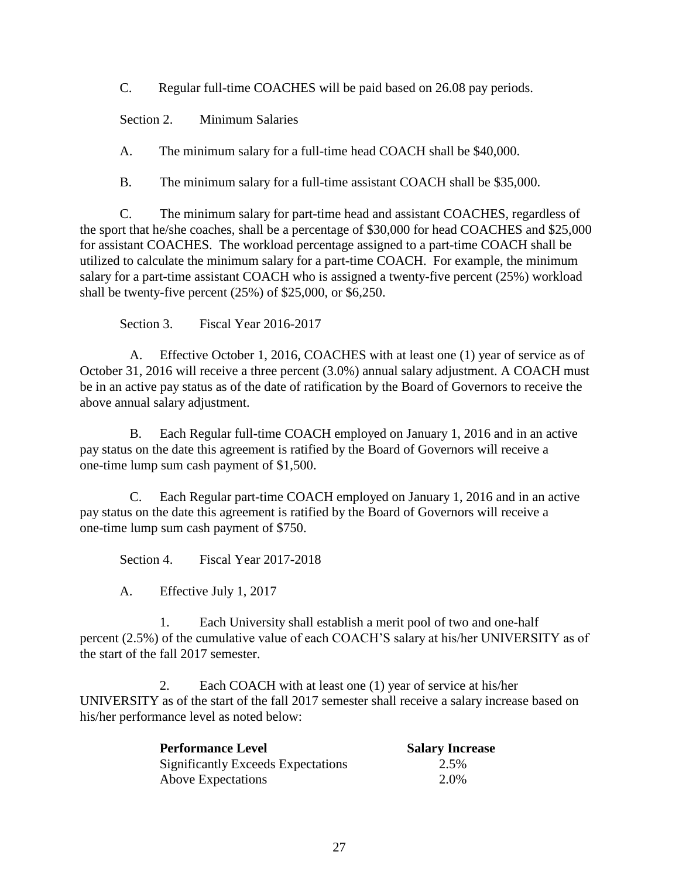C. Regular full-time COACHES will be paid based on 26.08 pay periods.

Section 2. Minimum Salaries

A. The minimum salary for a full-time head COACH shall be $40,000.

B. The minimum salary for a full-time assistant COACH shall be $35,000.

C. The minimum salary for part-time head and assistant COACHES, regardless of the sport that he/she coaches, shall be a percentage of $30,000 for head COACHES and $25,000 for assistant COACHES. The workload percentage assigned to a part-time COACH shall be utilized to calculate the minimum salary for a part-time COACH. For example, the minimum salary for a part-time assistant COACH who is assigned a twenty-five percent (25%) workload shall be twenty-five percent (25%) of $25,000, or $6,250.

Section 3. Fiscal Year 2016-2017

A. Effective October 1, 2016, COACHES with at least one (1) year of service as of October 31, 2016 will receive a three percent (3.0%) annual salary adjustment. A COACH must be in an active pay status as of the date of ratification by the Board of Governors to receive the above annual salary adjustment.

B. Each Regular full-time COACH employed on January 1, 2016 and in an active pay status on the date this agreement is ratified by the Board of Governors will receive a one-time lump sum cash payment of $1,500.

C. Each Regular part-time COACH employed on January 1, 2016 and in an active pay status on the date this agreement is ratified by the Board of Governors will receive a one-time lump sum cash payment of $750.

Section 4. Fiscal Year 2017-2018

A. Effective July 1, 2017

1. Each University shall establish a merit pool of two and one-half percent (2.5%) of the cumulative value of each COACH'S salary at his/her UNIVERSITY as of the start of the fall 2017 semester.

2. Each COACH with at least one (1) year of service at his/her UNIVERSITY as of the start of the fall 2017 semester shall receive a salary increase based on his/her performance level as noted below:

| Performance Level | Salary Increase |
|---|---|
| Significantly Exceeds Expectations | 2.5% |
| Above Expectations | 2.0% |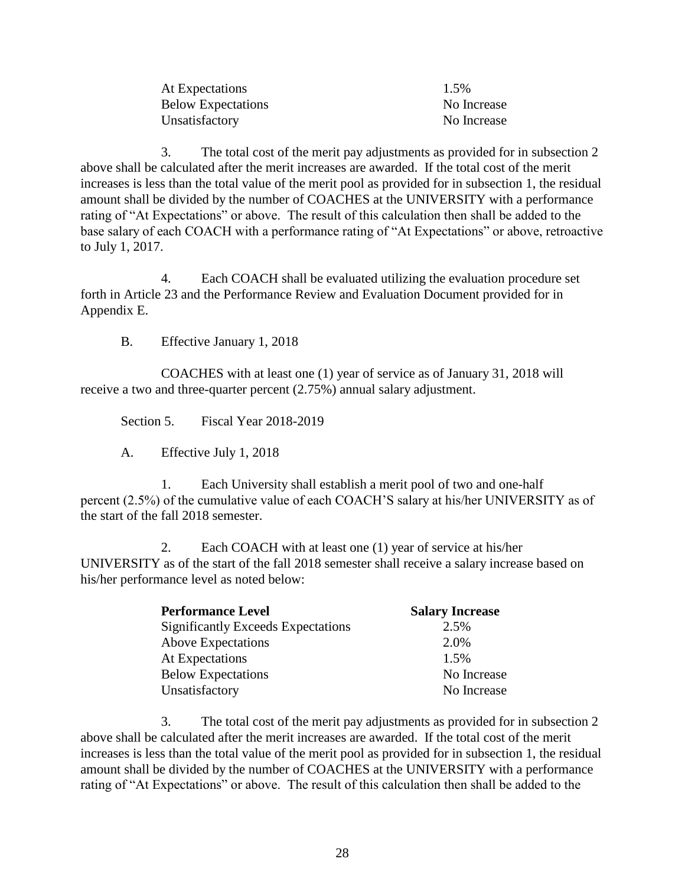| | |
|---|---|
| At Expectations | 1.5% |
| Below Expectations | No Increase |
| Unsatisfactory | No Increase |

3. The total cost of the merit pay adjustments as provided for in subsection 2 above shall be calculated after the merit increases are awarded. If the total cost of the merit increases is less than the total value of the merit pool as provided for in subsection 1, the residual amount shall be divided by the number of COACHES at the UNIVERSITY with a performance rating of "At Expectations" or above. The result of this calculation then shall be added to the base salary of each COACH with a performance rating of "At Expectations" or above, retroactive to July 1, 2017.

4. Each COACH shall be evaluated utilizing the evaluation procedure set forth in Article 23 and the Performance Review and Evaluation Document provided for in Appendix E.

B. Effective January 1, 2018

COACHES with at least one (1) year of service as of January 31, 2018 will receive a two and three-quarter percent (2.75%) annual salary adjustment.

Section 5. Fiscal Year 2018-2019

A. Effective July 1, 2018

1. Each University shall establish a merit pool of two and one-half percent (2.5%) of the cumulative value of each COACH'S salary at his/her UNIVERSITY as of the start of the fall 2018 semester.

2. Each COACH with at least one (1) year of service at his/her UNIVERSITY as of the start of the fall 2018 semester shall receive a salary increase based on his/her performance level as noted below:

| **Performance Level** | **Salary Increase** |
|---|---|
| Significantly Exceeds Expectations | 2.5% |
| Above Expectations | 2.0% |
| At Expectations | 1.5% |
| Below Expectations | No Increase |
| Unsatisfactory | No Increase |

3. The total cost of the merit pay adjustments as provided for in subsection 2 above shall be calculated after the merit increases are awarded. If the total cost of the merit increases is less than the total value of the merit pool as provided for in subsection 1, the residual amount shall be divided by the number of COACHES at the UNIVERSITY with a performance rating of "At Expectations" or above. The result of this calculation then shall be added to the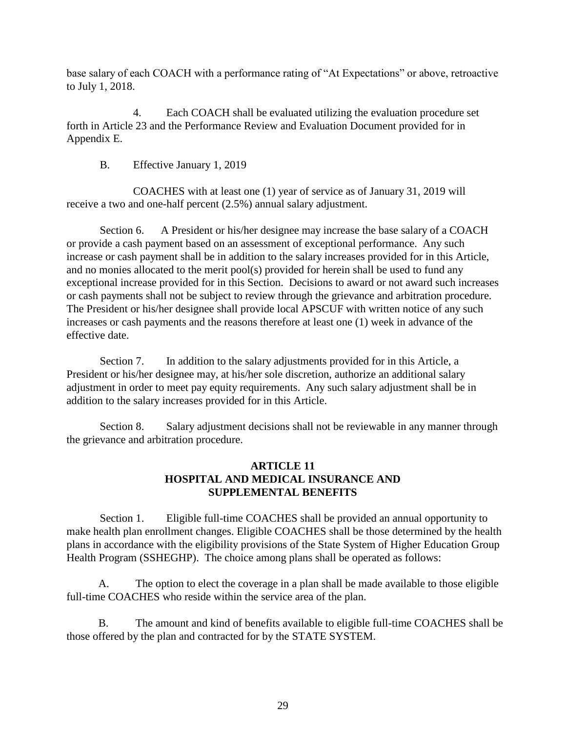base salary of each COACH with a performance rating of "At Expectations" or above, retroactive to July 1, 2018.

4. Each COACH shall be evaluated utilizing the evaluation procedure set forth in Article 23 and the Performance Review and Evaluation Document provided for in Appendix E.

B. Effective January 1, 2019

COACHES with at least one (1) year of service as of January 31, 2019 will receive a two and one-half percent (2.5%) annual salary adjustment.

Section 6. A President or his/her designee may increase the base salary of a COACH or provide a cash payment based on an assessment of exceptional performance. Any such increase or cash payment shall be in addition to the salary increases provided for in this Article, and no monies allocated to the merit pool(s) provided for herein shall be used to fund any exceptional increase provided for in this Section. Decisions to award or not award such increases or cash payments shall not be subject to review through the grievance and arbitration procedure. The President or his/her designee shall provide local APSCUF with written notice of any such increases or cash payments and the reasons therefore at least one (1) week in advance of the effective date.

Section 7. In addition to the salary adjustments provided for in this Article, a President or his/her designee may, at his/her sole discretion, authorize an additional salary adjustment in order to meet pay equity requirements. Any such salary adjustment shall be in addition to the salary increases provided for in this Article.

Section 8. Salary adjustment decisions shall not be reviewable in any manner through the grievance and arbitration procedure.

## ARTICLE 11
## HOSPITAL AND MEDICAL INSURANCE AND SUPPLEMENTAL BENEFITS

Section 1. Eligible full-time COACHES shall be provided an annual opportunity to make health plan enrollment changes. Eligible COACHES shall be those determined by the health plans in accordance with the eligibility provisions of the State System of Higher Education Group Health Program (SSHEGHP). The choice among plans shall be operated as follows:

A. The option to elect the coverage in a plan shall be made available to those eligible full-time COACHES who reside within the service area of the plan.

B. The amount and kind of benefits available to eligible full-time COACHES shall be those offered by the plan and contracted for by the STATE SYSTEM.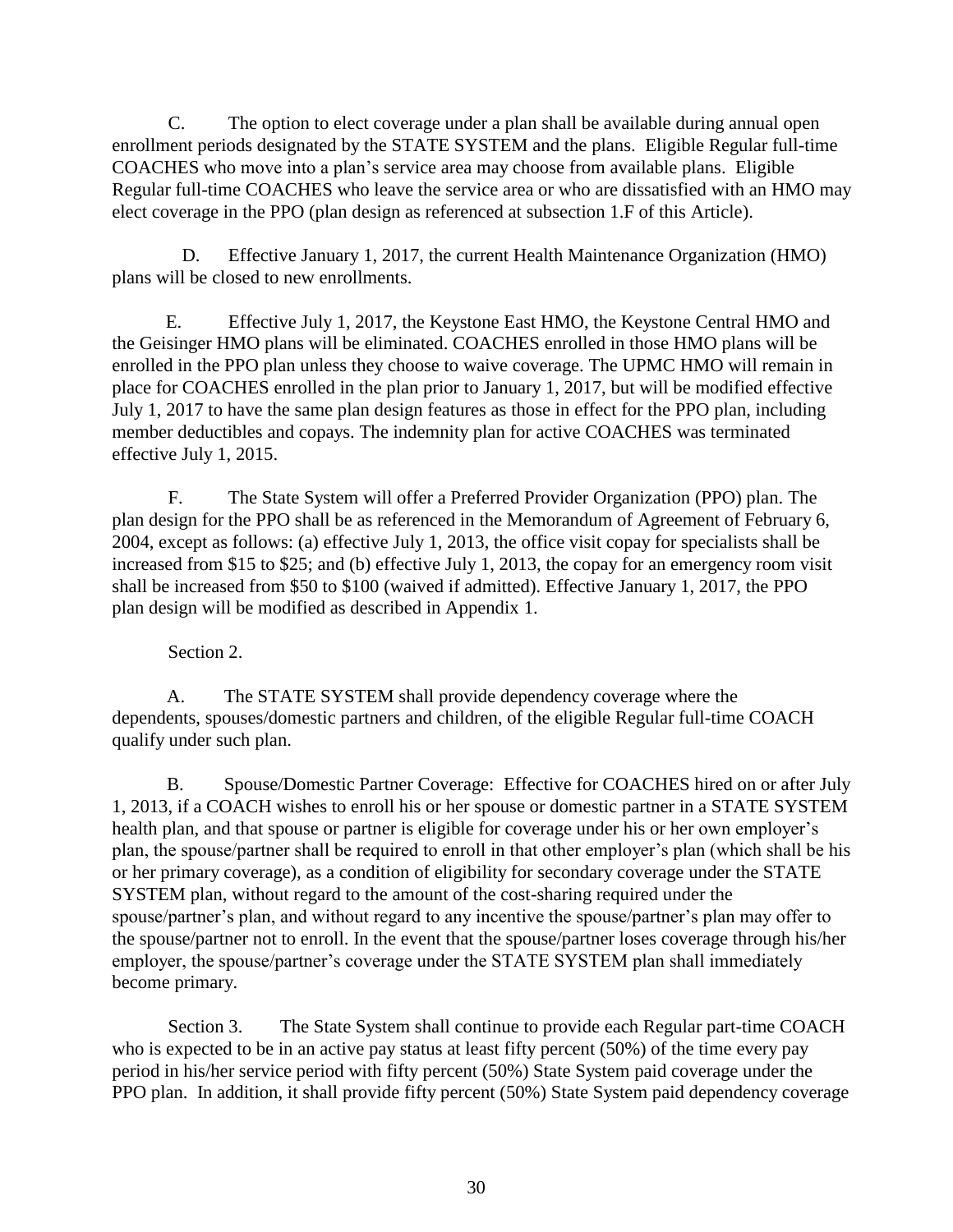C. The option to elect coverage under a plan shall be available during annual open enrollment periods designated by the STATE SYSTEM and the plans. Eligible Regular full-time COACHES who move into a plan's service area may choose from available plans. Eligible Regular full-time COACHES who leave the service area or who are dissatisfied with an HMO may elect coverage in the PPO (plan design as referenced at subsection 1.F of this Article).

D. Effective January 1, 2017, the current Health Maintenance Organization (HMO) plans will be closed to new enrollments.

E. Effective July 1, 2017, the Keystone East HMO, the Keystone Central HMO and the Geisinger HMO plans will be eliminated. COACHES enrolled in those HMO plans will be enrolled in the PPO plan unless they choose to waive coverage. The UPMC HMO will remain in place for COACHES enrolled in the plan prior to January 1, 2017, but will be modified effective July 1, 2017 to have the same plan design features as those in effect for the PPO plan, including member deductibles and copays. The indemnity plan for active COACHES was terminated effective July 1, 2015.

F. The State System will offer a Preferred Provider Organization (PPO) plan. The plan design for the PPO shall be as referenced in the Memorandum of Agreement of February 6, 2004, except as follows: (a) effective July 1, 2013, the office visit copay for specialists shall be increased from $15 to $25; and (b) effective July 1, 2013, the copay for an emergency room visit shall be increased from $50 to $100 (waived if admitted). Effective January 1, 2017, the PPO plan design will be modified as described in Appendix 1.

Section 2.

A. The STATE SYSTEM shall provide dependency coverage where the dependents, spouses/domestic partners and children, of the eligible Regular full-time COACH qualify under such plan.

B. Spouse/Domestic Partner Coverage: Effective for COACHES hired on or after July 1, 2013, if a COACH wishes to enroll his or her spouse or domestic partner in a STATE SYSTEM health plan, and that spouse or partner is eligible for coverage under his or her own employer's plan, the spouse/partner shall be required to enroll in that other employer's plan (which shall be his or her primary coverage), as a condition of eligibility for secondary coverage under the STATE SYSTEM plan, without regard to the amount of the cost-sharing required under the spouse/partner's plan, and without regard to any incentive the spouse/partner's plan may offer to the spouse/partner not to enroll. In the event that the spouse/partner loses coverage through his/her employer, the spouse/partner's coverage under the STATE SYSTEM plan shall immediately become primary.

Section 3. The State System shall continue to provide each Regular part-time COACH who is expected to be in an active pay status at least fifty percent (50%) of the time every pay period in his/her service period with fifty percent (50%) State System paid coverage under the PPO plan. In addition, it shall provide fifty percent (50%) State System paid dependency coverage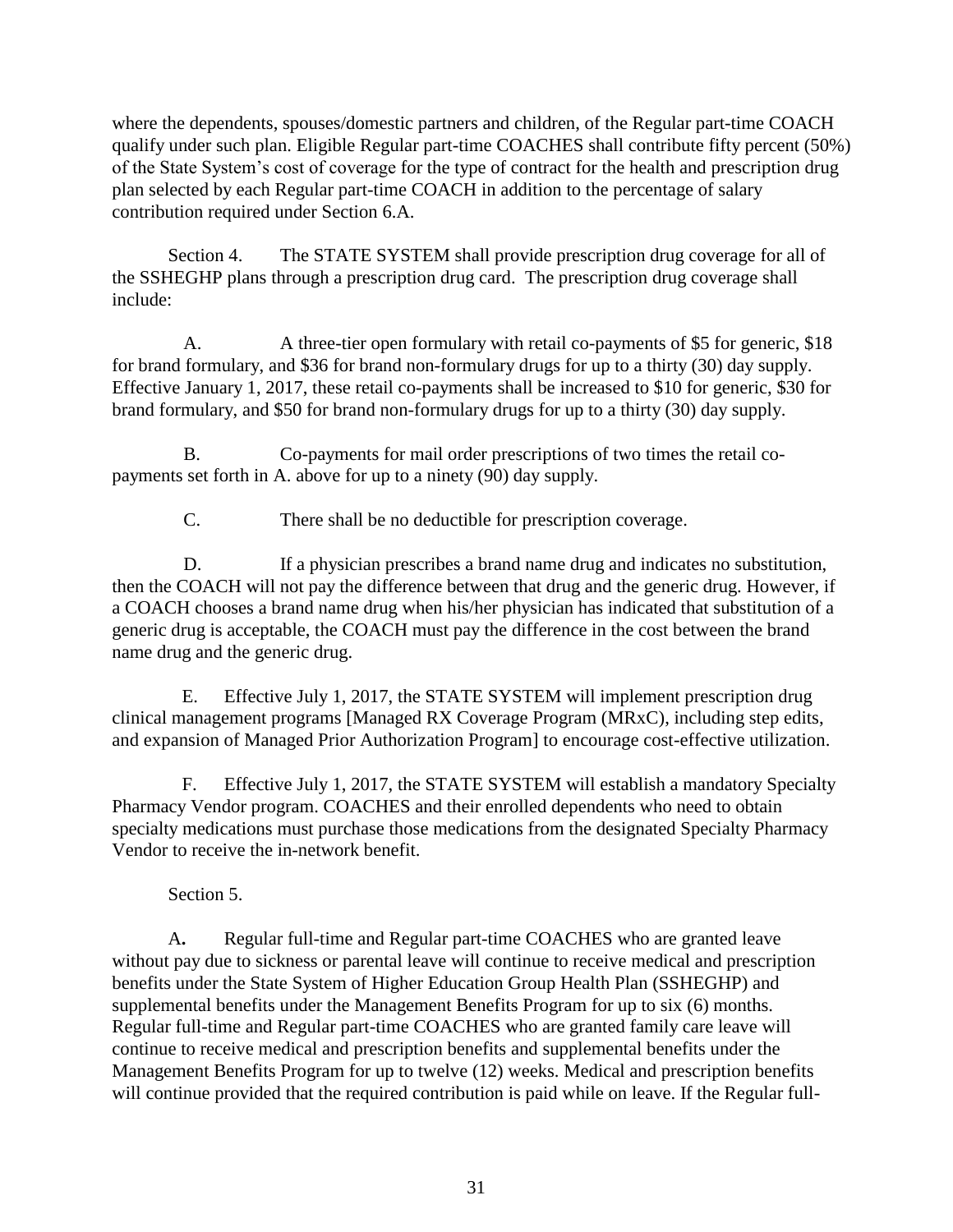where the dependents, spouses/domestic partners and children, of the Regular part-time COACH qualify under such plan. Eligible Regular part-time COACHES shall contribute fifty percent (50%) of the State System's cost of coverage for the type of contract for the health and prescription drug plan selected by each Regular part-time COACH in addition to the percentage of salary contribution required under Section 6.A.

Section 4. The STATE SYSTEM shall provide prescription drug coverage for all of the SSHEGHP plans through a prescription drug card. The prescription drug coverage shall include:

A. A three-tier open formulary with retail co-payments of $5 for generic, $18 for brand formulary, and $36 for brand non-formulary drugs for up to a thirty (30) day supply. Effective January 1, 2017, these retail co-payments shall be increased to $10 for generic, $30 for brand formulary, and $50 for brand non-formulary drugs for up to a thirty (30) day supply.

B. Co-payments for mail order prescriptions of two times the retail co-payments set forth in A. above for up to a ninety (90) day supply.

C. There shall be no deductible for prescription coverage.

D. If a physician prescribes a brand name drug and indicates no substitution, then the COACH will not pay the difference between that drug and the generic drug. However, if a COACH chooses a brand name drug when his/her physician has indicated that substitution of a generic drug is acceptable, the COACH must pay the difference in the cost between the brand name drug and the generic drug.

E. Effective July 1, 2017, the STATE SYSTEM will implement prescription drug clinical management programs [Managed RX Coverage Program (MRxC), including step edits, and expansion of Managed Prior Authorization Program] to encourage cost-effective utilization.

F. Effective July 1, 2017, the STATE SYSTEM will establish a mandatory Specialty Pharmacy Vendor program. COACHES and their enrolled dependents who need to obtain specialty medications must purchase those medications from the designated Specialty Pharmacy Vendor to receive the in-network benefit.

Section 5.

**A.** Regular full-time and Regular part-time COACHES who are granted leave without pay due to sickness or parental leave will continue to receive medical and prescription benefits under the State System of Higher Education Group Health Plan (SSHEGHP) and supplemental benefits under the Management Benefits Program for up to six (6) months. Regular full-time and Regular part-time COACHES who are granted family care leave will continue to receive medical and prescription benefits and supplemental benefits under the Management Benefits Program for up to twelve (12) weeks. Medical and prescription benefits will continue provided that the required contribution is paid while on leave. If the Regular full-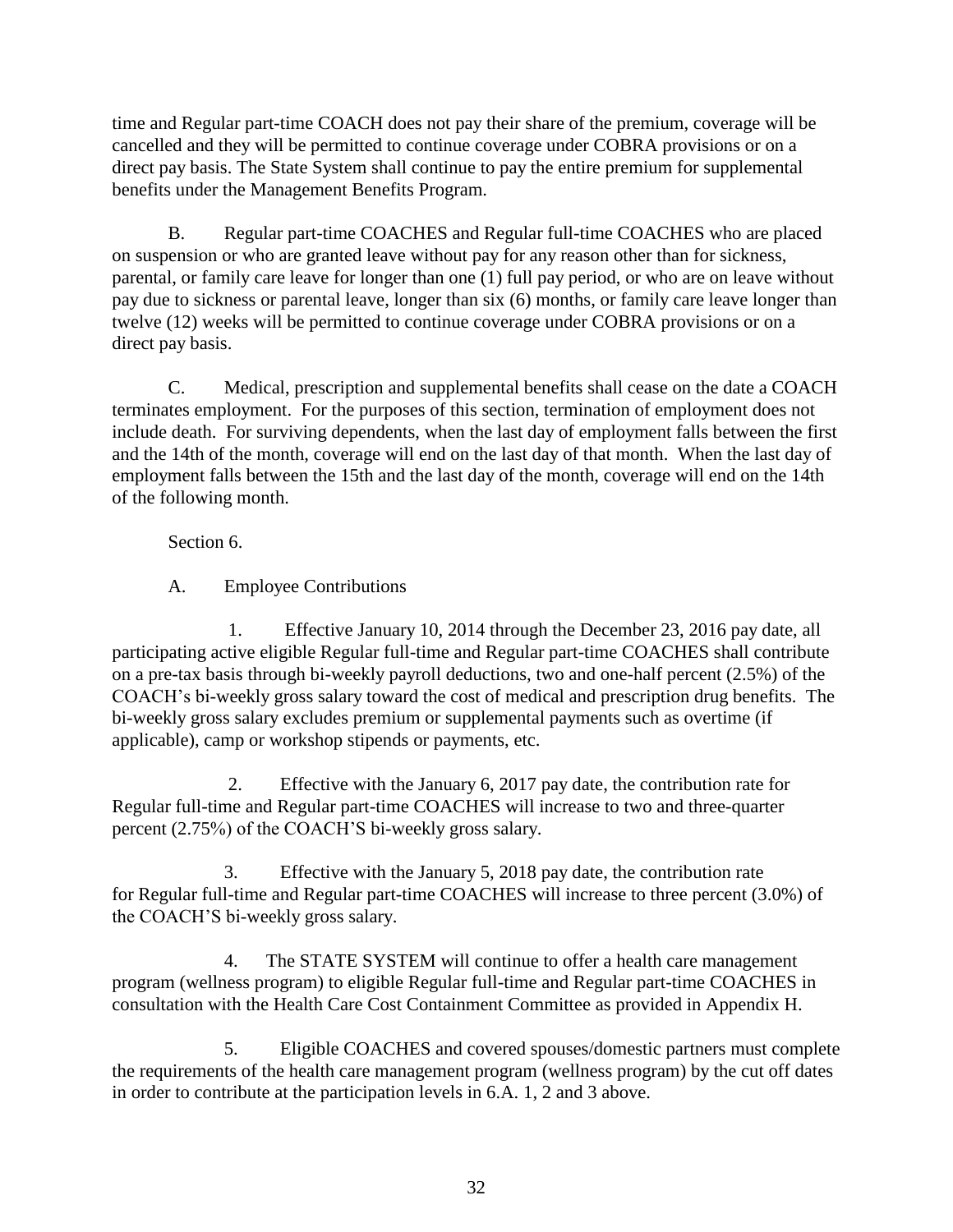time and Regular part-time COACH does not pay their share of the premium, coverage will be cancelled and they will be permitted to continue coverage under COBRA provisions or on a direct pay basis. The State System shall continue to pay the entire premium for supplemental benefits under the Management Benefits Program.

B. Regular part-time COACHES and Regular full-time COACHES who are placed on suspension or who are granted leave without pay for any reason other than for sickness, parental, or family care leave for longer than one (1) full pay period, or who are on leave without pay due to sickness or parental leave, longer than six (6) months, or family care leave longer than twelve (12) weeks will be permitted to continue coverage under COBRA provisions or on a direct pay basis.

C. Medical, prescription and supplemental benefits shall cease on the date a COACH terminates employment. For the purposes of this section, termination of employment does not include death. For surviving dependents, when the last day of employment falls between the first and the 14th of the month, coverage will end on the last day of that month. When the last day of employment falls between the 15th and the last day of the month, coverage will end on the 14th of the following month.

Section 6.

A. Employee Contributions

1. Effective January 10, 2014 through the December 23, 2016 pay date, all participating active eligible Regular full-time and Regular part-time COACHES shall contribute on a pre-tax basis through bi-weekly payroll deductions, two and one-half percent (2.5%) of the COACH's bi-weekly gross salary toward the cost of medical and prescription drug benefits. The bi-weekly gross salary excludes premium or supplemental payments such as overtime (if applicable), camp or workshop stipends or payments, etc.

2. Effective with the January 6, 2017 pay date, the contribution rate for Regular full-time and Regular part-time COACHES will increase to two and three-quarter percent (2.75%) of the COACH'S bi-weekly gross salary.

3. Effective with the January 5, 2018 pay date, the contribution rate for Regular full-time and Regular part-time COACHES will increase to three percent (3.0%) of the COACH'S bi-weekly gross salary.

4. The STATE SYSTEM will continue to offer a health care management program (wellness program) to eligible Regular full-time and Regular part-time COACHES in consultation with the Health Care Cost Containment Committee as provided in Appendix H.

5. Eligible COACHES and covered spouses/domestic partners must complete the requirements of the health care management program (wellness program) by the cut off dates in order to contribute at the participation levels in 6.A. 1, 2 and 3 above.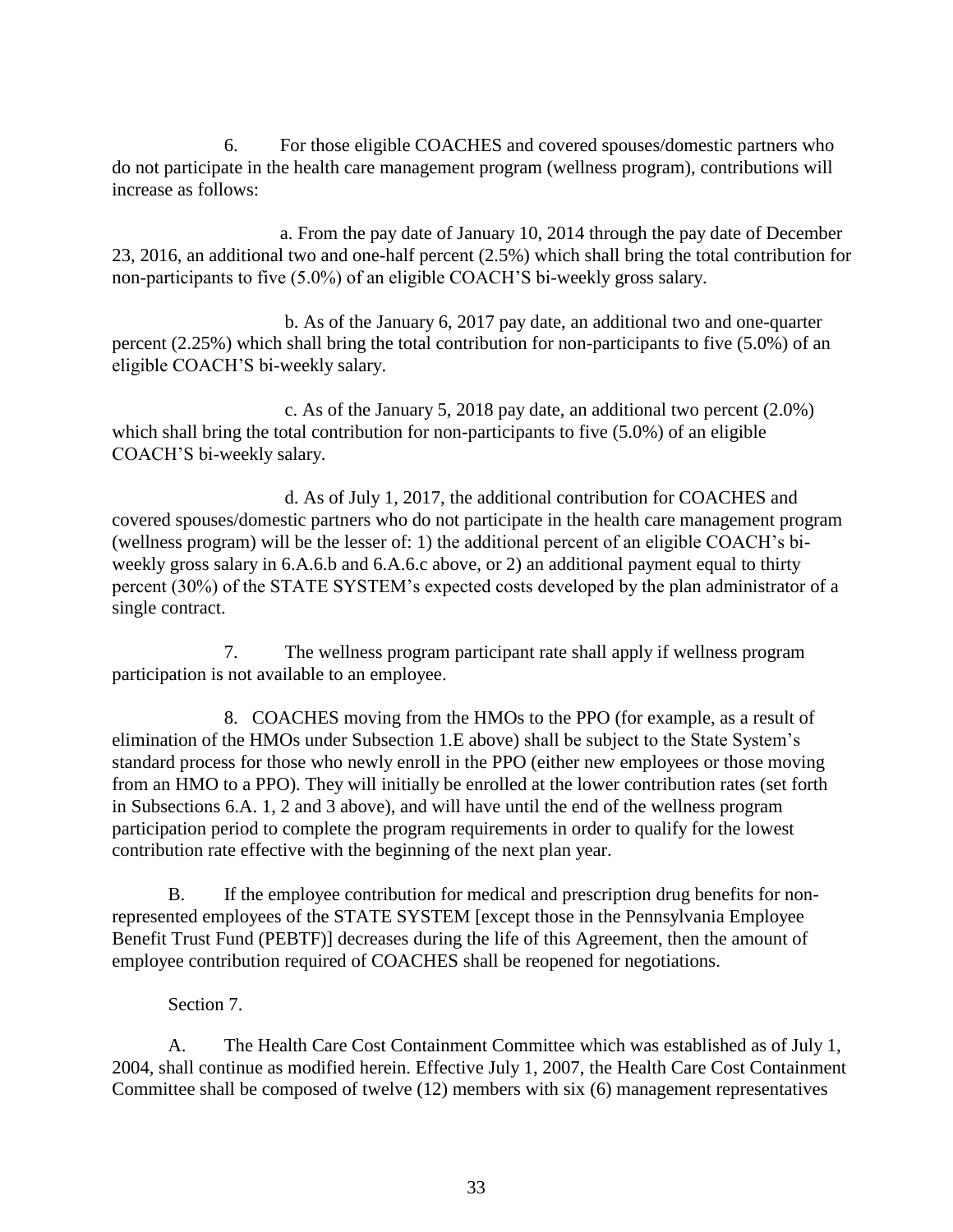6. For those eligible COACHES and covered spouses/domestic partners who do not participate in the health care management program (wellness program), contributions will increase as follows:

a. From the pay date of January 10, 2014 through the pay date of December 23, 2016, an additional two and one-half percent (2.5%) which shall bring the total contribution for non-participants to five (5.0%) of an eligible COACH'S bi-weekly gross salary.

b. As of the January 6, 2017 pay date, an additional two and one-quarter percent (2.25%) which shall bring the total contribution for non-participants to five (5.0%) of an eligible COACH'S bi-weekly salary.

c. As of the January 5, 2018 pay date, an additional two percent (2.0%) which shall bring the total contribution for non-participants to five (5.0%) of an eligible COACH'S bi-weekly salary.

d. As of July 1, 2017, the additional contribution for COACHES and covered spouses/domestic partners who do not participate in the health care management program (wellness program) will be the lesser of: 1) the additional percent of an eligible COACH's bi-weekly gross salary in 6.A.6.b and 6.A.6.c above, or 2) an additional payment equal to thirty percent (30%) of the STATE SYSTEM's expected costs developed by the plan administrator of a single contract.

7. The wellness program participant rate shall apply if wellness program participation is not available to an employee.

8. COACHES moving from the HMOs to the PPO (for example, as a result of elimination of the HMOs under Subsection 1.E above) shall be subject to the State System's standard process for those who newly enroll in the PPO (either new employees or those moving from an HMO to a PPO). They will initially be enrolled at the lower contribution rates (set forth in Subsections 6.A. 1, 2 and 3 above), and will have until the end of the wellness program participation period to complete the program requirements in order to qualify for the lowest contribution rate effective with the beginning of the next plan year.

B. If the employee contribution for medical and prescription drug benefits for non-represented employees of the STATE SYSTEM [except those in the Pennsylvania Employee Benefit Trust Fund (PEBTF)] decreases during the life of this Agreement, then the amount of employee contribution required of COACHES shall be reopened for negotiations.

Section 7.

A. The Health Care Cost Containment Committee which was established as of July 1, 2004, shall continue as modified herein. Effective July 1, 2007, the Health Care Cost Containment Committee shall be composed of twelve (12) members with six (6) management representatives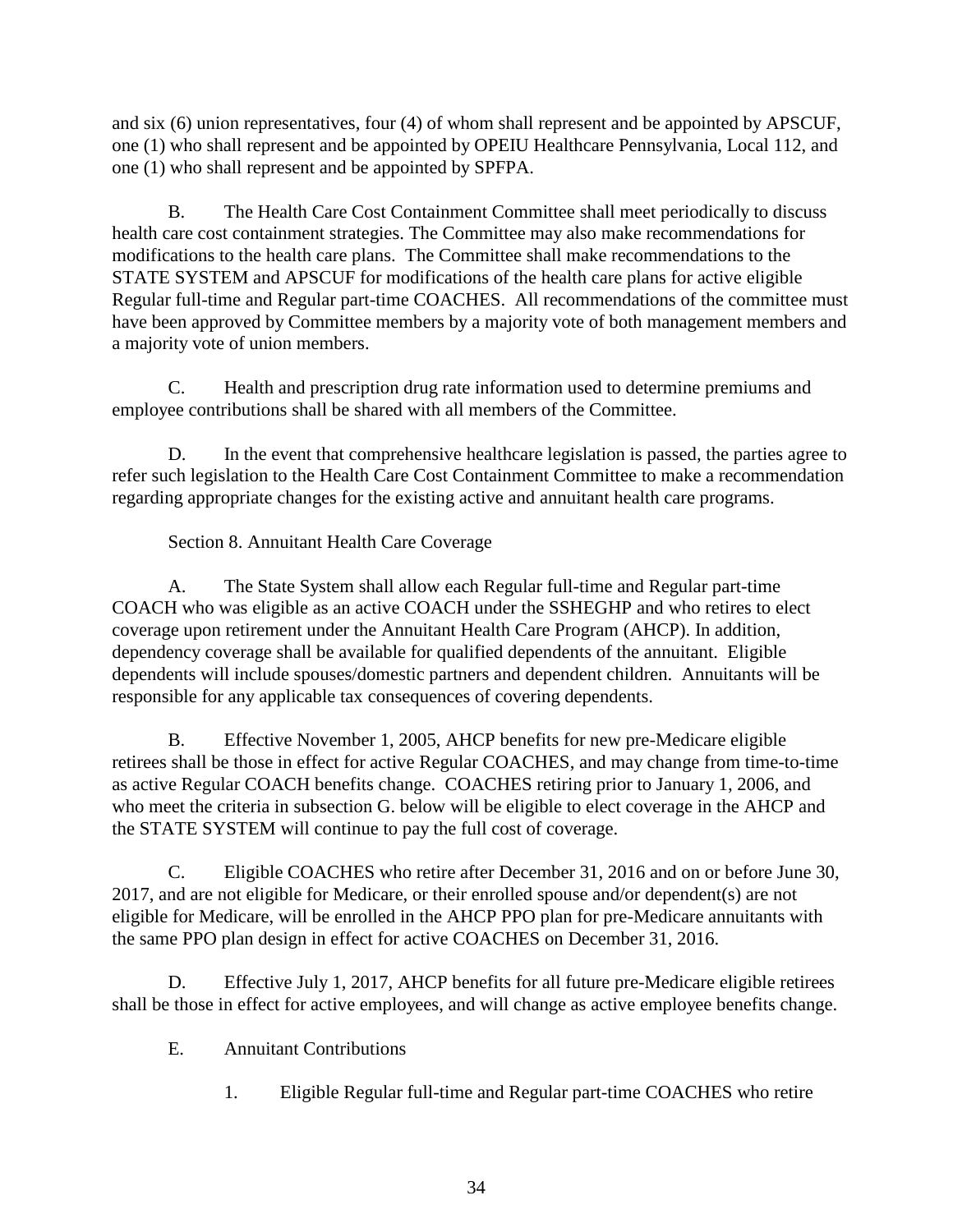and six (6) union representatives, four (4) of whom shall represent and be appointed by APSCUF, one (1) who shall represent and be appointed by OPEIU Healthcare Pennsylvania, Local 112, and one (1) who shall represent and be appointed by SPFPA.

B. The Health Care Cost Containment Committee shall meet periodically to discuss health care cost containment strategies. The Committee may also make recommendations for modifications to the health care plans. The Committee shall make recommendations to the STATE SYSTEM and APSCUF for modifications of the health care plans for active eligible Regular full-time and Regular part-time COACHES. All recommendations of the committee must have been approved by Committee members by a majority vote of both management members and a majority vote of union members.

C. Health and prescription drug rate information used to determine premiums and employee contributions shall be shared with all members of the Committee.

D. In the event that comprehensive healthcare legislation is passed, the parties agree to refer such legislation to the Health Care Cost Containment Committee to make a recommendation regarding appropriate changes for the existing active and annuitant health care programs.

Section 8. Annuitant Health Care Coverage

A. The State System shall allow each Regular full-time and Regular part-time COACH who was eligible as an active COACH under the SSHEGHP and who retires to elect coverage upon retirement under the Annuitant Health Care Program (AHCP). In addition, dependency coverage shall be available for qualified dependents of the annuitant. Eligible dependents will include spouses/domestic partners and dependent children. Annuitants will be responsible for any applicable tax consequences of covering dependents.

B. Effective November 1, 2005, AHCP benefits for new pre-Medicare eligible retirees shall be those in effect for active Regular COACHES, and may change from time-to-time as active Regular COACH benefits change. COACHES retiring prior to January 1, 2006, and who meet the criteria in subsection G. below will be eligible to elect coverage in the AHCP and the STATE SYSTEM will continue to pay the full cost of coverage.

C. Eligible COACHES who retire after December 31, 2016 and on or before June 30, 2017, and are not eligible for Medicare, or their enrolled spouse and/or dependent(s) are not eligible for Medicare, will be enrolled in the AHCP PPO plan for pre-Medicare annuitants with the same PPO plan design in effect for active COACHES on December 31, 2016.

D. Effective July 1, 2017, AHCP benefits for all future pre-Medicare eligible retirees shall be those in effect for active employees, and will change as active employee benefits change.

E. Annuitant Contributions

1. Eligible Regular full-time and Regular part-time COACHES who retire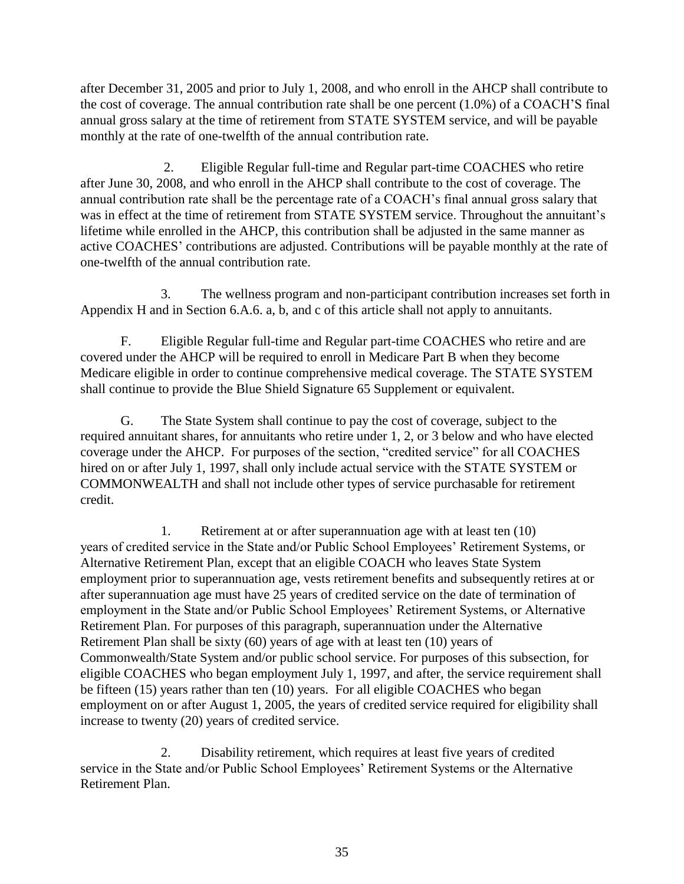after December 31, 2005 and prior to July 1, 2008, and who enroll in the AHCP shall contribute to the cost of coverage. The annual contribution rate shall be one percent (1.0%) of a COACH'S final annual gross salary at the time of retirement from STATE SYSTEM service, and will be payable monthly at the rate of one-twelfth of the annual contribution rate.

2. Eligible Regular full-time and Regular part-time COACHES who retire after June 30, 2008, and who enroll in the AHCP shall contribute to the cost of coverage. The annual contribution rate shall be the percentage rate of a COACH's final annual gross salary that was in effect at the time of retirement from STATE SYSTEM service. Throughout the annuitant's lifetime while enrolled in the AHCP, this contribution shall be adjusted in the same manner as active COACHES' contributions are adjusted. Contributions will be payable monthly at the rate of one-twelfth of the annual contribution rate.

3. The wellness program and non-participant contribution increases set forth in Appendix H and in Section 6.A.6. a, b, and c of this article shall not apply to annuitants.

F. Eligible Regular full-time and Regular part-time COACHES who retire and are covered under the AHCP will be required to enroll in Medicare Part B when they become Medicare eligible in order to continue comprehensive medical coverage. The STATE SYSTEM shall continue to provide the Blue Shield Signature 65 Supplement or equivalent.

G. The State System shall continue to pay the cost of coverage, subject to the required annuitant shares, for annuitants who retire under 1, 2, or 3 below and who have elected coverage under the AHCP. For purposes of the section, "credited service" for all COACHES hired on or after July 1, 1997, shall only include actual service with the STATE SYSTEM or COMMONWEALTH and shall not include other types of service purchasable for retirement credit.

1. Retirement at or after superannuation age with at least ten (10) years of credited service in the State and/or Public School Employees' Retirement Systems, or Alternative Retirement Plan, except that an eligible COACH who leaves State System employment prior to superannuation age, vests retirement benefits and subsequently retires at or after superannuation age must have 25 years of credited service on the date of termination of employment in the State and/or Public School Employees' Retirement Systems, or Alternative Retirement Plan. For purposes of this paragraph, superannuation under the Alternative Retirement Plan shall be sixty (60) years of age with at least ten (10) years of Commonwealth/State System and/or public school service. For purposes of this subsection, for eligible COACHES who began employment July 1, 1997, and after, the service requirement shall be fifteen (15) years rather than ten (10) years. For all eligible COACHES who began employment on or after August 1, 2005, the years of credited service required for eligibility shall increase to twenty (20) years of credited service.

2. Disability retirement, which requires at least five years of credited service in the State and/or Public School Employees' Retirement Systems or the Alternative Retirement Plan.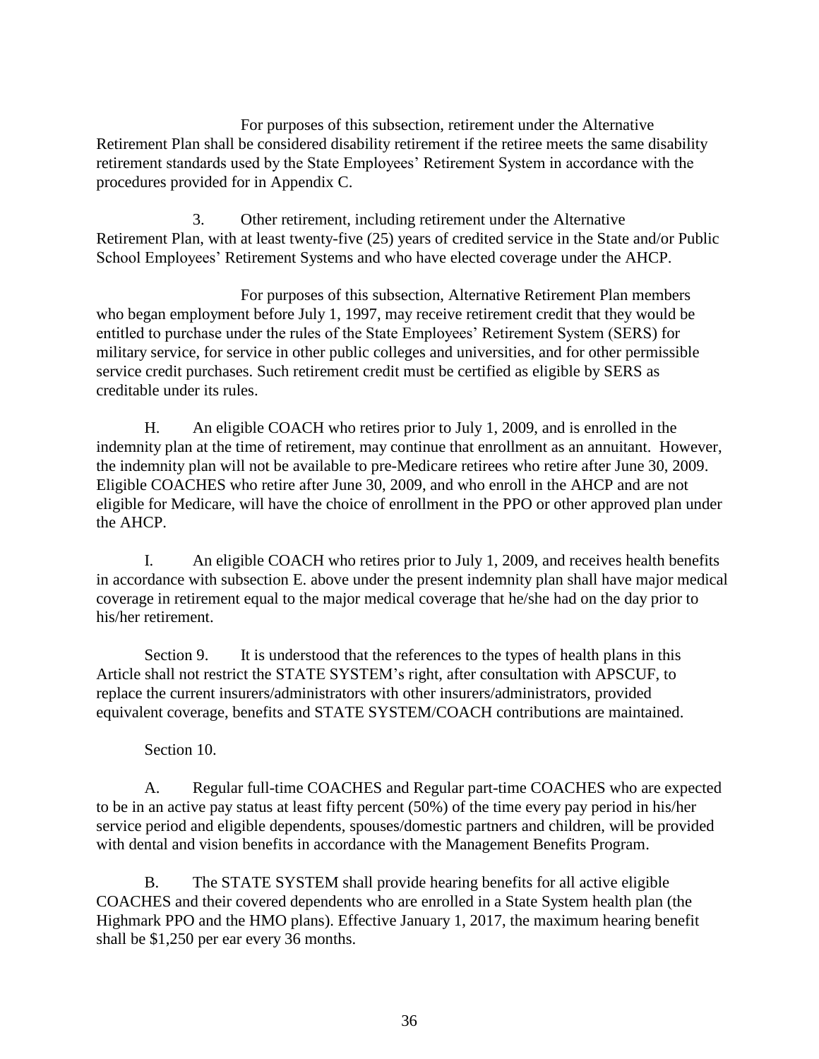For purposes of this subsection, retirement under the Alternative Retirement Plan shall be considered disability retirement if the retiree meets the same disability retirement standards used by the State Employees' Retirement System in accordance with the procedures provided for in Appendix C.

3. Other retirement, including retirement under the Alternative Retirement Plan, with at least twenty-five (25) years of credited service in the State and/or Public School Employees' Retirement Systems and who have elected coverage under the AHCP.

For purposes of this subsection, Alternative Retirement Plan members who began employment before July 1, 1997, may receive retirement credit that they would be entitled to purchase under the rules of the State Employees' Retirement System (SERS) for military service, for service in other public colleges and universities, and for other permissible service credit purchases. Such retirement credit must be certified as eligible by SERS as creditable under its rules.

H. An eligible COACH who retires prior to July 1, 2009, and is enrolled in the indemnity plan at the time of retirement, may continue that enrollment as an annuitant. However, the indemnity plan will not be available to pre-Medicare retirees who retire after June 30, 2009. Eligible COACHES who retire after June 30, 2009, and who enroll in the AHCP and are not eligible for Medicare, will have the choice of enrollment in the PPO or other approved plan under the AHCP.

I. An eligible COACH who retires prior to July 1, 2009, and receives health benefits in accordance with subsection E. above under the present indemnity plan shall have major medical coverage in retirement equal to the major medical coverage that he/she had on the day prior to his/her retirement.

Section 9. It is understood that the references to the types of health plans in this Article shall not restrict the STATE SYSTEM's right, after consultation with APSCUF, to replace the current insurers/administrators with other insurers/administrators, provided equivalent coverage, benefits and STATE SYSTEM/COACH contributions are maintained.

Section 10.

A. Regular full-time COACHES and Regular part-time COACHES who are expected to be in an active pay status at least fifty percent (50%) of the time every pay period in his/her service period and eligible dependents, spouses/domestic partners and children, will be provided with dental and vision benefits in accordance with the Management Benefits Program.

B. The STATE SYSTEM shall provide hearing benefits for all active eligible COACHES and their covered dependents who are enrolled in a State System health plan (the Highmark PPO and the HMO plans). Effective January 1, 2017, the maximum hearing benefit shall be $1,250 per ear every 36 months.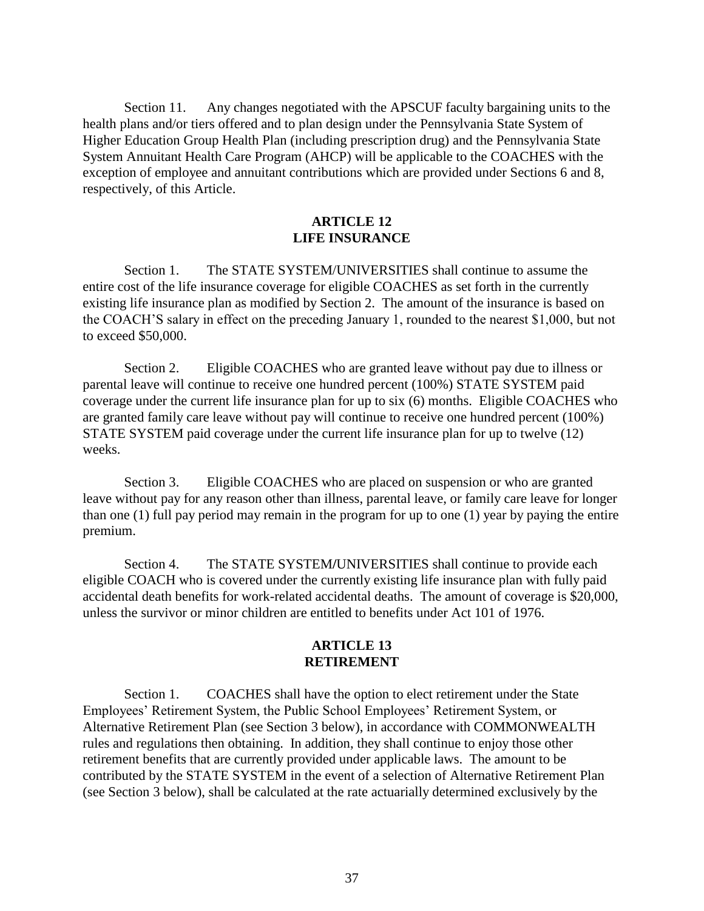Section 11. Any changes negotiated with the APSCUF faculty bargaining units to the health plans and/or tiers offered and to plan design under the Pennsylvania State System of Higher Education Group Health Plan (including prescription drug) and the Pennsylvania State System Annuitant Health Care Program (AHCP) will be applicable to the COACHES with the exception of employee and annuitant contributions which are provided under Sections 6 and 8, respectively, of this Article.

## ARTICLE 12
## LIFE INSURANCE

Section 1. The STATE SYSTEM/UNIVERSITIES shall continue to assume the entire cost of the life insurance coverage for eligible COACHES as set forth in the currently existing life insurance plan as modified by Section 2. The amount of the insurance is based on the COACH'S salary in effect on the preceding January 1, rounded to the nearest \$1,000, but not to exceed \$50,000.

Section 2. Eligible COACHES who are granted leave without pay due to illness or parental leave will continue to receive one hundred percent (100%) STATE SYSTEM paid coverage under the current life insurance plan for up to six (6) months. Eligible COACHES who are granted family care leave without pay will continue to receive one hundred percent (100%) STATE SYSTEM paid coverage under the current life insurance plan for up to twelve (12) weeks.

Section 3. Eligible COACHES who are placed on suspension or who are granted leave without pay for any reason other than illness, parental leave, or family care leave for longer than one (1) full pay period may remain in the program for up to one (1) year by paying the entire premium.

Section 4. The STATE SYSTEM/UNIVERSITIES shall continue to provide each eligible COACH who is covered under the currently existing life insurance plan with fully paid accidental death benefits for work-related accidental deaths. The amount of coverage is \$20,000, unless the survivor or minor children are entitled to benefits under Act 101 of 1976.

## ARTICLE 13
## RETIREMENT

Section 1. COACHES shall have the option to elect retirement under the State Employees' Retirement System, the Public School Employees' Retirement System, or Alternative Retirement Plan (see Section 3 below), in accordance with COMMONWEALTH rules and regulations then obtaining. In addition, they shall continue to enjoy those other retirement benefits that are currently provided under applicable laws. The amount to be contributed by the STATE SYSTEM in the event of a selection of Alternative Retirement Plan (see Section 3 below), shall be calculated at the rate actuarially determined exclusively by the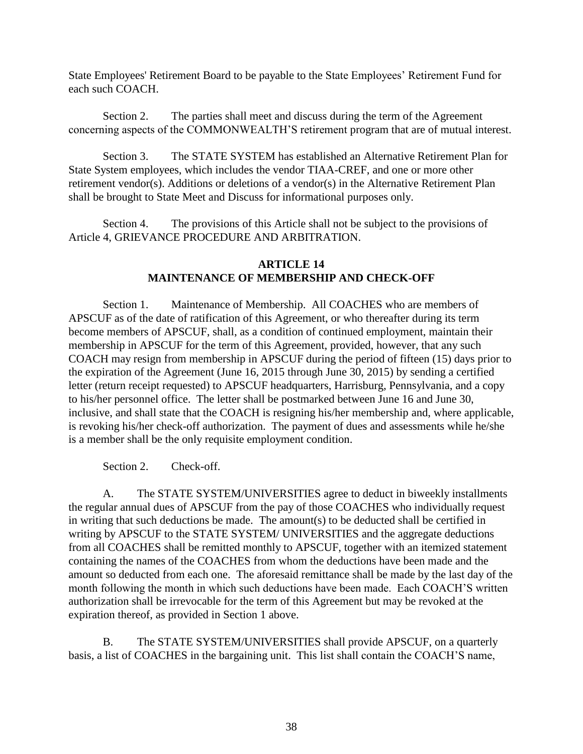State Employees' Retirement Board to be payable to the State Employees' Retirement Fund for each such COACH.

Section 2. The parties shall meet and discuss during the term of the Agreement concerning aspects of the COMMONWEALTH'S retirement program that are of mutual interest.

Section 3. The STATE SYSTEM has established an Alternative Retirement Plan for State System employees, which includes the vendor TIAA-CREF, and one or more other retirement vendor(s). Additions or deletions of a vendor(s) in the Alternative Retirement Plan shall be brought to State Meet and Discuss for informational purposes only.

Section 4. The provisions of this Article shall not be subject to the provisions of Article 4, GRIEVANCE PROCEDURE AND ARBITRATION.

## ARTICLE 14
## MAINTENANCE OF MEMBERSHIP AND CHECK-OFF

Section 1. Maintenance of Membership. All COACHES who are members of APSCUF as of the date of ratification of this Agreement, or who thereafter during its term become members of APSCUF, shall, as a condition of continued employment, maintain their membership in APSCUF for the term of this Agreement, provided, however, that any such COACH may resign from membership in APSCUF during the period of fifteen (15) days prior to the expiration of the Agreement (June 16, 2015 through June 30, 2015) by sending a certified letter (return receipt requested) to APSCUF headquarters, Harrisburg, Pennsylvania, and a copy to his/her personnel office. The letter shall be postmarked between June 16 and June 30, inclusive, and shall state that the COACH is resigning his/her membership and, where applicable, is revoking his/her check-off authorization. The payment of dues and assessments while he/she is a member shall be the only requisite employment condition.

Section 2. Check-off.

A. The STATE SYSTEM/UNIVERSITIES agree to deduct in biweekly installments the regular annual dues of APSCUF from the pay of those COACHES who individually request in writing that such deductions be made. The amount(s) to be deducted shall be certified in writing by APSCUF to the STATE SYSTEM/ UNIVERSITIES and the aggregate deductions from all COACHES shall be remitted monthly to APSCUF, together with an itemized statement containing the names of the COACHES from whom the deductions have been made and the amount so deducted from each one. The aforesaid remittance shall be made by the last day of the month following the month in which such deductions have been made. Each COACH'S written authorization shall be irrevocable for the term of this Agreement but may be revoked at the expiration thereof, as provided in Section 1 above.

B. The STATE SYSTEM/UNIVERSITIES shall provide APSCUF, on a quarterly basis, a list of COACHES in the bargaining unit. This list shall contain the COACH'S name,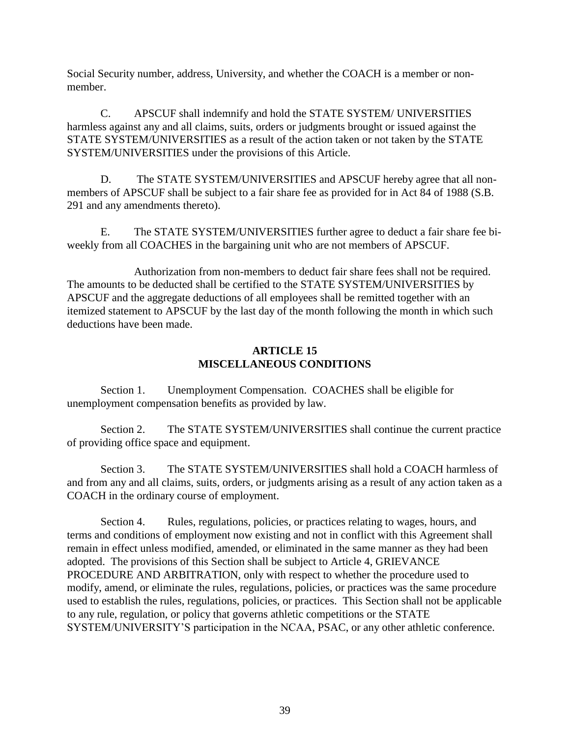Social Security number, address, University, and whether the COACH is a member or non-member.

C. APSCUF shall indemnify and hold the STATE SYSTEM/ UNIVERSITIES harmless against any and all claims, suits, orders or judgments brought or issued against the STATE SYSTEM/UNIVERSITIES as a result of the action taken or not taken by the STATE SYSTEM/UNIVERSITIES under the provisions of this Article.

D. The STATE SYSTEM/UNIVERSITIES and APSCUF hereby agree that all non-members of APSCUF shall be subject to a fair share fee as provided for in Act 84 of 1988 (S.B. 291 and any amendments thereto).

E. The STATE SYSTEM/UNIVERSITIES further agree to deduct a fair share fee bi-weekly from all COACHES in the bargaining unit who are not members of APSCUF.

Authorization from non-members to deduct fair share fees shall not be required. The amounts to be deducted shall be certified to the STATE SYSTEM/UNIVERSITIES by APSCUF and the aggregate deductions of all employees shall be remitted together with an itemized statement to APSCUF by the last day of the month following the month in which such deductions have been made.

## ARTICLE 15
## MISCELLANEOUS CONDITIONS

Section 1. Unemployment Compensation. COACHES shall be eligible for unemployment compensation benefits as provided by law.

Section 2. The STATE SYSTEM/UNIVERSITIES shall continue the current practice of providing office space and equipment.

Section 3. The STATE SYSTEM/UNIVERSITIES shall hold a COACH harmless of and from any and all claims, suits, orders, or judgments arising as a result of any action taken as a COACH in the ordinary course of employment.

Section 4. Rules, regulations, policies, or practices relating to wages, hours, and terms and conditions of employment now existing and not in conflict with this Agreement shall remain in effect unless modified, amended, or eliminated in the same manner as they had been adopted. The provisions of this Section shall be subject to Article 4, GRIEVANCE PROCEDURE AND ARBITRATION, only with respect to whether the procedure used to modify, amend, or eliminate the rules, regulations, policies, or practices was the same procedure used to establish the rules, regulations, policies, or practices. This Section shall not be applicable to any rule, regulation, or policy that governs athletic competitions or the STATE SYSTEM/UNIVERSITY'S participation in the NCAA, PSAC, or any other athletic conference.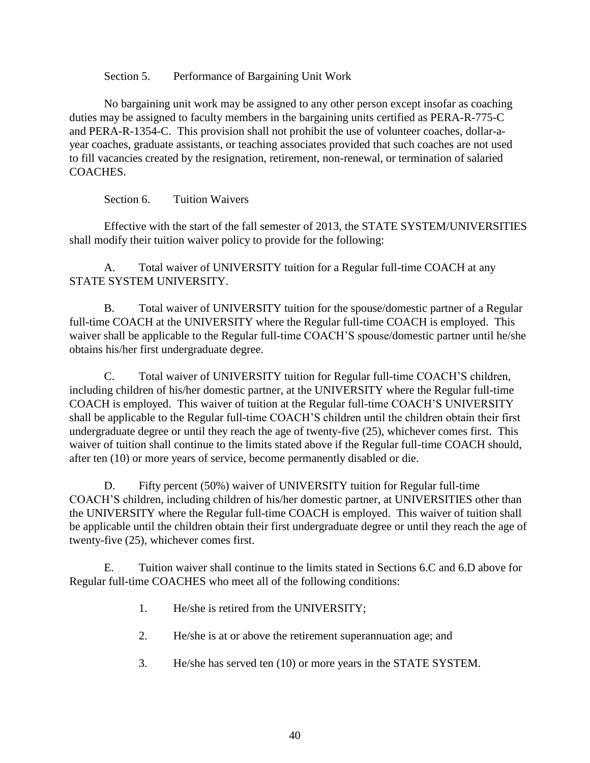Section 5. Performance of Bargaining Unit Work

No bargaining unit work may be assigned to any other person except insofar as coaching duties may be assigned to faculty members in the bargaining units certified as PERA-R-775-C and PERA-R-1354-C. This provision shall not prohibit the use of volunteer coaches, dollar-a-year coaches, graduate assistants, or teaching associates provided that such coaches are not used to fill vacancies created by the resignation, retirement, non-renewal, or termination of salaried COACHES.

Section 6. Tuition Waivers

Effective with the start of the fall semester of 2013, the STATE SYSTEM/UNIVERSITIES shall modify their tuition waiver policy to provide for the following:

A. Total waiver of UNIVERSITY tuition for a Regular full-time COACH at any STATE SYSTEM UNIVERSITY.

B. Total waiver of UNIVERSITY tuition for the spouse/domestic partner of a Regular full-time COACH at the UNIVERSITY where the Regular full-time COACH is employed. This waiver shall be applicable to the Regular full-time COACH'S spouse/domestic partner until he/she obtains his/her first undergraduate degree.

C. Total waiver of UNIVERSITY tuition for Regular full-time COACH'S children, including children of his/her domestic partner, at the UNIVERSITY where the Regular full-time COACH is employed. This waiver of tuition at the Regular full-time COACH'S UNIVERSITY shall be applicable to the Regular full-time COACH'S children until the children obtain their first undergraduate degree or until they reach the age of twenty-five (25), whichever comes first. This waiver of tuition shall continue to the limits stated above if the Regular full-time COACH should, after ten (10) or more years of service, become permanently disabled or die.

D. Fifty percent (50%) waiver of UNIVERSITY tuition for Regular full-time COACH'S children, including children of his/her domestic partner, at UNIVERSITIES other than the UNIVERSITY where the Regular full-time COACH is employed. This waiver of tuition shall be applicable until the children obtain their first undergraduate degree or until they reach the age of twenty-five (25), whichever comes first.

E. Tuition waiver shall continue to the limits stated in Sections 6.C and 6.D above for Regular full-time COACHES who meet all of the following conditions:

1. He/she is retired from the UNIVERSITY;

2. He/she is at or above the retirement superannuation age; and

3. He/she has served ten (10) or more years in the STATE SYSTEM.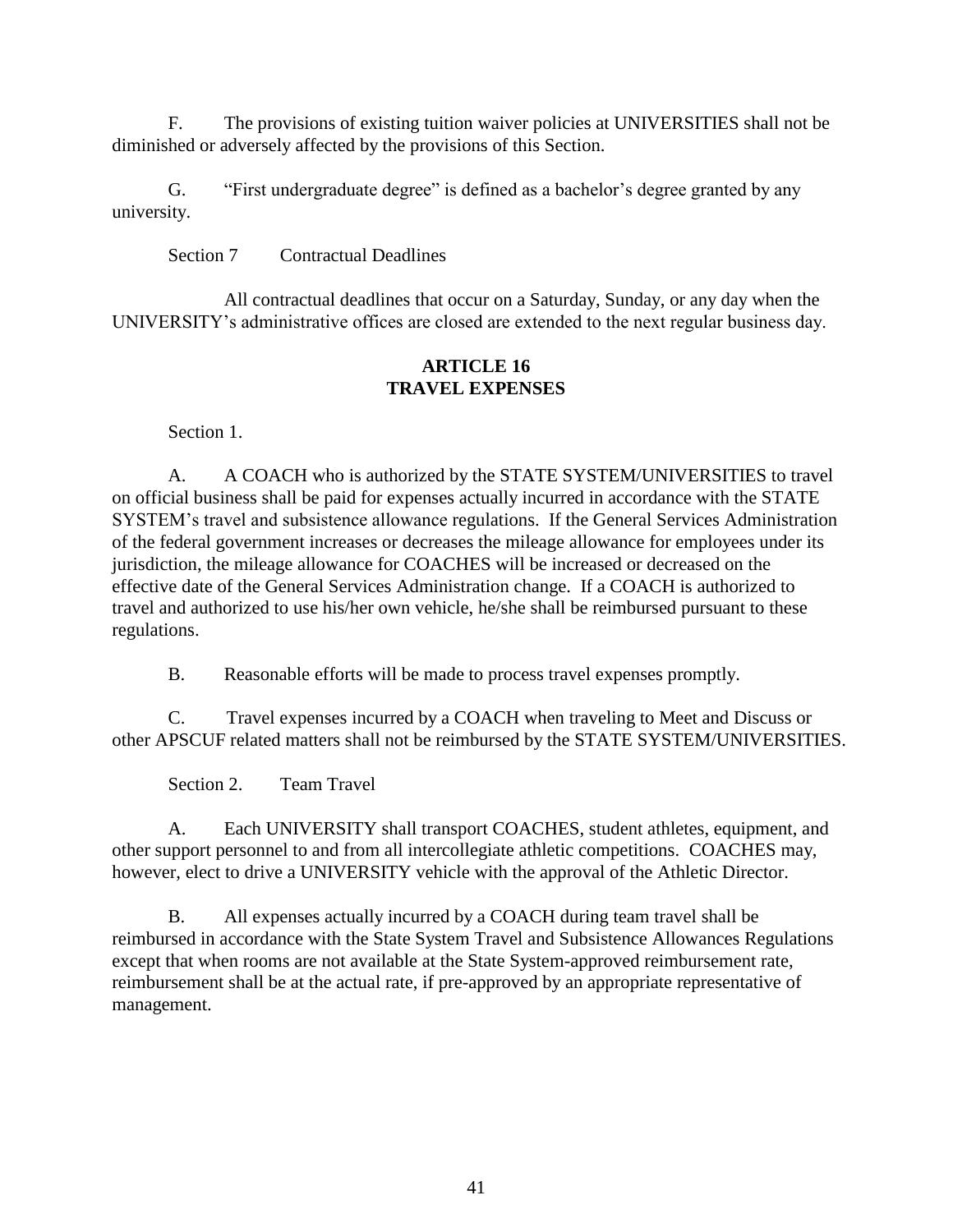F. The provisions of existing tuition waiver policies at UNIVERSITIES shall not be diminished or adversely affected by the provisions of this Section.

G. "First undergraduate degree" is defined as a bachelor's degree granted by any university.

Section 7 Contractual Deadlines

All contractual deadlines that occur on a Saturday, Sunday, or any day when the UNIVERSITY's administrative offices are closed are extended to the next regular business day.

## ARTICLE 16
## TRAVEL EXPENSES

Section 1.

A. A COACH who is authorized by the STATE SYSTEM/UNIVERSITIES to travel on official business shall be paid for expenses actually incurred in accordance with the STATE SYSTEM's travel and subsistence allowance regulations. If the General Services Administration of the federal government increases or decreases the mileage allowance for employees under its jurisdiction, the mileage allowance for COACHES will be increased or decreased on the effective date of the General Services Administration change. If a COACH is authorized to travel and authorized to use his/her own vehicle, he/she shall be reimbursed pursuant to these regulations.

B. Reasonable efforts will be made to process travel expenses promptly.

C. Travel expenses incurred by a COACH when traveling to Meet and Discuss or other APSCUF related matters shall not be reimbursed by the STATE SYSTEM/UNIVERSITIES.

Section 2. Team Travel

A. Each UNIVERSITY shall transport COACHES, student athletes, equipment, and other support personnel to and from all intercollegiate athletic competitions. COACHES may, however, elect to drive a UNIVERSITY vehicle with the approval of the Athletic Director.

B. All expenses actually incurred by a COACH during team travel shall be reimbursed in accordance with the State System Travel and Subsistence Allowances Regulations except that when rooms are not available at the State System-approved reimbursement rate, reimbursement shall be at the actual rate, if pre-approved by an appropriate representative of management.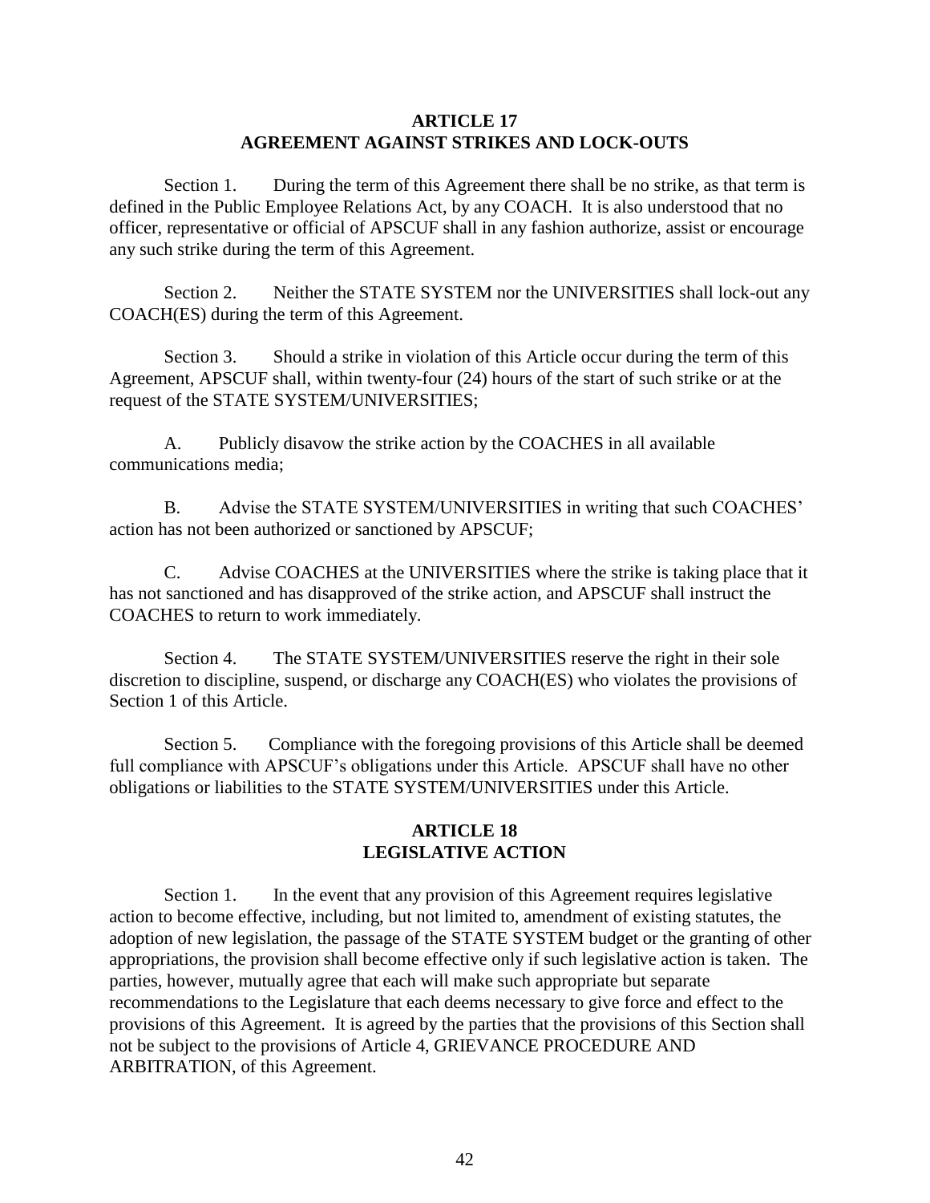## ARTICLE 17
## AGREEMENT AGAINST STRIKES AND LOCK-OUTS

Section 1. During the term of this Agreement there shall be no strike, as that term is defined in the Public Employee Relations Act, by any COACH. It is also understood that no officer, representative or official of APSCUF shall in any fashion authorize, assist or encourage any such strike during the term of this Agreement.

Section 2. Neither the STATE SYSTEM nor the UNIVERSITIES shall lock-out any COACH(ES) during the term of this Agreement.

Section 3. Should a strike in violation of this Article occur during the term of this Agreement, APSCUF shall, within twenty-four (24) hours of the start of such strike or at the request of the STATE SYSTEM/UNIVERSITIES;

A. Publicly disavow the strike action by the COACHES in all available communications media;

B. Advise the STATE SYSTEM/UNIVERSITIES in writing that such COACHES' action has not been authorized or sanctioned by APSCUF;

C. Advise COACHES at the UNIVERSITIES where the strike is taking place that it has not sanctioned and has disapproved of the strike action, and APSCUF shall instruct the COACHES to return to work immediately.

Section 4. The STATE SYSTEM/UNIVERSITIES reserve the right in their sole discretion to discipline, suspend, or discharge any COACH(ES) who violates the provisions of Section 1 of this Article.

Section 5. Compliance with the foregoing provisions of this Article shall be deemed full compliance with APSCUF's obligations under this Article. APSCUF shall have no other obligations or liabilities to the STATE SYSTEM/UNIVERSITIES under this Article.

## ARTICLE 18
## LEGISLATIVE ACTION

Section 1. In the event that any provision of this Agreement requires legislative action to become effective, including, but not limited to, amendment of existing statutes, the adoption of new legislation, the passage of the STATE SYSTEM budget or the granting of other appropriations, the provision shall become effective only if such legislative action is taken. The parties, however, mutually agree that each will make such appropriate but separate recommendations to the Legislature that each deems necessary to give force and effect to the provisions of this Agreement. It is agreed by the parties that the provisions of this Section shall not be subject to the provisions of Article 4, GRIEVANCE PROCEDURE AND ARBITRATION, of this Agreement.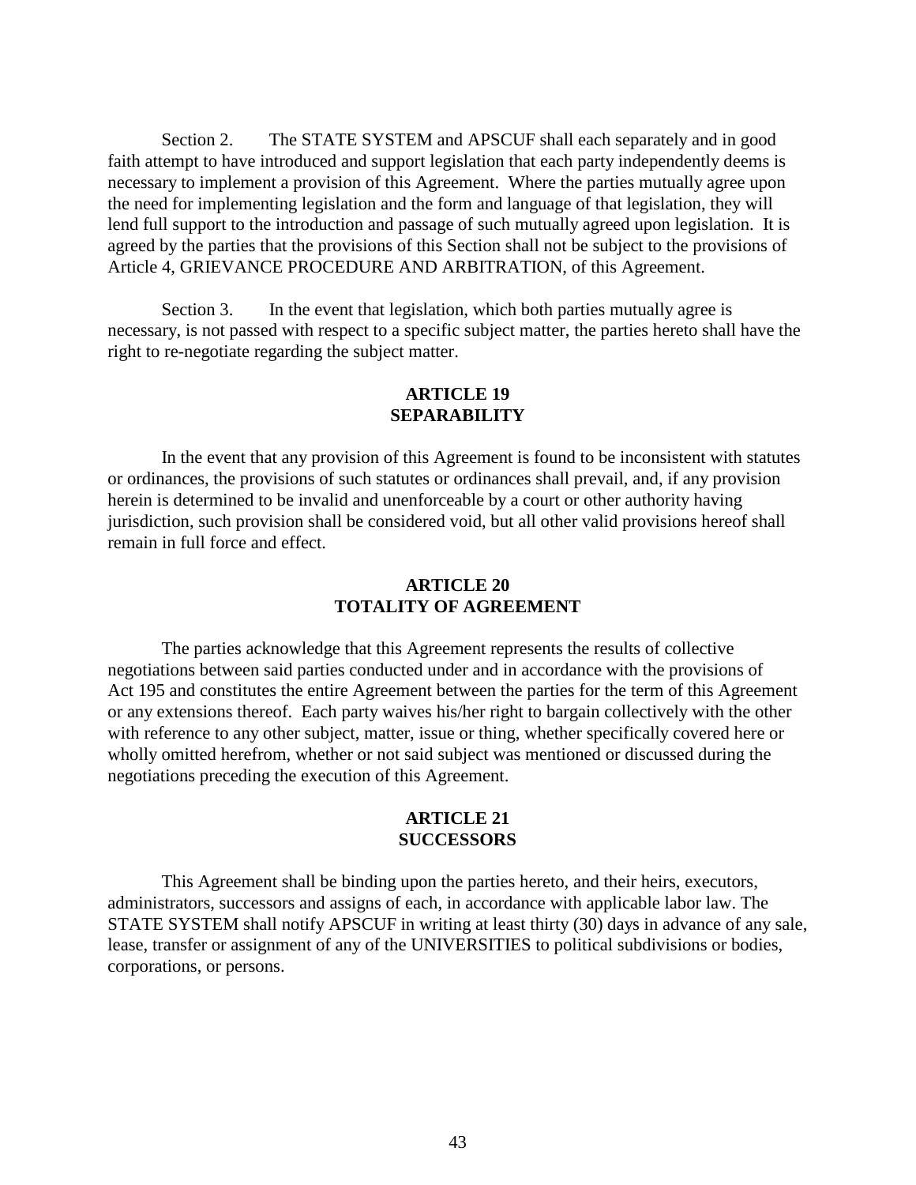Section 2. The STATE SYSTEM and APSCUF shall each separately and in good faith attempt to have introduced and support legislation that each party independently deems is necessary to implement a provision of this Agreement. Where the parties mutually agree upon the need for implementing legislation and the form and language of that legislation, they will lend full support to the introduction and passage of such mutually agreed upon legislation. It is agreed by the parties that the provisions of this Section shall not be subject to the provisions of Article 4, GRIEVANCE PROCEDURE AND ARBITRATION, of this Agreement.

Section 3. In the event that legislation, which both parties mutually agree is necessary, is not passed with respect to a specific subject matter, the parties hereto shall have the right to re-negotiate regarding the subject matter.

## ARTICLE 19
## SEPARABILITY

In the event that any provision of this Agreement is found to be inconsistent with statutes or ordinances, the provisions of such statutes or ordinances shall prevail, and, if any provision herein is determined to be invalid and unenforceable by a court or other authority having jurisdiction, such provision shall be considered void, but all other valid provisions hereof shall remain in full force and effect.

## ARTICLE 20
## TOTALITY OF AGREEMENT

The parties acknowledge that this Agreement represents the results of collective negotiations between said parties conducted under and in accordance with the provisions of Act 195 and constitutes the entire Agreement between the parties for the term of this Agreement or any extensions thereof. Each party waives his/her right to bargain collectively with the other with reference to any other subject, matter, issue or thing, whether specifically covered here or wholly omitted herefrom, whether or not said subject was mentioned or discussed during the negotiations preceding the execution of this Agreement.

## ARTICLE 21
## SUCCESSORS

This Agreement shall be binding upon the parties hereto, and their heirs, executors, administrators, successors and assigns of each, in accordance with applicable labor law. The STATE SYSTEM shall notify APSCUF in writing at least thirty (30) days in advance of any sale, lease, transfer or assignment of any of the UNIVERSITIES to political subdivisions or bodies, corporations, or persons.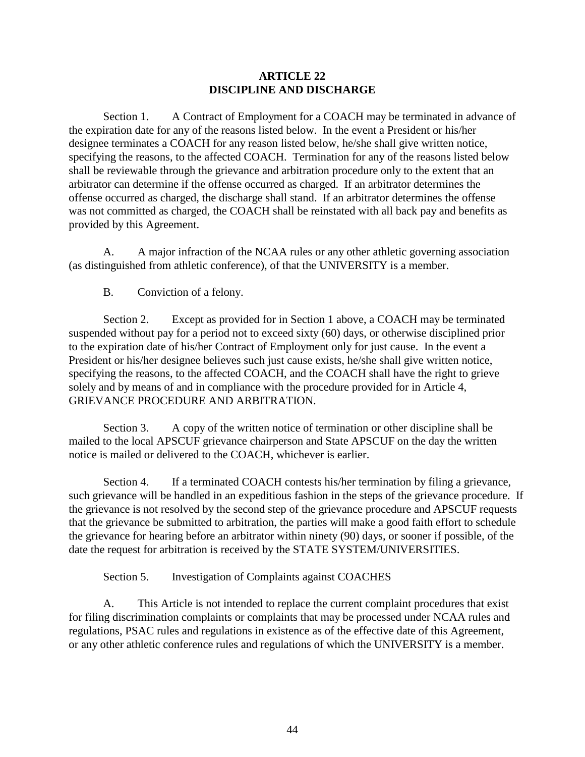# ARTICLE 22
# DISCIPLINE AND DISCHARGE

Section 1. A Contract of Employment for a COACH may be terminated in advance of the expiration date for any of the reasons listed below. In the event a President or his/her designee terminates a COACH for any reason listed below, he/she shall give written notice, specifying the reasons, to the affected COACH. Termination for any of the reasons listed below shall be reviewable through the grievance and arbitration procedure only to the extent that an arbitrator can determine if the offense occurred as charged. If an arbitrator determines the offense occurred as charged, the discharge shall stand. If an arbitrator determines the offense was not committed as charged, the COACH shall be reinstated with all back pay and benefits as provided by this Agreement.

A. A major infraction of the NCAA rules or any other athletic governing association (as distinguished from athletic conference), of that the UNIVERSITY is a member.

B. Conviction of a felony.

Section 2. Except as provided for in Section 1 above, a COACH may be terminated suspended without pay for a period not to exceed sixty (60) days, or otherwise disciplined prior to the expiration date of his/her Contract of Employment only for just cause. In the event a President or his/her designee believes such just cause exists, he/she shall give written notice, specifying the reasons, to the affected COACH, and the COACH shall have the right to grieve solely and by means of and in compliance with the procedure provided for in Article 4, GRIEVANCE PROCEDURE AND ARBITRATION.

Section 3. A copy of the written notice of termination or other discipline shall be mailed to the local APSCUF grievance chairperson and State APSCUF on the day the written notice is mailed or delivered to the COACH, whichever is earlier.

Section 4. If a terminated COACH contests his/her termination by filing a grievance, such grievance will be handled in an expeditious fashion in the steps of the grievance procedure. If the grievance is not resolved by the second step of the grievance procedure and APSCUF requests that the grievance be submitted to arbitration, the parties will make a good faith effort to schedule the grievance for hearing before an arbitrator within ninety (90) days, or sooner if possible, of the date the request for arbitration is received by the STATE SYSTEM/UNIVERSITIES.

Section 5. Investigation of Complaints against COACHES

A. This Article is not intended to replace the current complaint procedures that exist for filing discrimination complaints or complaints that may be processed under NCAA rules and regulations, PSAC rules and regulations in existence as of the effective date of this Agreement, or any other athletic conference rules and regulations of which the UNIVERSITY is a member.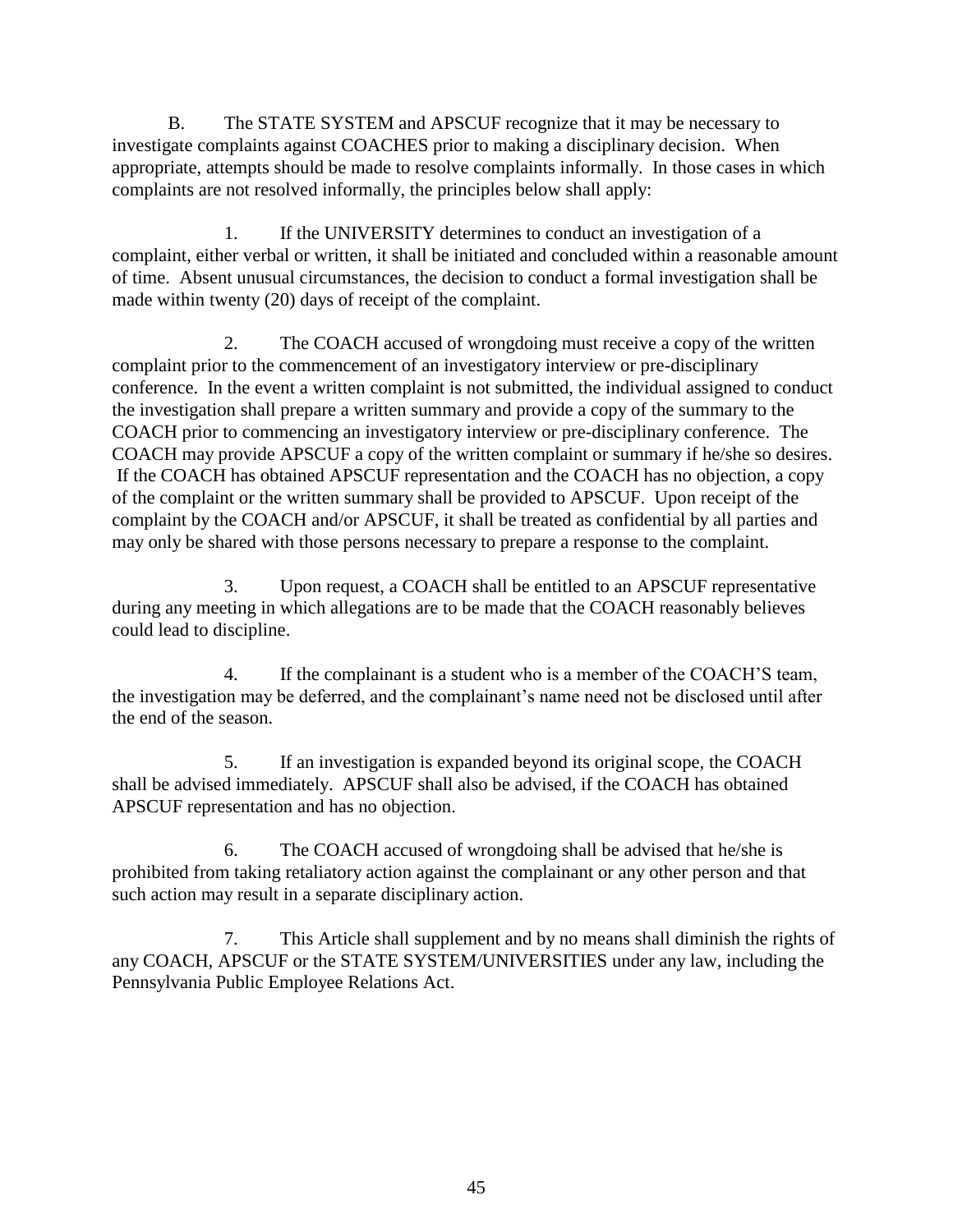B. The STATE SYSTEM and APSCUF recognize that it may be necessary to investigate complaints against COACHES prior to making a disciplinary decision. When appropriate, attempts should be made to resolve complaints informally. In those cases in which complaints are not resolved informally, the principles below shall apply:

1. If the UNIVERSITY determines to conduct an investigation of a complaint, either verbal or written, it shall be initiated and concluded within a reasonable amount of time. Absent unusual circumstances, the decision to conduct a formal investigation shall be made within twenty (20) days of receipt of the complaint.

2. The COACH accused of wrongdoing must receive a copy of the written complaint prior to the commencement of an investigatory interview or pre-disciplinary conference. In the event a written complaint is not submitted, the individual assigned to conduct the investigation shall prepare a written summary and provide a copy of the summary to the COACH prior to commencing an investigatory interview or pre-disciplinary conference. The COACH may provide APSCUF a copy of the written complaint or summary if he/she so desires. If the COACH has obtained APSCUF representation and the COACH has no objection, a copy of the complaint or the written summary shall be provided to APSCUF. Upon receipt of the complaint by the COACH and/or APSCUF, it shall be treated as confidential by all parties and may only be shared with those persons necessary to prepare a response to the complaint.

3. Upon request, a COACH shall be entitled to an APSCUF representative during any meeting in which allegations are to be made that the COACH reasonably believes could lead to discipline.

4. If the complainant is a student who is a member of the COACH'S team, the investigation may be deferred, and the complainant's name need not be disclosed until after the end of the season.

5. If an investigation is expanded beyond its original scope, the COACH shall be advised immediately. APSCUF shall also be advised, if the COACH has obtained APSCUF representation and has no objection.

6. The COACH accused of wrongdoing shall be advised that he/she is prohibited from taking retaliatory action against the complainant or any other person and that such action may result in a separate disciplinary action.

7. This Article shall supplement and by no means shall diminish the rights of any COACH, APSCUF or the STATE SYSTEM/UNIVERSITIES under any law, including the Pennsylvania Public Employee Relations Act.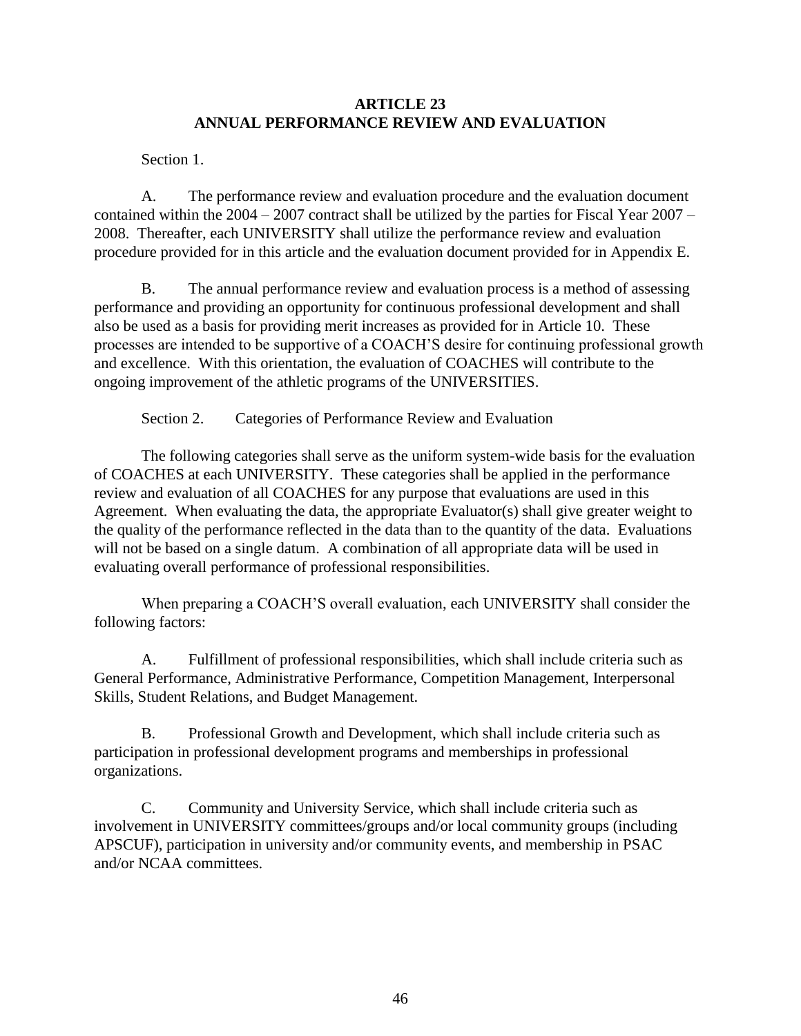# ARTICLE 23
## ANNUAL PERFORMANCE REVIEW AND EVALUATION

Section 1.

A. The performance review and evaluation procedure and the evaluation document contained within the 2004 – 2007 contract shall be utilized by the parties for Fiscal Year 2007 – 2008. Thereafter, each UNIVERSITY shall utilize the performance review and evaluation procedure provided for in this article and the evaluation document provided for in Appendix E.

B. The annual performance review and evaluation process is a method of assessing performance and providing an opportunity for continuous professional development and shall also be used as a basis for providing merit increases as provided for in Article 10. These processes are intended to be supportive of a COACH'S desire for continuing professional growth and excellence. With this orientation, the evaluation of COACHES will contribute to the ongoing improvement of the athletic programs of the UNIVERSITIES.

Section 2. Categories of Performance Review and Evaluation

The following categories shall serve as the uniform system-wide basis for the evaluation of COACHES at each UNIVERSITY. These categories shall be applied in the performance review and evaluation of all COACHES for any purpose that evaluations are used in this Agreement. When evaluating the data, the appropriate Evaluator(s) shall give greater weight to the quality of the performance reflected in the data than to the quantity of the data. Evaluations will not be based on a single datum. A combination of all appropriate data will be used in evaluating overall performance of professional responsibilities.

When preparing a COACH'S overall evaluation, each UNIVERSITY shall consider the following factors:

A. Fulfillment of professional responsibilities, which shall include criteria such as General Performance, Administrative Performance, Competition Management, Interpersonal Skills, Student Relations, and Budget Management.

B. Professional Growth and Development, which shall include criteria such as participation in professional development programs and memberships in professional organizations.

C. Community and University Service, which shall include criteria such as involvement in UNIVERSITY committees/groups and/or local community groups (including APSCUF), participation in university and/or community events, and membership in PSAC and/or NCAA committees.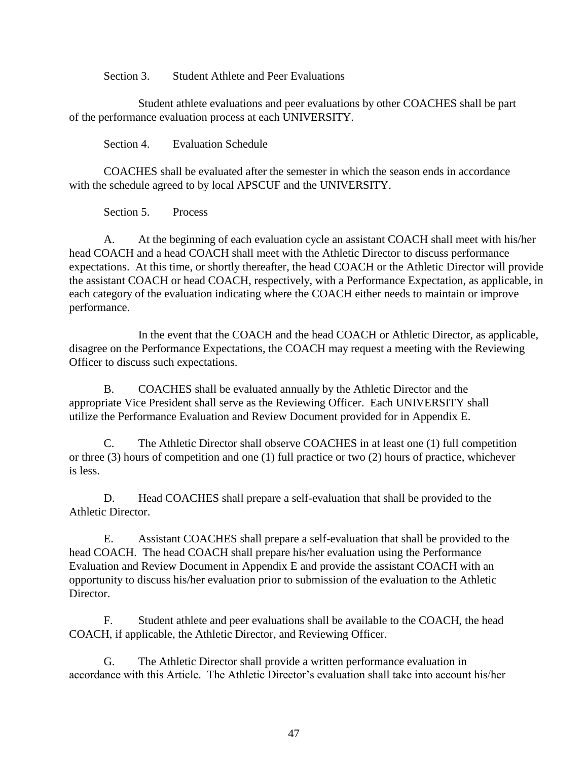Section 3. Student Athlete and Peer Evaluations

Student athlete evaluations and peer evaluations by other COACHES shall be part of the performance evaluation process at each UNIVERSITY.

Section 4. Evaluation Schedule

COACHES shall be evaluated after the semester in which the season ends in accordance with the schedule agreed to by local APSCUF and the UNIVERSITY.

Section 5. Process

A. At the beginning of each evaluation cycle an assistant COACH shall meet with his/her head COACH and a head COACH shall meet with the Athletic Director to discuss performance expectations. At this time, or shortly thereafter, the head COACH or the Athletic Director will provide the assistant COACH or head COACH, respectively, with a Performance Expectation, as applicable, in each category of the evaluation indicating where the COACH either needs to maintain or improve performance.

In the event that the COACH and the head COACH or Athletic Director, as applicable, disagree on the Performance Expectations, the COACH may request a meeting with the Reviewing Officer to discuss such expectations.

B. COACHES shall be evaluated annually by the Athletic Director and the appropriate Vice President shall serve as the Reviewing Officer. Each UNIVERSITY shall utilize the Performance Evaluation and Review Document provided for in Appendix E.

C. The Athletic Director shall observe COACHES in at least one (1) full competition or three (3) hours of competition and one (1) full practice or two (2) hours of practice, whichever is less.

D. Head COACHES shall prepare a self-evaluation that shall be provided to the Athletic Director.

E. Assistant COACHES shall prepare a self-evaluation that shall be provided to the head COACH. The head COACH shall prepare his/her evaluation using the Performance Evaluation and Review Document in Appendix E and provide the assistant COACH with an opportunity to discuss his/her evaluation prior to submission of the evaluation to the Athletic Director.

F. Student athlete and peer evaluations shall be available to the COACH, the head COACH, if applicable, the Athletic Director, and Reviewing Officer.

G. The Athletic Director shall provide a written performance evaluation in accordance with this Article. The Athletic Director's evaluation shall take into account his/her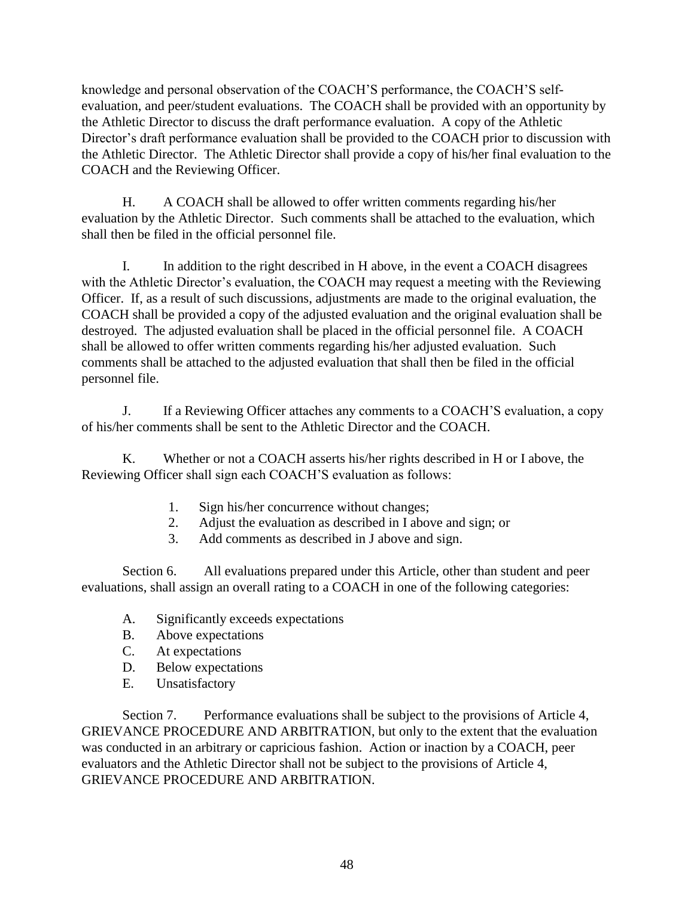knowledge and personal observation of the COACH'S performance, the COACH'S self-evaluation, and peer/student evaluations. The COACH shall be provided with an opportunity by the Athletic Director to discuss the draft performance evaluation. A copy of the Athletic Director's draft performance evaluation shall be provided to the COACH prior to discussion with the Athletic Director. The Athletic Director shall provide a copy of his/her final evaluation to the COACH and the Reviewing Officer.

H. A COACH shall be allowed to offer written comments regarding his/her evaluation by the Athletic Director. Such comments shall be attached to the evaluation, which shall then be filed in the official personnel file.

I. In addition to the right described in H above, in the event a COACH disagrees with the Athletic Director's evaluation, the COACH may request a meeting with the Reviewing Officer. If, as a result of such discussions, adjustments are made to the original evaluation, the COACH shall be provided a copy of the adjusted evaluation and the original evaluation shall be destroyed. The adjusted evaluation shall be placed in the official personnel file. A COACH shall be allowed to offer written comments regarding his/her adjusted evaluation. Such comments shall be attached to the adjusted evaluation that shall then be filed in the official personnel file.

J. If a Reviewing Officer attaches any comments to a COACH'S evaluation, a copy of his/her comments shall be sent to the Athletic Director and the COACH.

K. Whether or not a COACH asserts his/her rights described in H or I above, the Reviewing Officer shall sign each COACH'S evaluation as follows:

1. Sign his/her concurrence without changes;
2. Adjust the evaluation as described in I above and sign; or
3. Add comments as described in J above and sign.

Section 6. All evaluations prepared under this Article, other than student and peer evaluations, shall assign an overall rating to a COACH in one of the following categories:

A. Significantly exceeds expectations
B. Above expectations
C. At expectations
D. Below expectations
E. Unsatisfactory

Section 7. Performance evaluations shall be subject to the provisions of Article 4, GRIEVANCE PROCEDURE AND ARBITRATION, but only to the extent that the evaluation was conducted in an arbitrary or capricious fashion. Action or inaction by a COACH, peer evaluators and the Athletic Director shall not be subject to the provisions of Article 4, GRIEVANCE PROCEDURE AND ARBITRATION.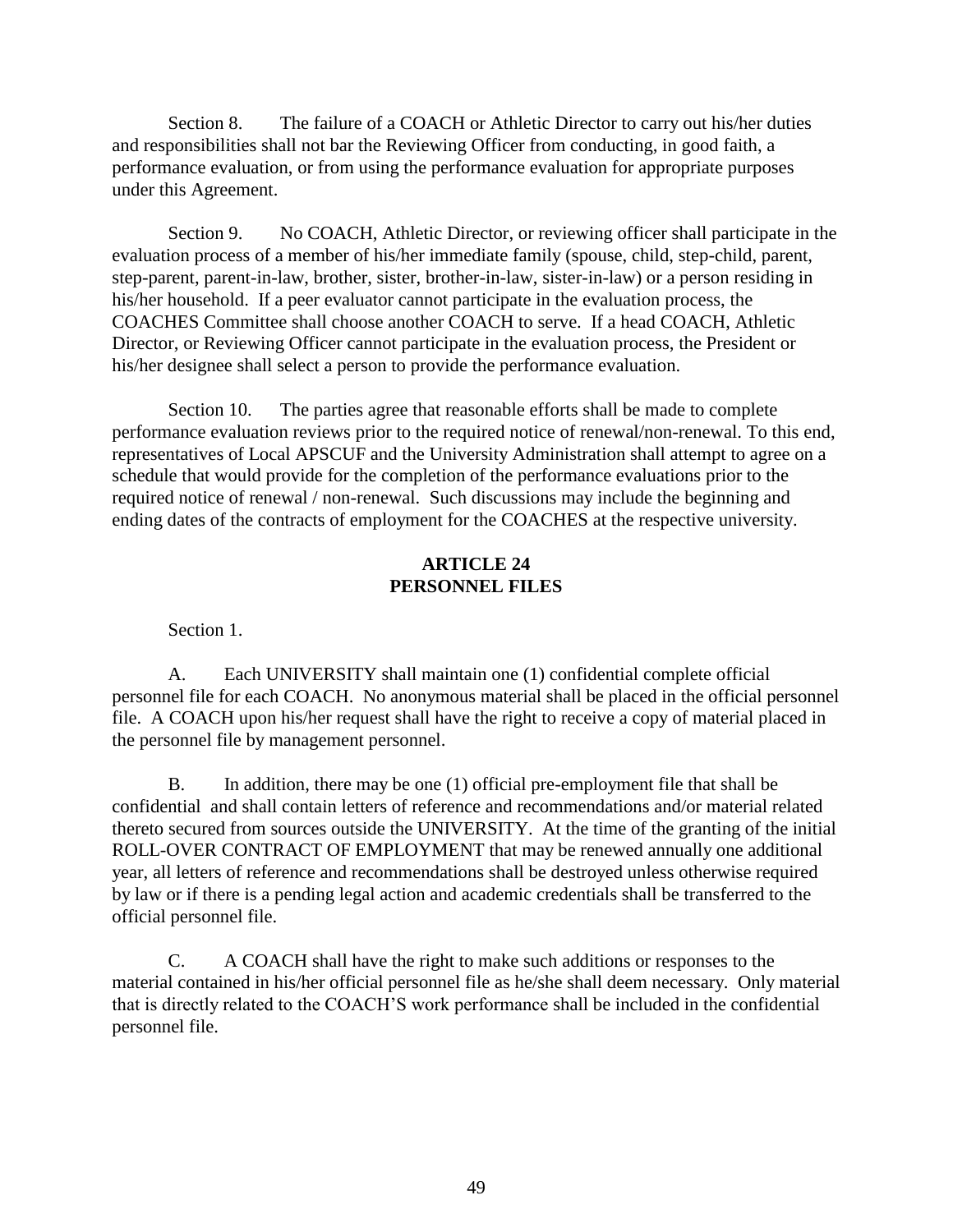Section 8. The failure of a COACH or Athletic Director to carry out his/her duties and responsibilities shall not bar the Reviewing Officer from conducting, in good faith, a performance evaluation, or from using the performance evaluation for appropriate purposes under this Agreement.

Section 9. No COACH, Athletic Director, or reviewing officer shall participate in the evaluation process of a member of his/her immediate family (spouse, child, step-child, parent, step-parent, parent-in-law, brother, sister, brother-in-law, sister-in-law) or a person residing in his/her household. If a peer evaluator cannot participate in the evaluation process, the COACHES Committee shall choose another COACH to serve. If a head COACH, Athletic Director, or Reviewing Officer cannot participate in the evaluation process, the President or his/her designee shall select a person to provide the performance evaluation.

Section 10. The parties agree that reasonable efforts shall be made to complete performance evaluation reviews prior to the required notice of renewal/non-renewal. To this end, representatives of Local APSCUF and the University Administration shall attempt to agree on a schedule that would provide for the completion of the performance evaluations prior to the required notice of renewal / non-renewal. Such discussions may include the beginning and ending dates of the contracts of employment for the COACHES at the respective university.

## ARTICLE 24
## PERSONNEL FILES

Section 1.

A. Each UNIVERSITY shall maintain one (1) confidential complete official personnel file for each COACH. No anonymous material shall be placed in the official personnel file. A COACH upon his/her request shall have the right to receive a copy of material placed in the personnel file by management personnel.

B. In addition, there may be one (1) official pre-employment file that shall be confidential and shall contain letters of reference and recommendations and/or material related thereto secured from sources outside the UNIVERSITY. At the time of the granting of the initial ROLL-OVER CONTRACT OF EMPLOYMENT that may be renewed annually one additional year, all letters of reference and recommendations shall be destroyed unless otherwise required by law or if there is a pending legal action and academic credentials shall be transferred to the official personnel file.

C. A COACH shall have the right to make such additions or responses to the material contained in his/her official personnel file as he/she shall deem necessary. Only material that is directly related to the COACH'S work performance shall be included in the confidential personnel file.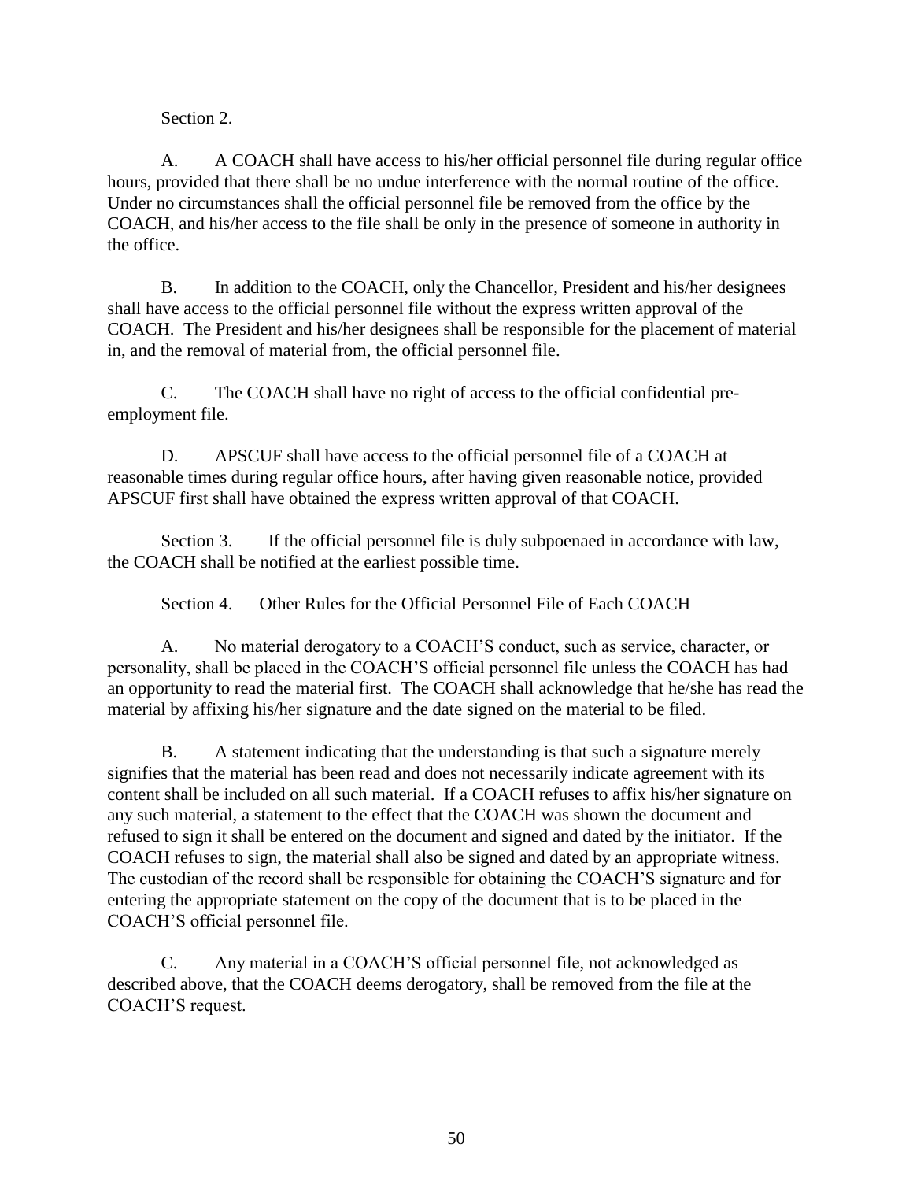Section 2.

A. A COACH shall have access to his/her official personnel file during regular office hours, provided that there shall be no undue interference with the normal routine of the office. Under no circumstances shall the official personnel file be removed from the office by the COACH, and his/her access to the file shall be only in the presence of someone in authority in the office.

B. In addition to the COACH, only the Chancellor, President and his/her designees shall have access to the official personnel file without the express written approval of the COACH. The President and his/her designees shall be responsible for the placement of material in, and the removal of material from, the official personnel file.

C. The COACH shall have no right of access to the official confidential pre-employment file.

D. APSCUF shall have access to the official personnel file of a COACH at reasonable times during regular office hours, after having given reasonable notice, provided APSCUF first shall have obtained the express written approval of that COACH.

Section 3. If the official personnel file is duly subpoenaed in accordance with law, the COACH shall be notified at the earliest possible time.

Section 4. Other Rules for the Official Personnel File of Each COACH

A. No material derogatory to a COACH'S conduct, such as service, character, or personality, shall be placed in the COACH'S official personnel file unless the COACH has had an opportunity to read the material first. The COACH shall acknowledge that he/she has read the material by affixing his/her signature and the date signed on the material to be filed.

B. A statement indicating that the understanding is that such a signature merely signifies that the material has been read and does not necessarily indicate agreement with its content shall be included on all such material. If a COACH refuses to affix his/her signature on any such material, a statement to the effect that the COACH was shown the document and refused to sign it shall be entered on the document and signed and dated by the initiator. If the COACH refuses to sign, the material shall also be signed and dated by an appropriate witness. The custodian of the record shall be responsible for obtaining the COACH'S signature and for entering the appropriate statement on the copy of the document that is to be placed in the COACH'S official personnel file.

C. Any material in a COACH'S official personnel file, not acknowledged as described above, that the COACH deems derogatory, shall be removed from the file at the COACH'S request.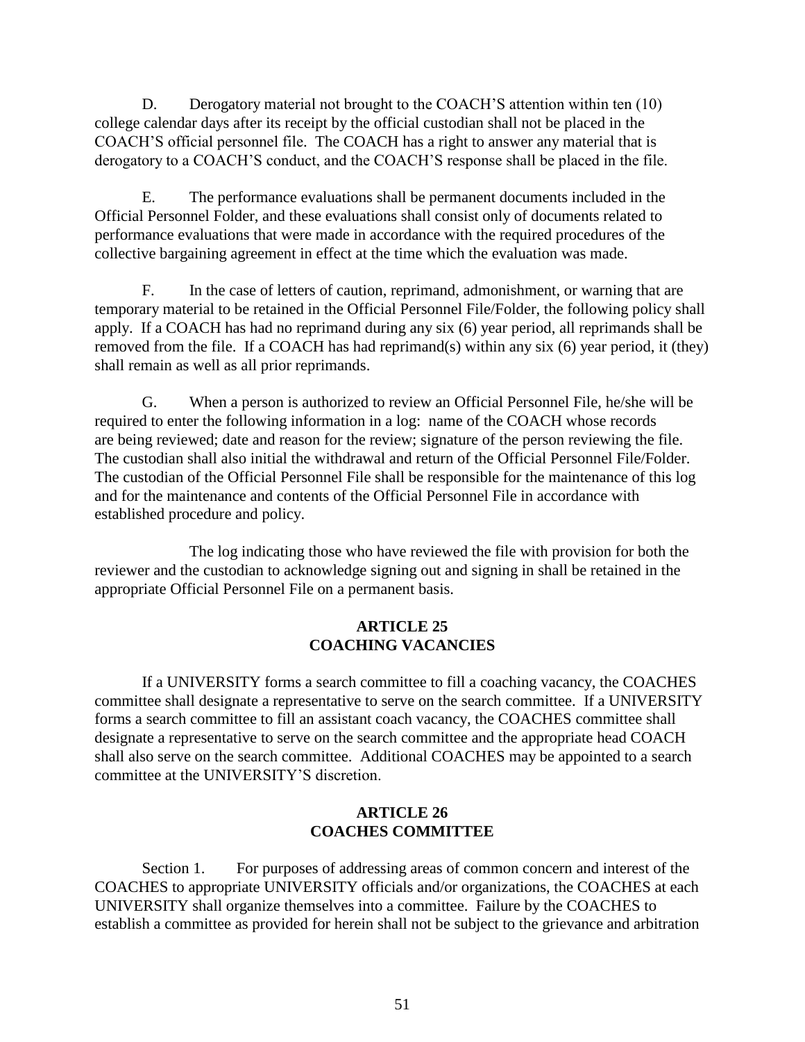D. Derogatory material not brought to the COACH'S attention within ten (10) college calendar days after its receipt by the official custodian shall not be placed in the COACH'S official personnel file. The COACH has a right to answer any material that is derogatory to a COACH'S conduct, and the COACH'S response shall be placed in the file.

E. The performance evaluations shall be permanent documents included in the Official Personnel Folder, and these evaluations shall consist only of documents related to performance evaluations that were made in accordance with the required procedures of the collective bargaining agreement in effect at the time which the evaluation was made.

F. In the case of letters of caution, reprimand, admonishment, or warning that are temporary material to be retained in the Official Personnel File/Folder, the following policy shall apply. If a COACH has had no reprimand during any six (6) year period, all reprimands shall be removed from the file. If a COACH has had reprimand(s) within any six (6) year period, it (they) shall remain as well as all prior reprimands.

G. When a person is authorized to review an Official Personnel File, he/she will be required to enter the following information in a log: name of the COACH whose records are being reviewed; date and reason for the review; signature of the person reviewing the file. The custodian shall also initial the withdrawal and return of the Official Personnel File/Folder. The custodian of the Official Personnel File shall be responsible for the maintenance of this log and for the maintenance and contents of the Official Personnel File in accordance with established procedure and policy.

The log indicating those who have reviewed the file with provision for both the reviewer and the custodian to acknowledge signing out and signing in shall be retained in the appropriate Official Personnel File on a permanent basis.

## ARTICLE 25
## COACHING VACANCIES

If a UNIVERSITY forms a search committee to fill a coaching vacancy, the COACHES committee shall designate a representative to serve on the search committee. If a UNIVERSITY forms a search committee to fill an assistant coach vacancy, the COACHES committee shall designate a representative to serve on the search committee and the appropriate head COACH shall also serve on the search committee. Additional COACHES may be appointed to a search committee at the UNIVERSITY'S discretion.

## ARTICLE 26
## COACHES COMMITTEE

Section 1. For purposes of addressing areas of common concern and interest of the COACHES to appropriate UNIVERSITY officials and/or organizations, the COACHES at each UNIVERSITY shall organize themselves into a committee. Failure by the COACHES to establish a committee as provided for herein shall not be subject to the grievance and arbitration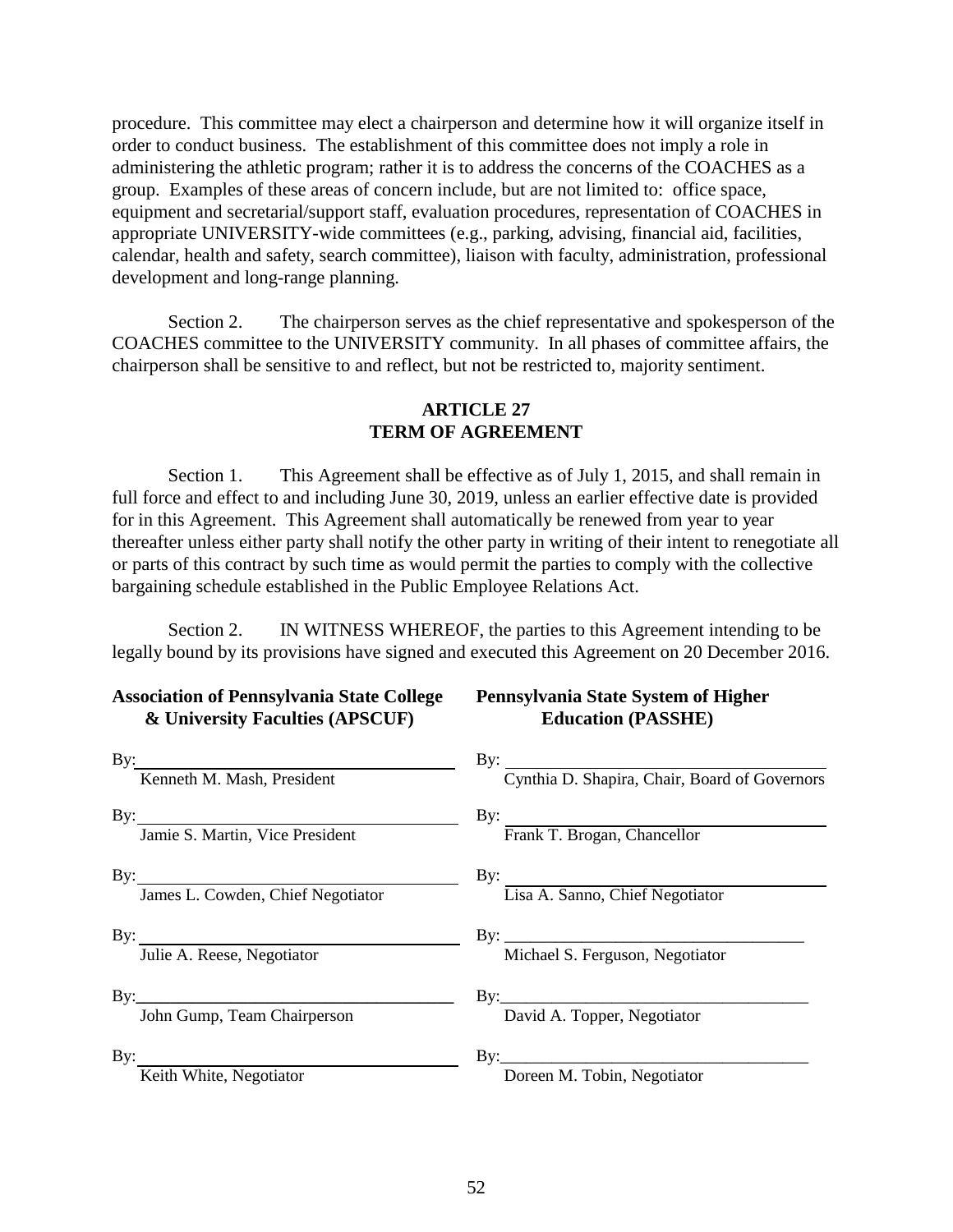procedure. This committee may elect a chairperson and determine how it will organize itself in order to conduct business. The establishment of this committee does not imply a role in administering the athletic program; rather it is to address the concerns of the COACHES as a group. Examples of these areas of concern include, but are not limited to: office space, equipment and secretarial/support staff, evaluation procedures, representation of COACHES in appropriate UNIVERSITY-wide committees (e.g., parking, advising, financial aid, facilities, calendar, health and safety, search committee), liaison with faculty, administration, professional development and long-range planning.

Section 2. The chairperson serves as the chief representative and spokesperson of the COACHES committee to the UNIVERSITY community. In all phases of committee affairs, the chairperson shall be sensitive to and reflect, but not be restricted to, majority sentiment.

## ARTICLE 27
## TERM OF AGREEMENT

Section 1. This Agreement shall be effective as of July 1, 2015, and shall remain in full force and effect to and including June 30, 2019, unless an earlier effective date is provided for in this Agreement. This Agreement shall automatically be renewed from year to year thereafter unless either party shall notify the other party in writing of their intent to renegotiate all or parts of this contract by such time as would permit the parties to comply with the collective bargaining schedule established in the Public Employee Relations Act.

Section 2. IN WITNESS WHEREOF, the parties to this Agreement intending to be legally bound by its provisions have signed and executed this Agreement on 20 December 2016.

| **Association of Pennsylvania State College & University Faculties (APSCUF)** | **Pennsylvania State System of Higher Education (PASSHE)** |
|---|---|
| By: ____________ Kenneth M. Mash, President | By: ____________ Cynthia D. Shapira, Chair, Board of Governors |
| By: ____________ Jamie S. Martin, Vice President | By: ____________ Frank T. Brogan, Chancellor |
| By: ____________ James L. Cowden, Chief Negotiator | By: ____________ Lisa A. Sanno, Chief Negotiator |
| By: ____________ Julie A. Reese, Negotiator | By: ____________ Michael S. Ferguson, Negotiator |
| By: ____________ John Gump, Team Chairperson | By: ____________ David A. Topper, Negotiator |
| By: ____________ Keith White, Negotiator | By: ____________ Doreen M. Tobin, Negotiator |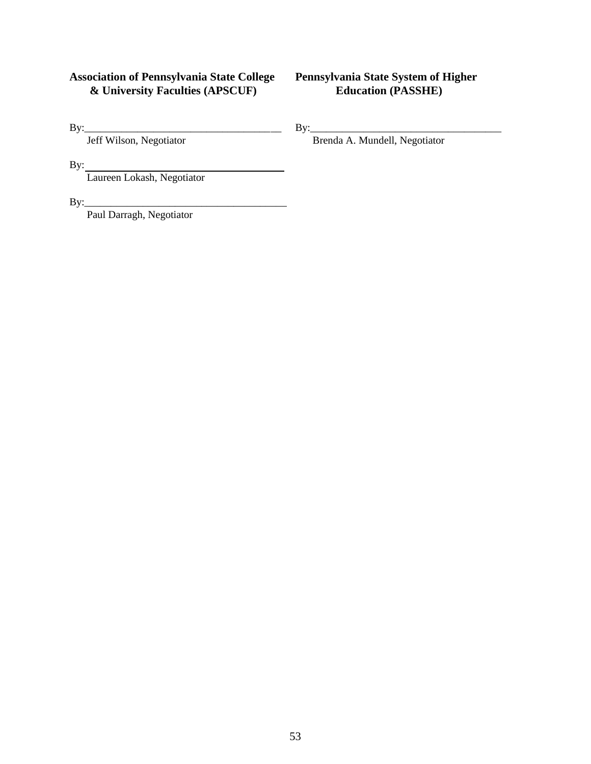**Association of Pennsylvania State College & University Faculties (APSCUF)**

By:______________________________________
Jeff Wilson, Negotiator

By:______________________________________
Laureen Lokash, Negotiator

By:______________________________________
Paul Darragh, Negotiator

**Pennsylvania State System of Higher Education (PASSHE)**

By:______________________________________
Brenda A. Mundell, Negotiator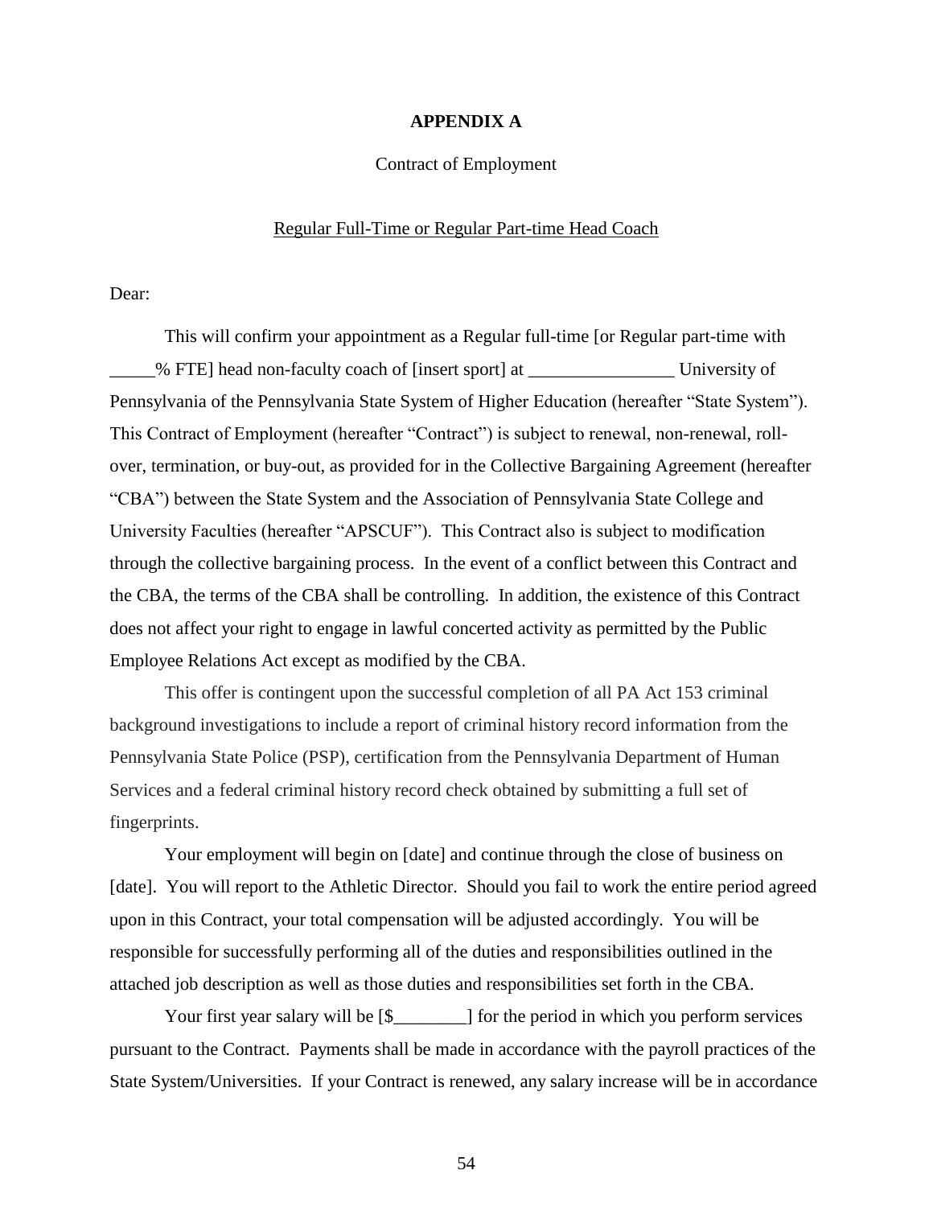**APPENDIX A**

Contract of Employment

Regular Full-Time or Regular Part-time Head Coach

Dear:

This will confirm your appointment as a Regular full-time [or Regular part-time with _____% FTE] head non-faculty coach of [insert sport] at ________________ University of Pennsylvania of the Pennsylvania State System of Higher Education (hereafter "State System"). This Contract of Employment (hereafter "Contract") is subject to renewal, non-renewal, roll-over, termination, or buy-out, as provided for in the Collective Bargaining Agreement (hereafter "CBA") between the State System and the Association of Pennsylvania State College and University Faculties (hereafter "APSCUF"). This Contract also is subject to modification through the collective bargaining process. In the event of a conflict between this Contract and the CBA, the terms of the CBA shall be controlling. In addition, the existence of this Contract does not affect your right to engage in lawful concerted activity as permitted by the Public Employee Relations Act except as modified by the CBA.

This offer is contingent upon the successful completion of all PA Act 153 criminal background investigations to include a report of criminal history record information from the Pennsylvania State Police (PSP), certification from the Pennsylvania Department of Human Services and a federal criminal history record check obtained by submitting a full set of fingerprints.

Your employment will begin on [date] and continue through the close of business on [date]. You will report to the Athletic Director. Should you fail to work the entire period agreed upon in this Contract, your total compensation will be adjusted accordingly. You will be responsible for successfully performing all of the duties and responsibilities outlined in the attached job description as well as those duties and responsibilities set forth in the CBA.

Your first year salary will be [$________] for the period in which you perform services pursuant to the Contract. Payments shall be made in accordance with the payroll practices of the State System/Universities. If your Contract is renewed, any salary increase will be in accordance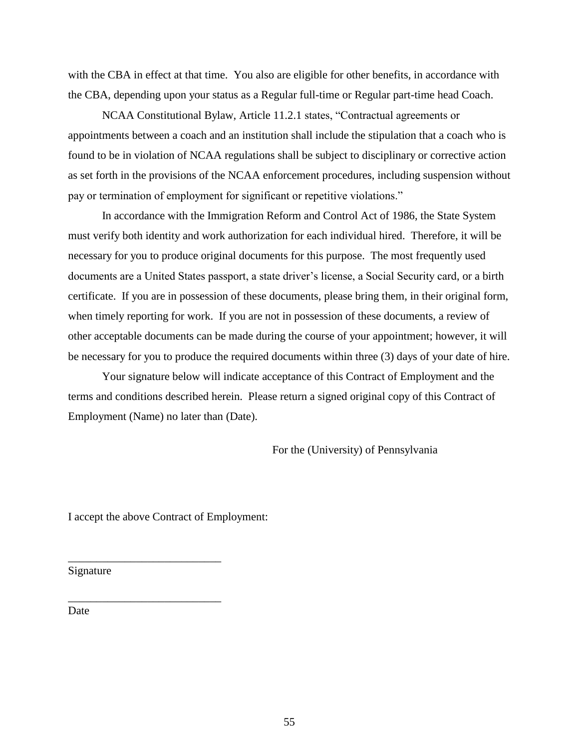with the CBA in effect at that time. You also are eligible for other benefits, in accordance with the CBA, depending upon your status as a Regular full-time or Regular part-time head Coach.

NCAA Constitutional Bylaw, Article 11.2.1 states, "Contractual agreements or appointments between a coach and an institution shall include the stipulation that a coach who is found to be in violation of NCAA regulations shall be subject to disciplinary or corrective action as set forth in the provisions of the NCAA enforcement procedures, including suspension without pay or termination of employment for significant or repetitive violations."

In accordance with the Immigration Reform and Control Act of 1986, the State System must verify both identity and work authorization for each individual hired. Therefore, it will be necessary for you to produce original documents for this purpose. The most frequently used documents are a United States passport, a state driver's license, a Social Security card, or a birth certificate. If you are in possession of these documents, please bring them, in their original form, when timely reporting for work. If you are not in possession of these documents, a review of other acceptable documents can be made during the course of your appointment; however, it will be necessary for you to produce the required documents within three (3) days of your date of hire.

Your signature below will indicate acceptance of this Contract of Employment and the terms and conditions described herein. Please return a signed original copy of this Contract of Employment (Name) no later than (Date).

For the (University) of Pennsylvania

I accept the above Contract of Employment:

___________________________
Signature

___________________________
Date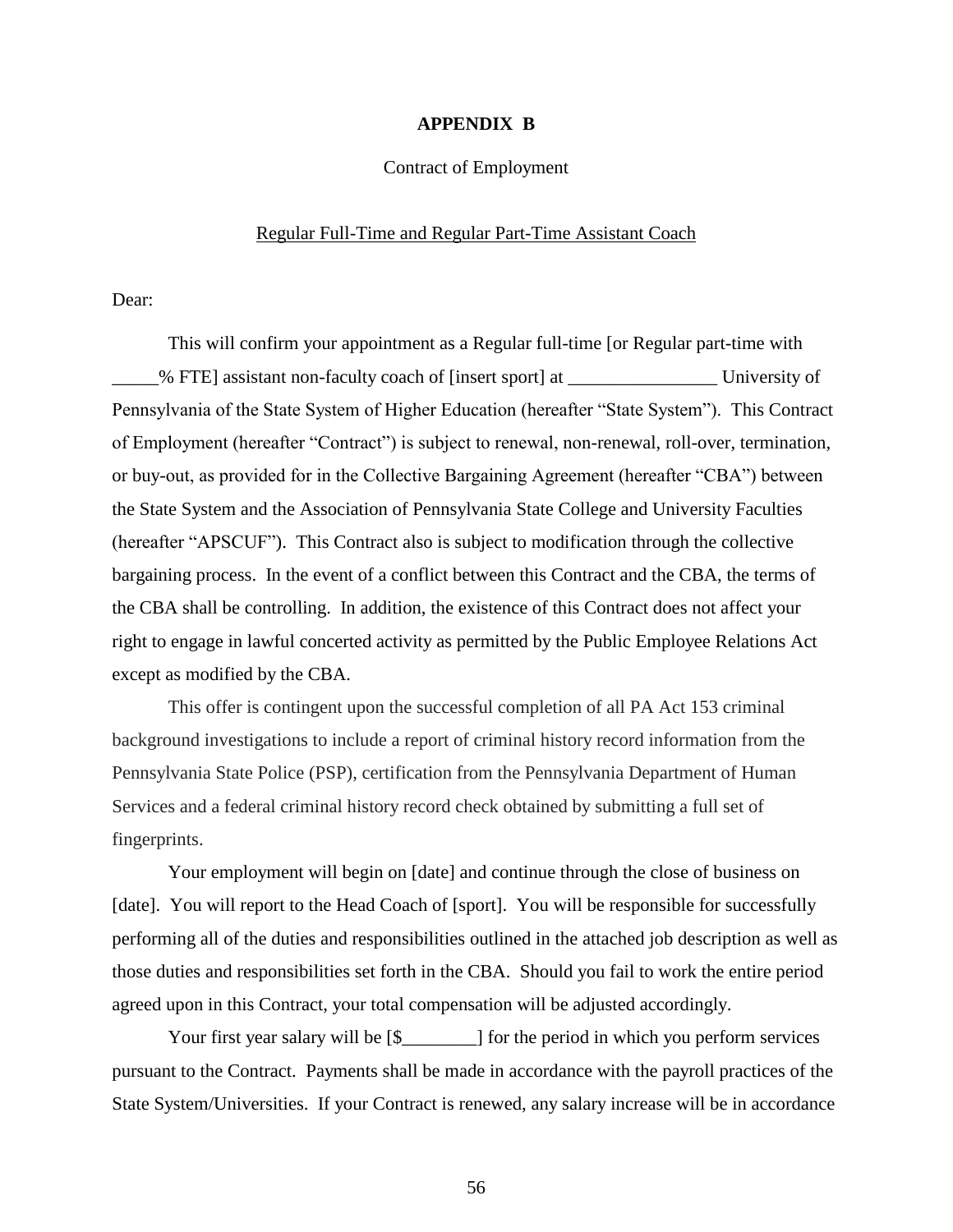**APPENDIX B**

Contract of Employment

Regular Full-Time and Regular Part-Time Assistant Coach

Dear:

This will confirm your appointment as a Regular full-time [or Regular part-time with _____% FTE] assistant non-faculty coach of [insert sport] at ________________ University of Pennsylvania of the State System of Higher Education (hereafter "State System"). This Contract of Employment (hereafter "Contract") is subject to renewal, non-renewal, roll-over, termination, or buy-out, as provided for in the Collective Bargaining Agreement (hereafter "CBA") between the State System and the Association of Pennsylvania State College and University Faculties (hereafter "APSCUF"). This Contract also is subject to modification through the collective bargaining process. In the event of a conflict between this Contract and the CBA, the terms of the CBA shall be controlling. In addition, the existence of this Contract does not affect your right to engage in lawful concerted activity as permitted by the Public Employee Relations Act except as modified by the CBA.

This offer is contingent upon the successful completion of all PA Act 153 criminal background investigations to include a report of criminal history record information from the Pennsylvania State Police (PSP), certification from the Pennsylvania Department of Human Services and a federal criminal history record check obtained by submitting a full set of fingerprints.

Your employment will begin on [date] and continue through the close of business on [date]. You will report to the Head Coach of [sport]. You will be responsible for successfully performing all of the duties and responsibilities outlined in the attached job description as well as those duties and responsibilities set forth in the CBA. Should you fail to work the entire period agreed upon in this Contract, your total compensation will be adjusted accordingly.

Your first year salary will be [$________] for the period in which you perform services pursuant to the Contract. Payments shall be made in accordance with the payroll practices of the State System/Universities. If your Contract is renewed, any salary increase will be in accordance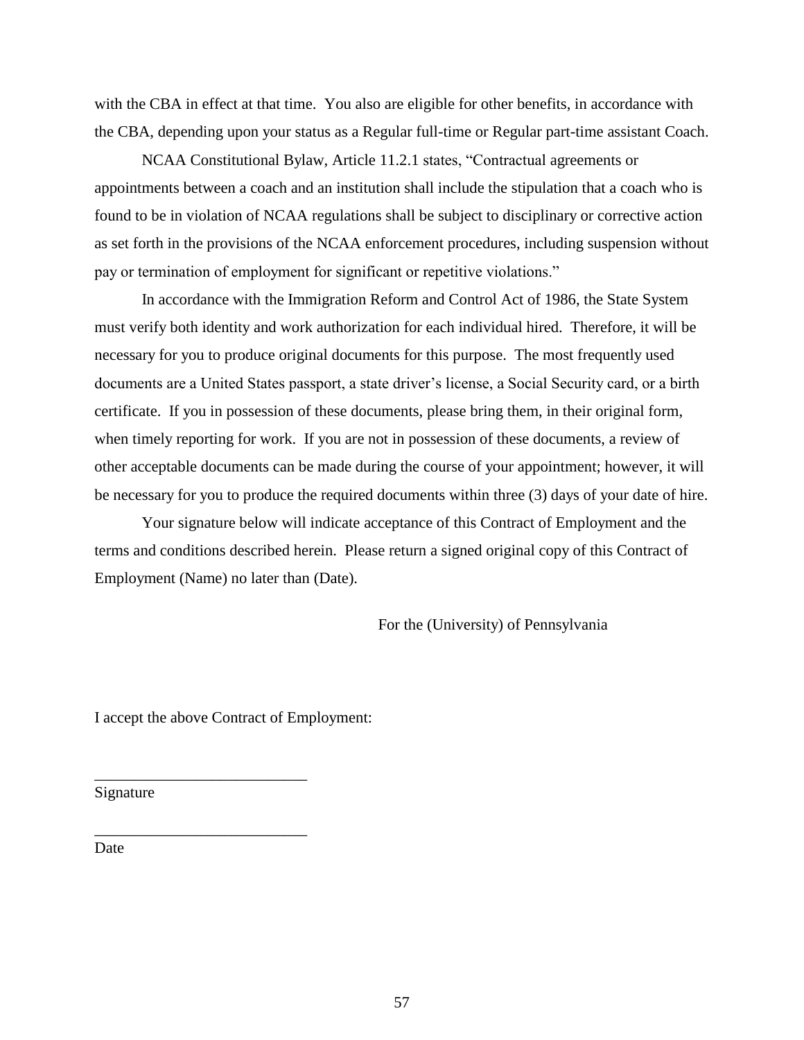with the CBA in effect at that time. You also are eligible for other benefits, in accordance with the CBA, depending upon your status as a Regular full-time or Regular part-time assistant Coach.

NCAA Constitutional Bylaw, Article 11.2.1 states, "Contractual agreements or appointments between a coach and an institution shall include the stipulation that a coach who is found to be in violation of NCAA regulations shall be subject to disciplinary or corrective action as set forth in the provisions of the NCAA enforcement procedures, including suspension without pay or termination of employment for significant or repetitive violations."

In accordance with the Immigration Reform and Control Act of 1986, the State System must verify both identity and work authorization for each individual hired. Therefore, it will be necessary for you to produce original documents for this purpose. The most frequently used documents are a United States passport, a state driver's license, a Social Security card, or a birth certificate. If you in possession of these documents, please bring them, in their original form, when timely reporting for work. If you are not in possession of these documents, a review of other acceptable documents can be made during the course of your appointment; however, it will be necessary for you to produce the required documents within three (3) days of your date of hire.

Your signature below will indicate acceptance of this Contract of Employment and the terms and conditions described herein. Please return a signed original copy of this Contract of Employment (Name) no later than (Date).

For the (University) of Pennsylvania

I accept the above Contract of Employment:

___________________________

Signature

___________________________

Date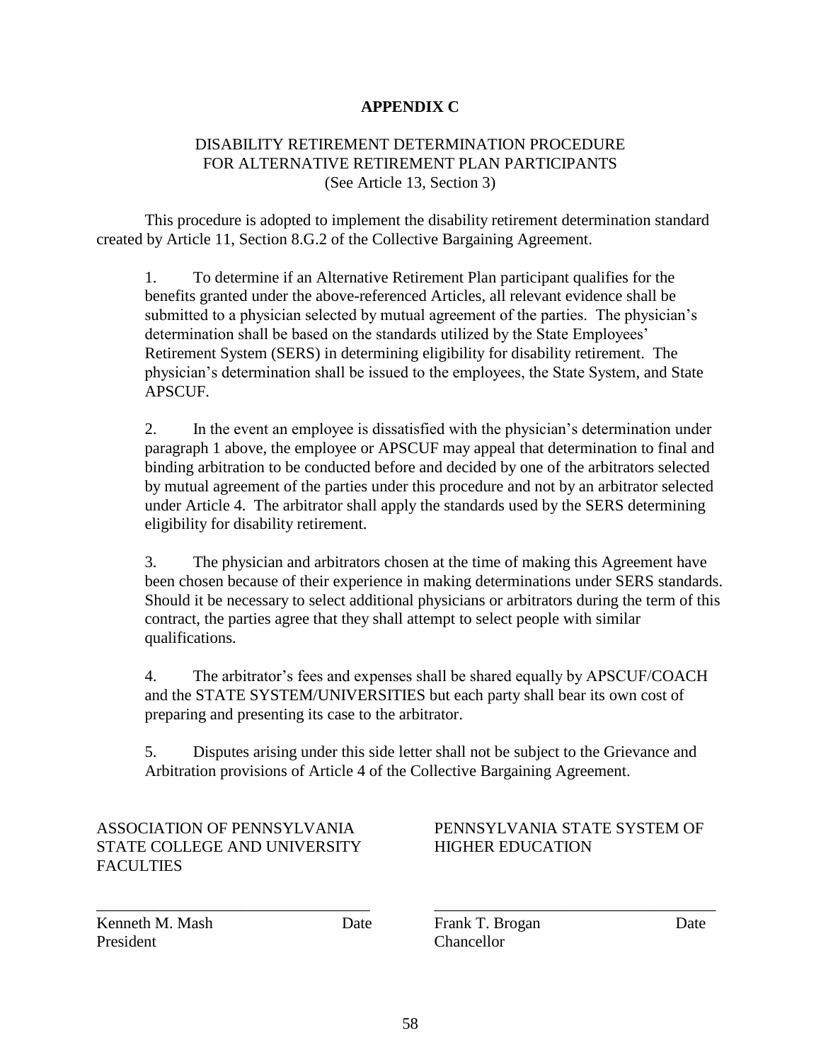# APPENDIX C

DISABILITY RETIREMENT DETERMINATION PROCEDURE
FOR ALTERNATIVE RETIREMENT PLAN PARTICIPANTS
(See Article 13, Section 3)

This procedure is adopted to implement the disability retirement determination standard created by Article 11, Section 8.G.2 of the Collective Bargaining Agreement.

1. To determine if an Alternative Retirement Plan participant qualifies for the benefits granted under the above-referenced Articles, all relevant evidence shall be submitted to a physician selected by mutual agreement of the parties. The physician's determination shall be based on the standards utilized by the State Employees' Retirement System (SERS) in determining eligibility for disability retirement. The physician's determination shall be issued to the employees, the State System, and State APSCUF.

2. In the event an employee is dissatisfied with the physician's determination under paragraph 1 above, the employee or APSCUF may appeal that determination to final and binding arbitration to be conducted before and decided by one of the arbitrators selected by mutual agreement of the parties under this procedure and not by an arbitrator selected under Article 4. The arbitrator shall apply the standards used by the SERS determining eligibility for disability retirement.

3. The physician and arbitrators chosen at the time of making this Agreement have been chosen because of their experience in making determinations under SERS standards. Should it be necessary to select additional physicians or arbitrators during the term of this contract, the parties agree that they shall attempt to select people with similar qualifications.

4. The arbitrator's fees and expenses shall be shared equally by APSCUF/COACH and the STATE SYSTEM/UNIVERSITIES but each party shall bear its own cost of preparing and presenting its case to the arbitrator.

5. Disputes arising under this side letter shall not be subject to the Grievance and Arbitration provisions of Article 4 of the Collective Bargaining Agreement.

ASSOCIATION OF PENNSYLVANIA STATE COLLEGE AND UNIVERSITY FACULTIES

\_\_\_\_\_\_\_\_\_\_\_\_\_\_\_\_\_\_\_\_\_\_\_\_\_\_\_\_\_\_\_\_\_\_\_

Kenneth M. Mash — Date
President

PENNSYLVANIA STATE SYSTEM OF HIGHER EDUCATION

\_\_\_\_\_\_\_\_\_\_\_\_\_\_\_\_\_\_\_\_\_\_\_\_\_\_\_\_\_\_\_\_\_\_\_

Frank T. Brogan — Date
Chancellor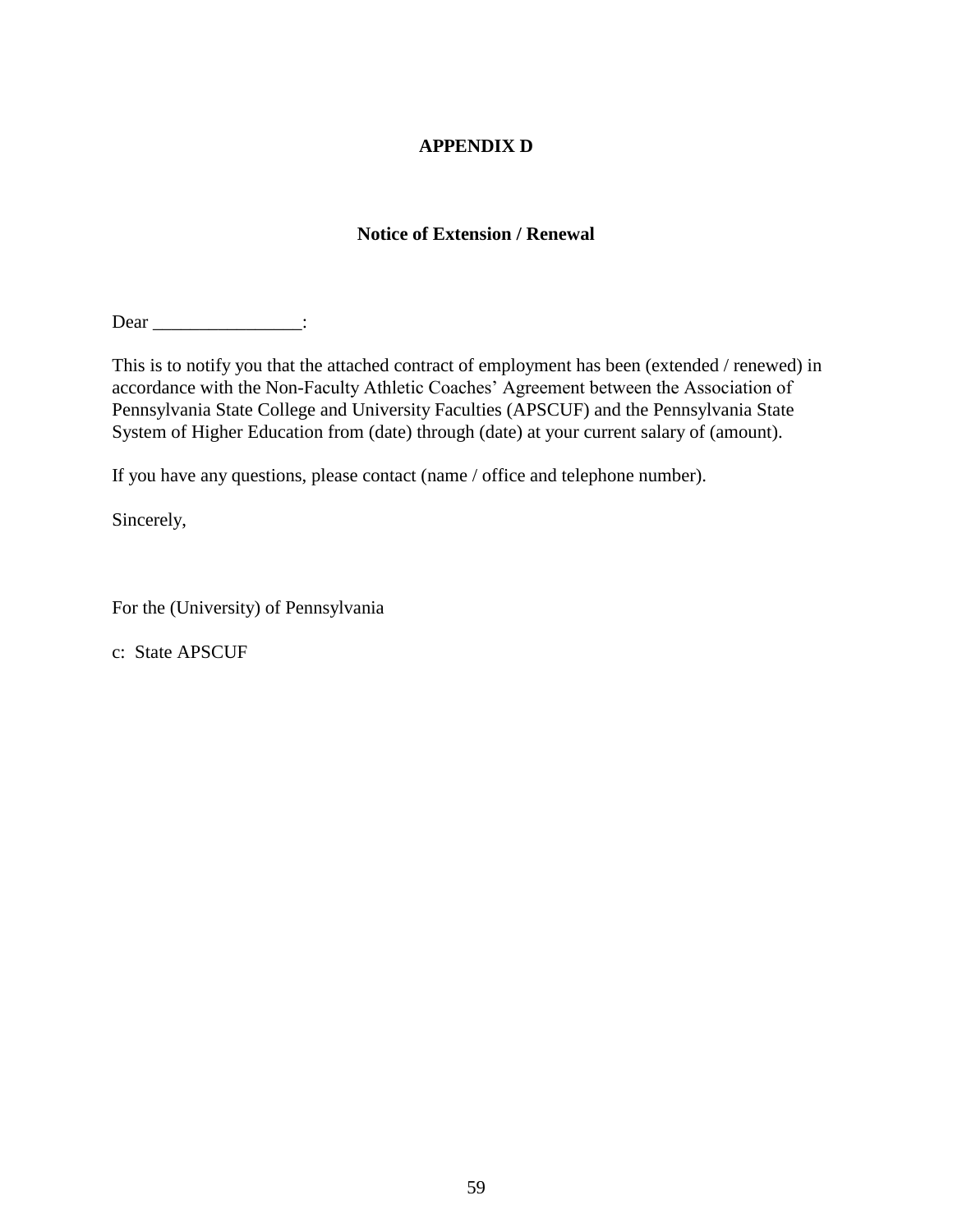# APPENDIX D

## Notice of Extension / Renewal

Dear ________________:

This is to notify you that the attached contract of employment has been (extended / renewed) in accordance with the Non-Faculty Athletic Coaches' Agreement between the Association of Pennsylvania State College and University Faculties (APSCUF) and the Pennsylvania State System of Higher Education from (date) through (date) at your current salary of (amount).

If you have any questions, please contact (name / office and telephone number).

Sincerely,

For the (University) of Pennsylvania

c: State APSCUF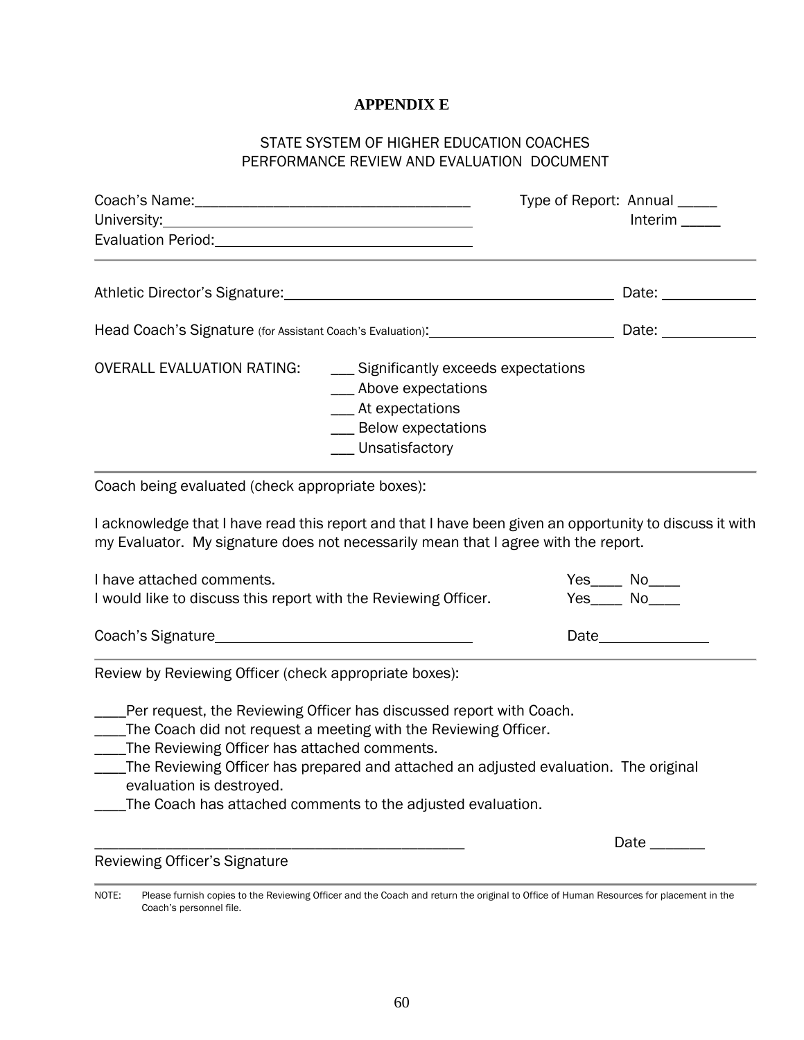# APPENDIX E

STATE SYSTEM OF HIGHER EDUCATION COACHES
PERFORMANCE REVIEW AND EVALUATION DOCUMENT

Coach's Name:___________________________________ Type of Report: Annual _____
University:_______________________________________ Interim _____
Evaluation Period:_________________________________

---

Athletic Director's Signature:_____________________________________________ Date: ____________

Head Coach's Signature (for Assistant Coach's Evaluation):_________________________ Date: ____________

OVERALL EVALUATION RATING:
___ Significantly exceeds expectations
___ Above expectations
___ At expectations
___ Below expectations
___ Unsatisfactory

---

Coach being evaluated (check appropriate boxes):

I acknowledge that I have read this report and that I have been given an opportunity to discuss it with my Evaluator. My signature does not necessarily mean that I agree with the report.

I have attached comments. Yes____ No____
I would like to discuss this report with the Reviewing Officer. Yes____ No____

Coach's Signature_________________________________ Date______________

---

Review by Reviewing Officer (check appropriate boxes):

____Per request, the Reviewing Officer has discussed report with Coach.
____The Coach did not request a meeting with the Reviewing Officer.
____The Reviewing Officer has attached comments.
____The Reviewing Officer has prepared and attached an adjusted evaluation. The original evaluation is destroyed.
____The Coach has attached comments to the adjusted evaluation.

_______________________________________________ Date _______
Reviewing Officer's Signature

---

NOTE: Please furnish copies to the Reviewing Officer and the Coach and return the original to Office of Human Resources for placement in the Coach's personnel file.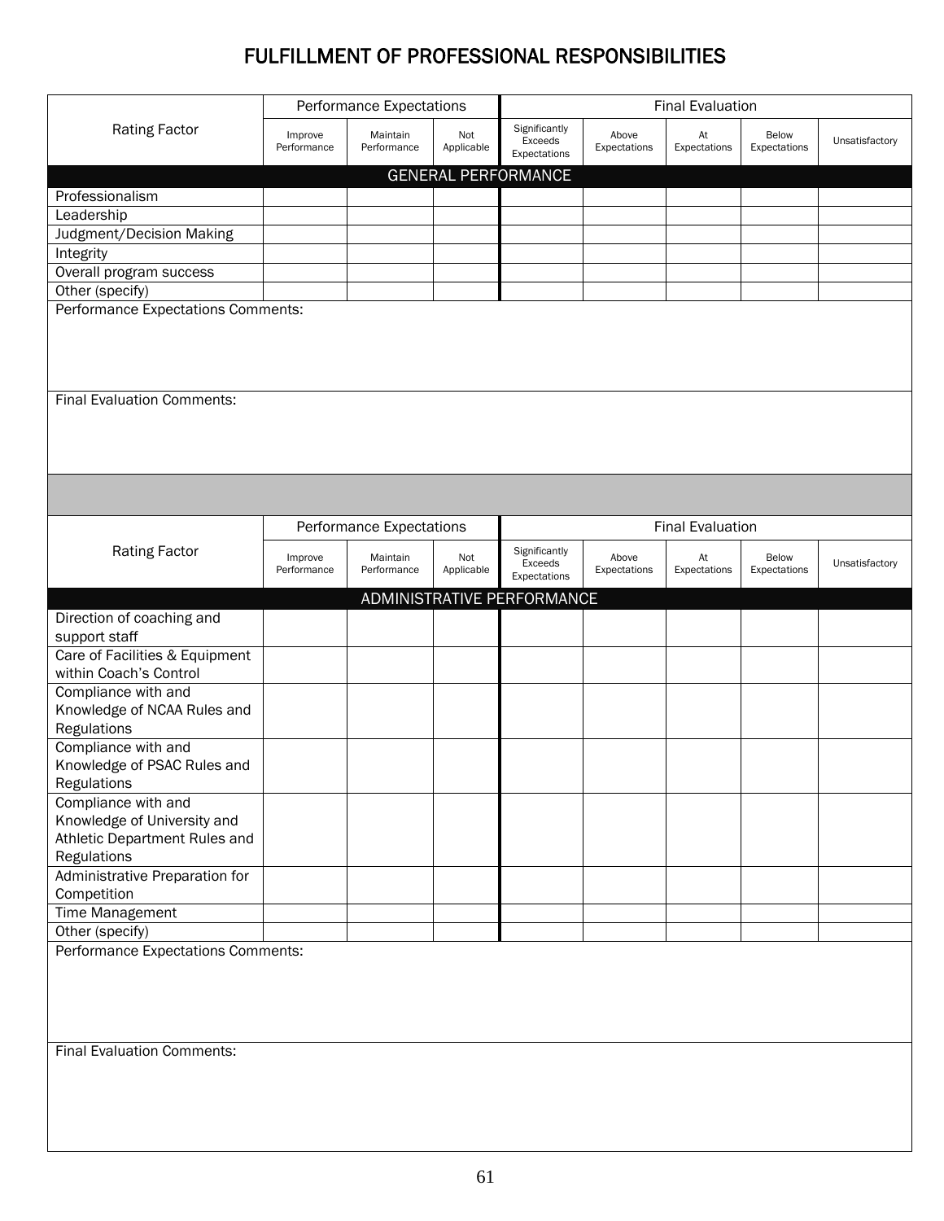# FULFILLMENT OF PROFESSIONAL RESPONSIBILITIES

| Rating Factor | Performance Expectations | | | Final Evaluation | | | | |
|---|---|---|---|---|---|---|---|---|
| | Improve Performance | Maintain Performance | Not Applicable | Significantly Exceeds Expectations | Above Expectations | At Expectations | Below Expectations | Unsatisfactory |
| **GENERAL PERFORMANCE** | | | | | | | | |
| Professionalism | | | | | | | | |
| Leadership | | | | | | | | |
| Judgment/Decision Making | | | | | | | | |
| Integrity | | | | | | | | |
| Overall program success | | | | | | | | |
| Other (specify) | | | | | | | | |

Performance Expectations Comments:

Final Evaluation Comments:

| Rating Factor | Performance Expectations | | | Final Evaluation | | | | |
|---|---|---|---|---|---|---|---|---|
| | Improve Performance | Maintain Performance | Not Applicable | Significantly Exceeds Expectations | Above Expectations | At Expectations | Below Expectations | Unsatisfactory |
| **ADMINISTRATIVE PERFORMANCE** | | | | | | | | |
| Direction of coaching and support staff | | | | | | | | |
| Care of Facilities & Equipment within Coach's Control | | | | | | | | |
| Compliance with and Knowledge of NCAA Rules and Regulations | | | | | | | | |
| Compliance with and Knowledge of PSAC Rules and Regulations | | | | | | | | |
| Compliance with and Knowledge of University and Athletic Department Rules and Regulations | | | | | | | | |
| Administrative Preparation for Competition | | | | | | | | |
| Time Management | | | | | | | | |
| Other (specify) | | | | | | | | |

Performance Expectations Comments:

Final Evaluation Comments: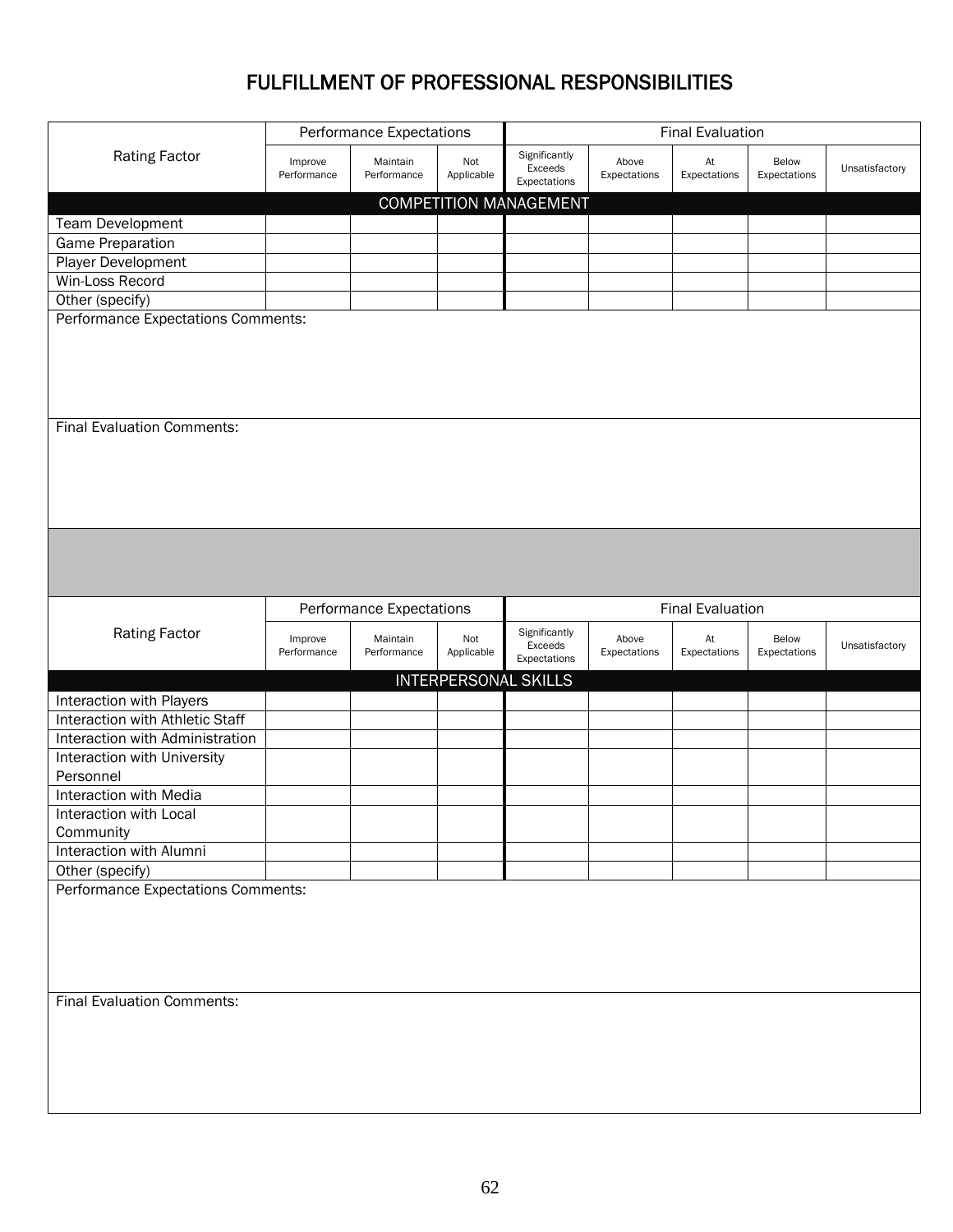# FULFILLMENT OF PROFESSIONAL RESPONSIBILITIES

| Rating Factor | Performance Expectations | | | Final Evaluation | | | | |
|---|---|---|---|---|---|---|---|---|
| | Improve Performance | Maintain Performance | Not Applicable | Significantly Exceeds Expectations | Above Expectations | At Expectations | Below Expectations | Unsatisfactory |
| **COMPETITION MANAGEMENT** | | | | | | | | |
| Team Development | | | | | | | | |
| Game Preparation | | | | | | | | |
| Player Development | | | | | | | | |
| Win-Loss Record | | | | | | | | |
| Other (specify) | | | | | | | | |

Performance Expectations Comments:

Final Evaluation Comments:

| Rating Factor | Performance Expectations | | | Final Evaluation | | | | |
|---|---|---|---|---|---|---|---|---|
| | Improve Performance | Maintain Performance | Not Applicable | Significantly Exceeds Expectations | Above Expectations | At Expectations | Below Expectations | Unsatisfactory |
| **INTERPERSONAL SKILLS** | | | | | | | | |
| Interaction with Players | | | | | | | | |
| Interaction with Athletic Staff | | | | | | | | |
| Interaction with Administration | | | | | | | | |
| Interaction with University Personnel | | | | | | | | |
| Interaction with Media | | | | | | | | |
| Interaction with Local Community | | | | | | | | |
| Interaction with Alumni | | | | | | | | |
| Other (specify) | | | | | | | | |

Performance Expectations Comments:

Final Evaluation Comments: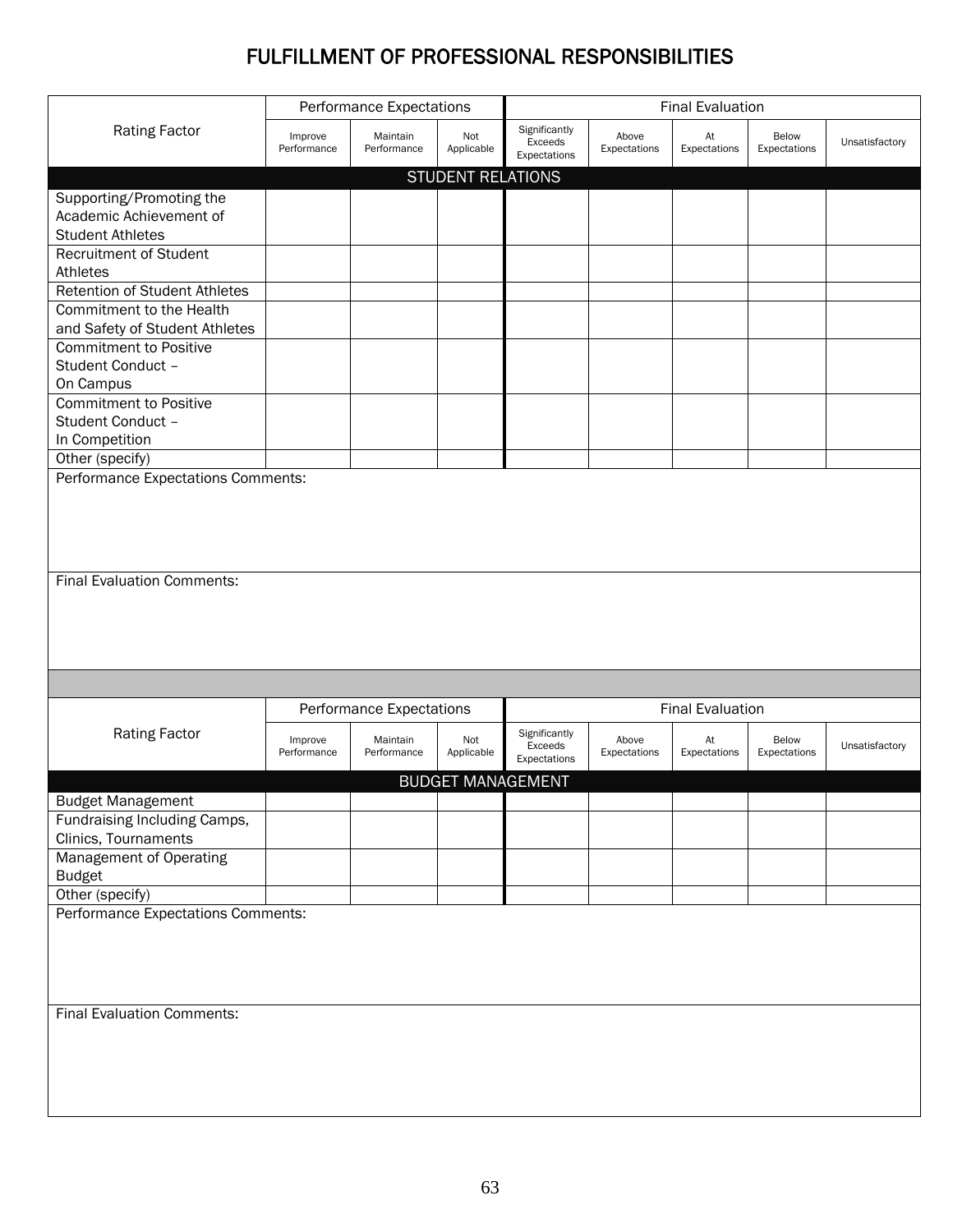# FULFILLMENT OF PROFESSIONAL RESPONSIBILITIES

| Rating Factor | Performance Expectations | | | Final Evaluation | | | | |
|---|---|---|---|---|---|---|---|---|
| | Improve Performance | Maintain Performance | Not Applicable | Significantly Exceeds Expectations | Above Expectations | At Expectations | Below Expectations | Unsatisfactory |
| **STUDENT RELATIONS** | | | | | | | | |
| Supporting/Promoting the Academic Achievement of Student Athletes | | | | | | | | |
| Recruitment of Student Athletes | | | | | | | | |
| Retention of Student Athletes | | | | | | | | |
| Commitment to the Health and Safety of Student Athletes | | | | | | | | |
| Commitment to Positive Student Conduct – On Campus | | | | | | | | |
| Commitment to Positive Student Conduct – In Competition | | | | | | | | |
| Other (specify) | | | | | | | | |

Performance Expectations Comments:

Final Evaluation Comments:

| Rating Factor | Performance Expectations | | | Final Evaluation | | | | |
|---|---|---|---|---|---|---|---|---|
| | Improve Performance | Maintain Performance | Not Applicable | Significantly Exceeds Expectations | Above Expectations | At Expectations | Below Expectations | Unsatisfactory |
| **BUDGET MANAGEMENT** | | | | | | | | |
| Budget Management | | | | | | | | |
| Fundraising Including Camps, Clinics, Tournaments | | | | | | | | |
| Management of Operating Budget | | | | | | | | |
| Other (specify) | | | | | | | | |

Performance Expectations Comments:

Final Evaluation Comments: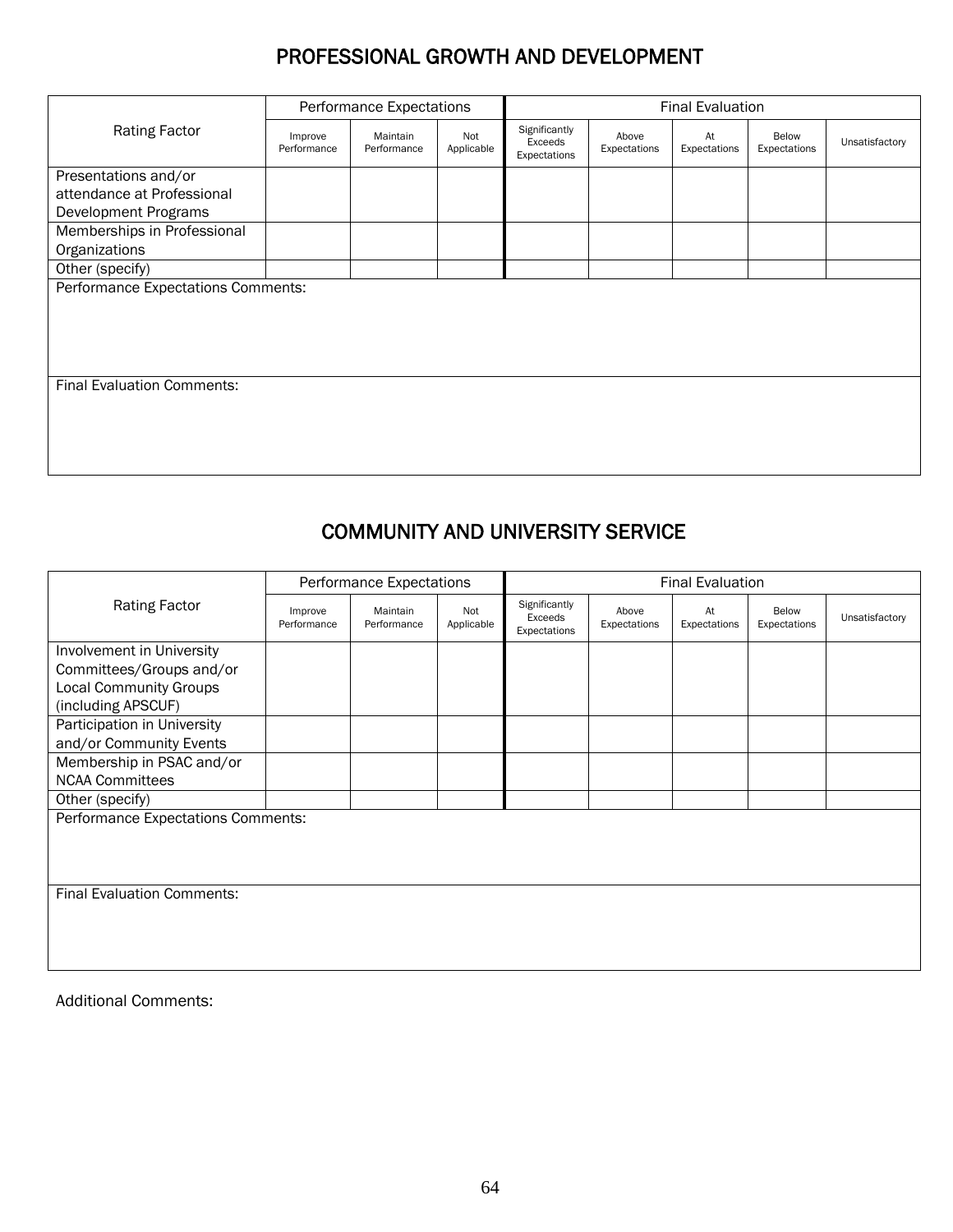# PROFESSIONAL GROWTH AND DEVELOPMENT

| Rating Factor | Performance Expectations | | | Final Evaluation | | | | |
|---|---|---|---|---|---|---|---|---|
| | Improve Performance | Maintain Performance | Not Applicable | Significantly Exceeds Expectations | Above Expectations | At Expectations | Below Expectations | Unsatisfactory |
| Presentations and/or attendance at Professional Development Programs | | | | | | | | |
| Memberships in Professional Organizations | | | | | | | | |
| Other (specify) | | | | | | | | |

Performance Expectations Comments:

Final Evaluation Comments:

# COMMUNITY AND UNIVERSITY SERVICE

| Rating Factor | Performance Expectations | | | Final Evaluation | | | | |
|---|---|---|---|---|---|---|---|---|
| | Improve Performance | Maintain Performance | Not Applicable | Significantly Exceeds Expectations | Above Expectations | At Expectations | Below Expectations | Unsatisfactory |
| Involvement in University Committees/Groups and/or Local Community Groups (including APSCUF) | | | | | | | | |
| Participation in University and/or Community Events | | | | | | | | |
| Membership in PSAC and/or NCAA Committees | | | | | | | | |
| Other (specify) | | | | | | | | |

Performance Expectations Comments:

Final Evaluation Comments:

Additional Comments: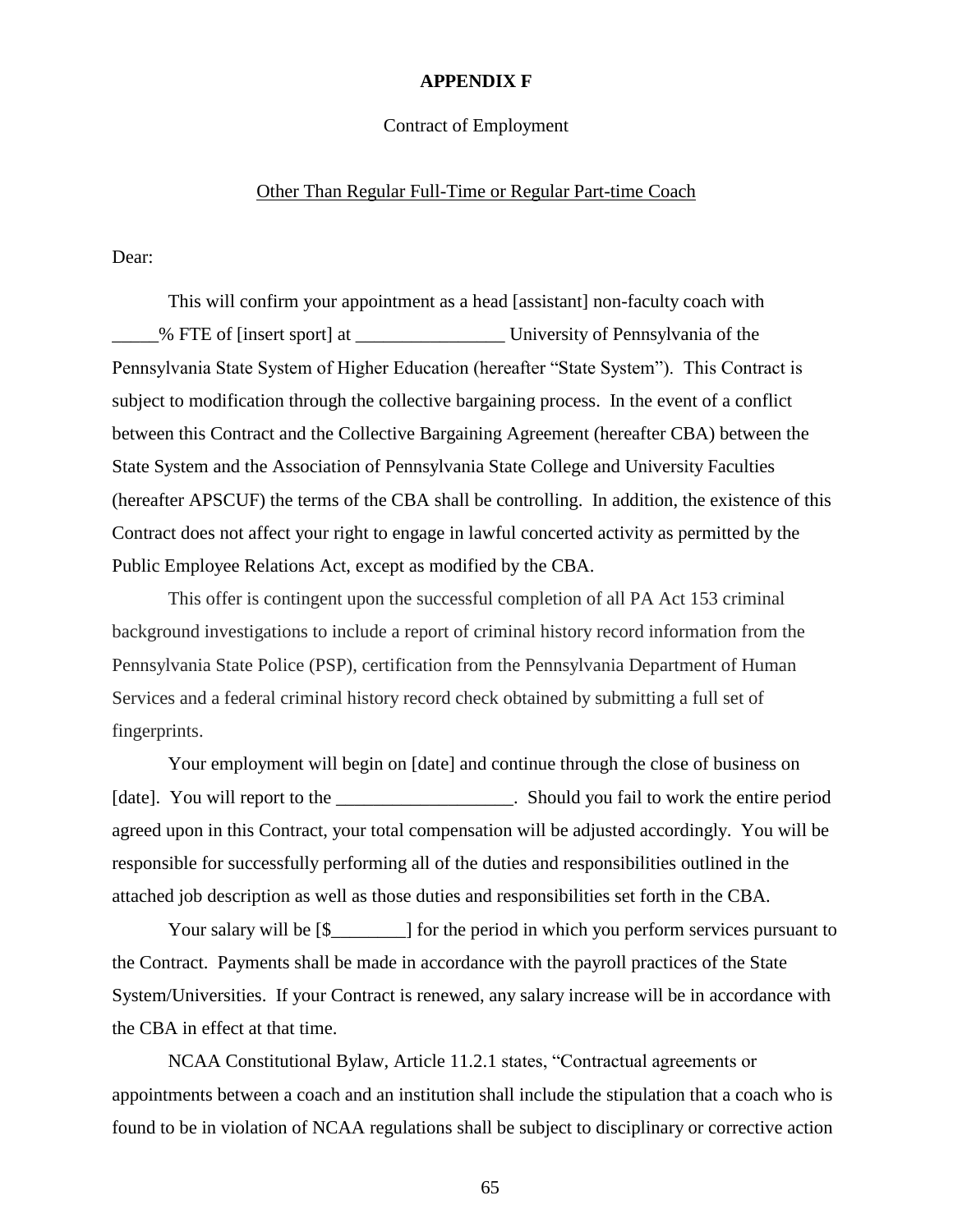**APPENDIX F**

Contract of Employment

Other Than Regular Full-Time or Regular Part-time Coach

Dear:

This will confirm your appointment as a head [assistant] non-faculty coach with _____% FTE of [insert sport] at ________________ University of Pennsylvania of the Pennsylvania State System of Higher Education (hereafter "State System"). This Contract is subject to modification through the collective bargaining process. In the event of a conflict between this Contract and the Collective Bargaining Agreement (hereafter CBA) between the State System and the Association of Pennsylvania State College and University Faculties (hereafter APSCUF) the terms of the CBA shall be controlling. In addition, the existence of this Contract does not affect your right to engage in lawful concerted activity as permitted by the Public Employee Relations Act, except as modified by the CBA.

This offer is contingent upon the successful completion of all PA Act 153 criminal background investigations to include a report of criminal history record information from the Pennsylvania State Police (PSP), certification from the Pennsylvania Department of Human Services and a federal criminal history record check obtained by submitting a full set of fingerprints.

Your employment will begin on [date] and continue through the close of business on [date]. You will report to the ___________________. Should you fail to work the entire period agreed upon in this Contract, your total compensation will be adjusted accordingly. You will be responsible for successfully performing all of the duties and responsibilities outlined in the attached job description as well as those duties and responsibilities set forth in the CBA.

Your salary will be [$________] for the period in which you perform services pursuant to the Contract. Payments shall be made in accordance with the payroll practices of the State System/Universities. If your Contract is renewed, any salary increase will be in accordance with the CBA in effect at that time.

NCAA Constitutional Bylaw, Article 11.2.1 states, "Contractual agreements or appointments between a coach and an institution shall include the stipulation that a coach who is found to be in violation of NCAA regulations shall be subject to disciplinary or corrective action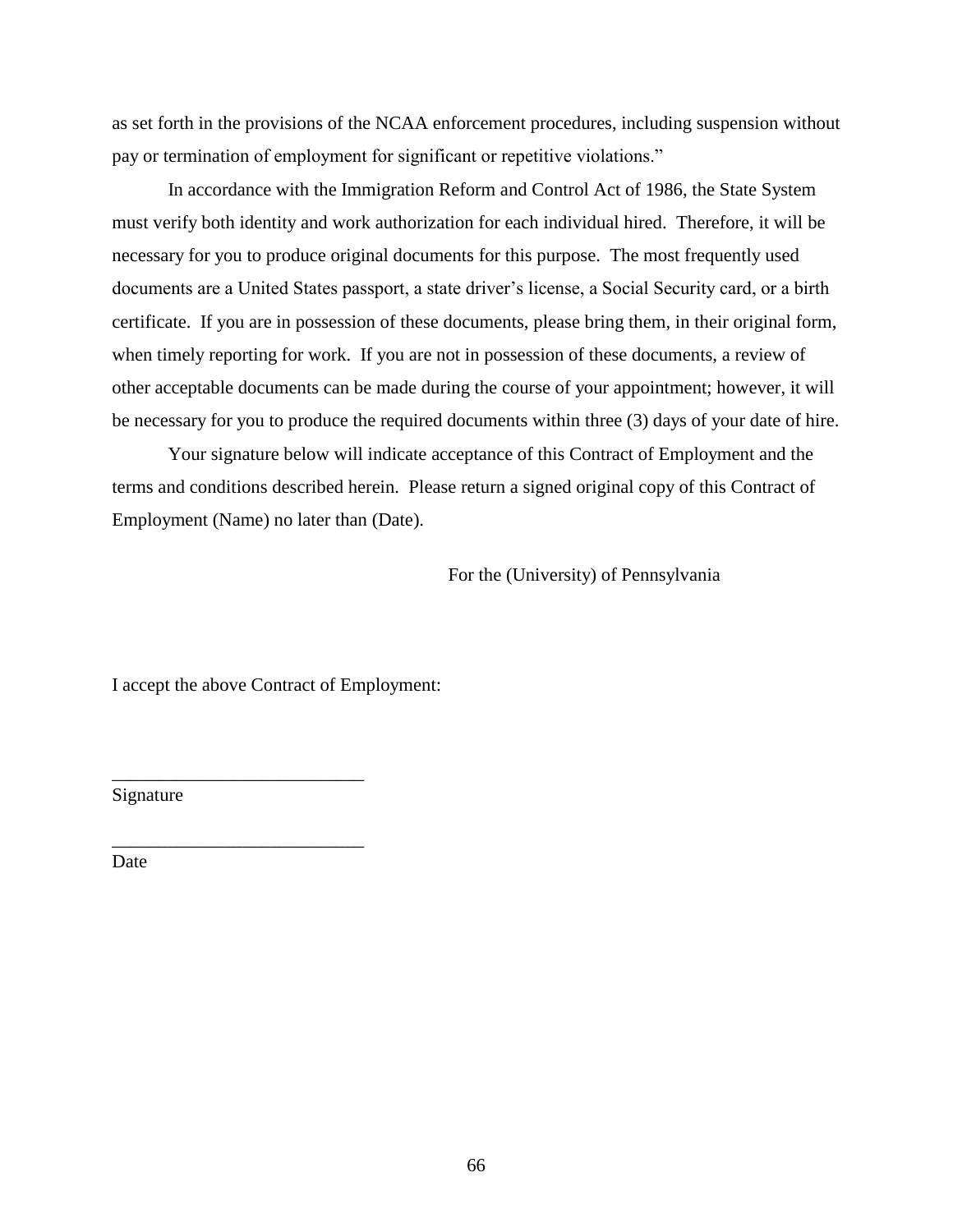as set forth in the provisions of the NCAA enforcement procedures, including suspension without pay or termination of employment for significant or repetitive violations."

In accordance with the Immigration Reform and Control Act of 1986, the State System must verify both identity and work authorization for each individual hired. Therefore, it will be necessary for you to produce original documents for this purpose. The most frequently used documents are a United States passport, a state driver's license, a Social Security card, or a birth certificate. If you are in possession of these documents, please bring them, in their original form, when timely reporting for work. If you are not in possession of these documents, a review of other acceptable documents can be made during the course of your appointment; however, it will be necessary for you to produce the required documents within three (3) days of your date of hire.

Your signature below will indicate acceptance of this Contract of Employment and the terms and conditions described herein. Please return a signed original copy of this Contract of Employment (Name) no later than (Date).

For the (University) of Pennsylvania

I accept the above Contract of Employment:

___________________________
Signature

___________________________
Date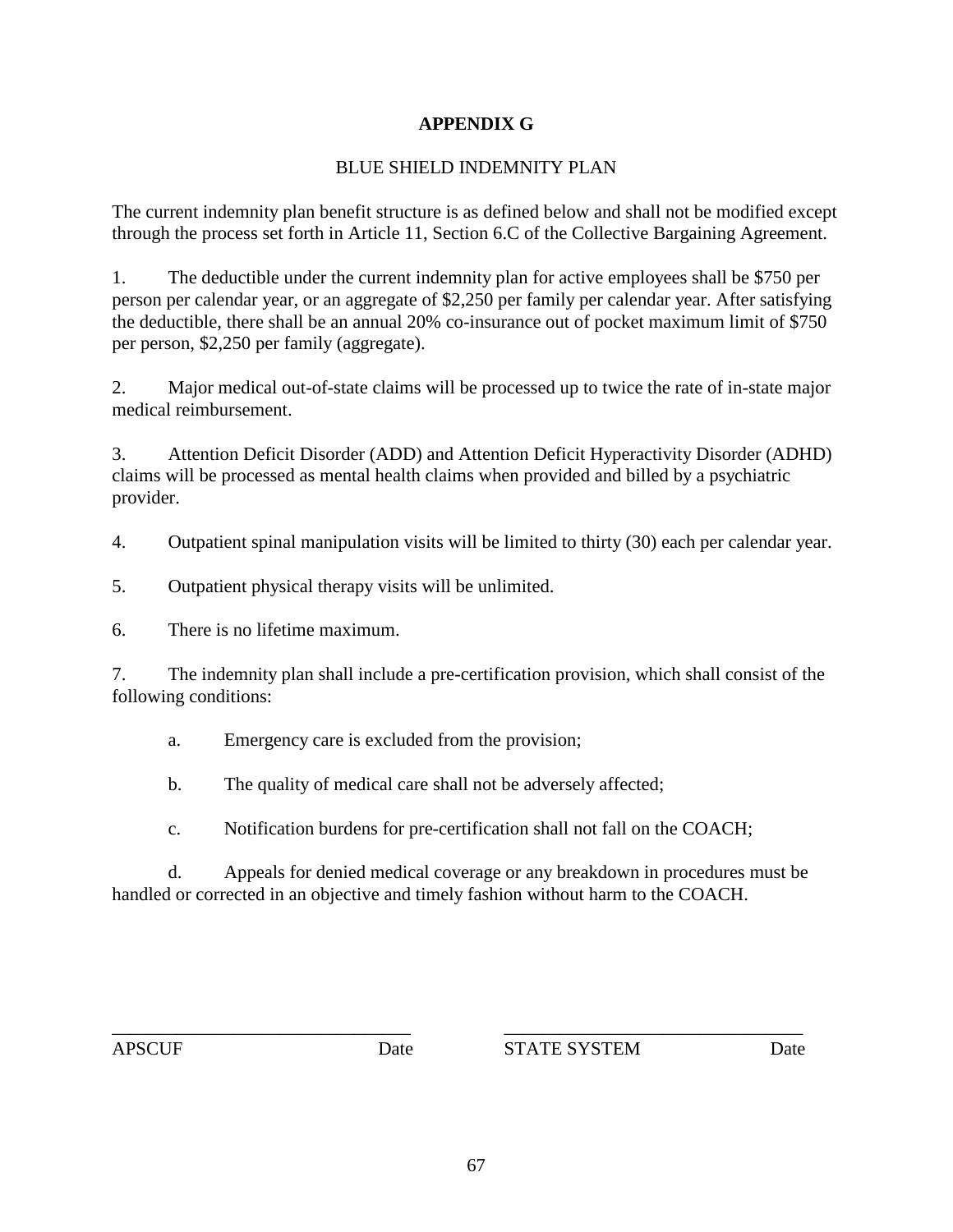# APPENDIX G

## BLUE SHIELD INDEMNITY PLAN

The current indemnity plan benefit structure is as defined below and shall not be modified except through the process set forth in Article 11, Section 6.C of the Collective Bargaining Agreement.

1. The deductible under the current indemnity plan for active employees shall be $750 per person per calendar year, or an aggregate of $2,250 per family per calendar year. After satisfying the deductible, there shall be an annual 20% co-insurance out of pocket maximum limit of $750 per person, $2,250 per family (aggregate).

2. Major medical out-of-state claims will be processed up to twice the rate of in-state major medical reimbursement.

3. Attention Deficit Disorder (ADD) and Attention Deficit Hyperactivity Disorder (ADHD) claims will be processed as mental health claims when provided and billed by a psychiatric provider.

4. Outpatient spinal manipulation visits will be limited to thirty (30) each per calendar year.

5. Outpatient physical therapy visits will be unlimited.

6. There is no lifetime maximum.

7. The indemnity plan shall include a pre-certification provision, which shall consist of the following conditions:

   a. Emergency care is excluded from the provision;

   b. The quality of medical care shall not be adversely affected;

   c. Notification burdens for pre-certification shall not fall on the COACH;

   d. Appeals for denied medical coverage or any breakdown in procedures must be handled or corrected in an objective and timely fashion without harm to the COACH.

| | | | |
|---|---|---|---|
| _______________________________ | | _______________________________ | |
| APSCUF | Date | STATE SYSTEM | Date |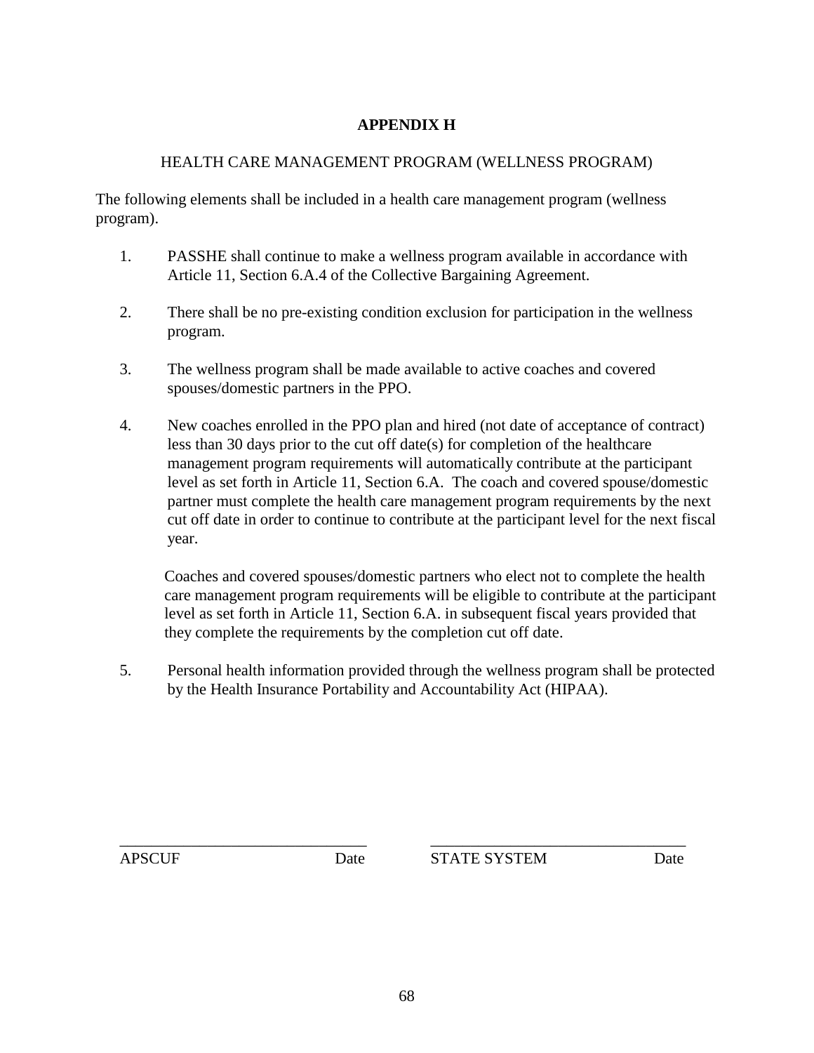# APPENDIX H

## HEALTH CARE MANAGEMENT PROGRAM (WELLNESS PROGRAM)

The following elements shall be included in a health care management program (wellness program).

1. PASSHE shall continue to make a wellness program available in accordance with Article 11, Section 6.A.4 of the Collective Bargaining Agreement.

2. There shall be no pre-existing condition exclusion for participation in the wellness program.

3. The wellness program shall be made available to active coaches and covered spouses/domestic partners in the PPO.

4. New coaches enrolled in the PPO plan and hired (not date of acceptance of contract) less than 30 days prior to the cut off date(s) for completion of the healthcare management program requirements will automatically contribute at the participant level as set forth in Article 11, Section 6.A. The coach and covered spouse/domestic partner must complete the health care management program requirements by the next cut off date in order to continue to contribute at the participant level for the next fiscal year.

   Coaches and covered spouses/domestic partners who elect not to complete the health care management program requirements will be eligible to contribute at the participant level as set forth in Article 11, Section 6.A. in subsequent fiscal years provided that they complete the requirements by the completion cut off date.

5. Personal health information provided through the wellness program shall be protected by the Health Insurance Portability and Accountability Act (HIPAA).

| ______________________________ | | ______________________________ | |
|---|---|---|---|
| APSCUF | Date | STATE SYSTEM | Date |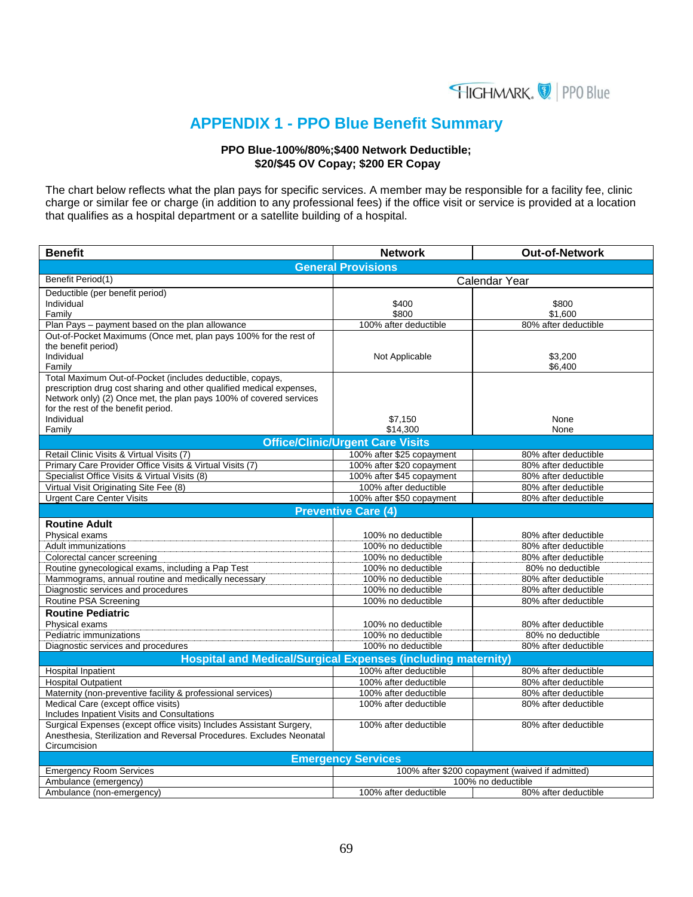# APPENDIX 1 - PPO Blue Benefit Summary

**PPO Blue-100%/80%;$400 Network Deductible;**
**$20/$45 OV Copay; $200 ER Copay**

The chart below reflects what the plan pays for specific services. A member may be responsible for a facility fee, clinic charge or similar fee or charge (in addition to any professional fees) if the office visit or service is provided at a location that qualifies as a hospital department or a satellite building of a hospital.

| Benefit | Network | Out-of-Network |
|---|---|---|
| **General Provisions** | | |
| Benefit Period(1) | Calendar Year | |
| Deductible (per benefit period)<br>Individual<br>Family | <br>$400<br>$800 | <br>$800<br>$1,600 |
| Plan Pays – payment based on the plan allowance | 100% after deductible | 80% after deductible |
| Out-of-Pocket Maximums (Once met, plan pays 100% for the rest of the benefit period)<br>Individual<br>Family | Not Applicable | <br>$3,200<br>$6,400 |
| Total Maximum Out-of-Pocket (includes deductible, copays, prescription drug cost sharing and other qualified medical expenses, Network only) (2) Once met, the plan pays 100% of covered services for the rest of the benefit period.<br>Individual<br>Family | <br>$7,150<br>$14,300 | <br>None<br>None |
| **Office/Clinic/Urgent Care Visits** | | |
| Retail Clinic Visits & Virtual Visits (7) | 100% after $25 copayment | 80% after deductible |
| Primary Care Provider Office Visits & Virtual Visits (7) | 100% after $20 copayment | 80% after deductible |
| Specialist Office Visits & Virtual Visits (8) | 100% after $45 copayment | 80% after deductible |
| Virtual Visit Originating Site Fee (8) | 100% after deductible | 80% after deductible |
| Urgent Care Center Visits | 100% after $50 copayment | 80% after deductible |
| **Preventive Care (4)** | | |
| **Routine Adult** | | |
| Physical exams | 100% no deductible | 80% after deductible |
| Adult immunizations | 100% no deductible | 80% after deductible |
| Colorectal cancer screening | 100% no deductible | 80% after deductible |
| Routine gynecological exams, including a Pap Test | 100% no deductible | 80% no deductible |
| Mammograms, annual routine and medically necessary | 100% no deductible | 80% after deductible |
| Diagnostic services and procedures | 100% no deductible | 80% after deductible |
| Routine PSA Screening | 100% no deductible | 80% after deductible |
| **Routine Pediatric** | | |
| Physical exams | 100% no deductible | 80% after deductible |
| Pediatric immunizations | 100% no deductible | 80% no deductible |
| Diagnostic services and procedures | 100% no deductible | 80% after deductible |
| **Hospital and Medical/Surgical Expenses (including maternity)** | | |
| Hospital Inpatient | 100% after deductible | 80% after deductible |
| Hospital Outpatient | 100% after deductible | 80% after deductible |
| Maternity (non-preventive facility & professional services) | 100% after deductible | 80% after deductible |
| Medical Care (except office visits)<br>Includes Inpatient Visits and Consultations | 100% after deductible | 80% after deductible |
| Surgical Expenses (except office visits) Includes Assistant Surgery, Anesthesia, Sterilization and Reversal Procedures. Excludes Neonatal Circumcision | 100% after deductible | 80% after deductible |
| **Emergency Services** | | |
| Emergency Room Services | 100% after $200 copayment (waived if admitted) | |
| Ambulance (emergency) | 100% no deductible | |
| Ambulance (non-emergency) | 100% after deductible | 80% after deductible |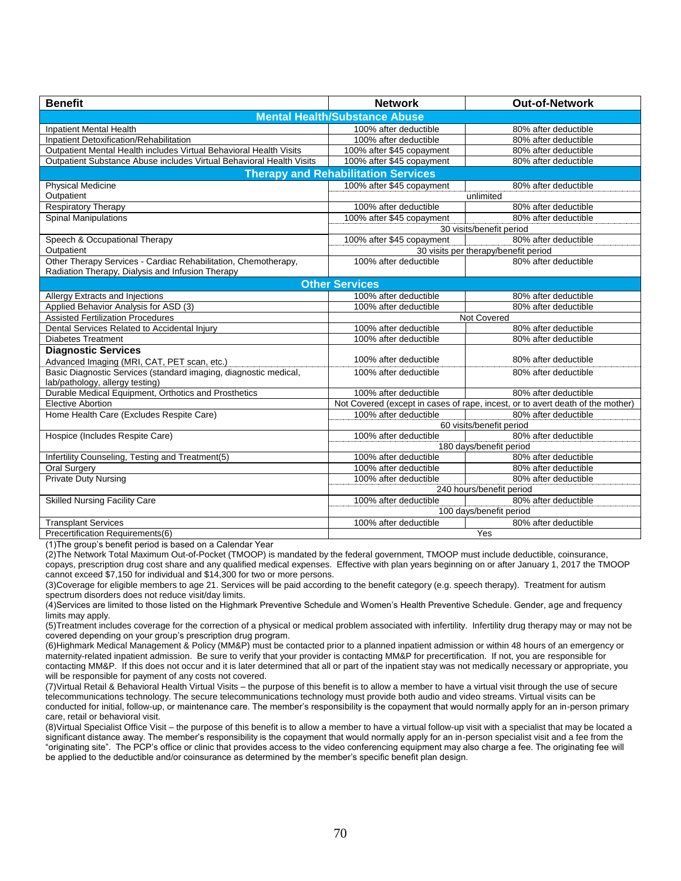| Benefit | Network | Out-of-Network |
|---|---|---|
| **Mental Health/Substance Abuse** | | |
| Inpatient Mental Health | 100% after deductible | 80% after deductible |
| Inpatient Detoxification/Rehabilitation | 100% after deductible | 80% after deductible |
| Outpatient Mental Health includes Virtual Behavioral Health Visits | 100% after $45 copayment | 80% after deductible |
| Outpatient Substance Abuse includes Virtual Behavioral Health Visits | 100% after $45 copayment | 80% after deductible |
| **Therapy and Rehabilitation Services** | | |
| Physical Medicine<br>Outpatient | 100% after $45 copayment<br>unlimited | 80% after deductible |
| Respiratory Therapy | 100% after deductible | 80% after deductible |
| Spinal Manipulations | 100% after $45 copayment<br>30 visits/benefit period | 80% after deductible |
| Speech & Occupational Therapy<br>Outpatient | 100% after $45 copayment<br>30 visits per therapy/benefit period | 80% after deductible |
| Other Therapy Services - Cardiac Rehabilitation, Chemotherapy, Radiation Therapy, Dialysis and Infusion Therapy | 100% after deductible | 80% after deductible |
| **Other Services** | | |
| Allergy Extracts and Injections | 100% after deductible | 80% after deductible |
| Applied Behavior Analysis for ASD (3) | 100% after deductible | 80% after deductible |
| Assisted Fertilization Procedures | Not Covered | |
| Dental Services Related to Accidental Injury | 100% after deductible | 80% after deductible |
| Diabetes Treatment | 100% after deductible | 80% after deductible |
| **Diagnostic Services**<br>Advanced Imaging (MRI, CAT, PET scan, etc.) | 100% after deductible | 80% after deductible |
| Basic Diagnostic Services (standard imaging, diagnostic medical, lab/pathology, allergy testing) | 100% after deductible | 80% after deductible |
| Durable Medical Equipment, Orthotics and Prosthetics | 100% after deductible | 80% after deductible |
| Elective Abortion | Not Covered (except in cases of rape, incest, or to avert death of the mother) | |
| Home Health Care (Excludes Respite Care) | 100% after deductible<br>60 visits/benefit period | 80% after deductible |
| Hospice (Includes Respite Care) | 100% after deductible<br>180 days/benefit period | 80% after deductible |
| Infertility Counseling, Testing and Treatment(5) | 100% after deductible | 80% after deductible |
| Oral Surgery | 100% after deductible | 80% after deductible |
| Private Duty Nursing | 100% after deductible<br>240 hours/benefit period | 80% after deductible |
| Skilled Nursing Facility Care | 100% after deductible<br>100 days/benefit period | 80% after deductible |
| Transplant Services | 100% after deductible | 80% after deductible |
| Precertification Requirements(6) | Yes | |

(1)The group's benefit period is based on a Calendar Year

(2)The Network Total Maximum Out-of-Pocket (TMOOP) is mandated by the federal government, TMOOP must include deductible, coinsurance, copays, prescription drug cost share and any qualified medical expenses. Effective with plan years beginning on or after January 1, 2017 the TMOOP cannot exceed $7,150 for individual and $14,300 for two or more persons.

(3)Coverage for eligible members to age 21. Services will be paid according to the benefit category (e.g. speech therapy). Treatment for autism spectrum disorders does not reduce visit/day limits.

(4)Services are limited to those listed on the Highmark Preventive Schedule and Women's Health Preventive Schedule. Gender, age and frequency limits may apply.

(5)Treatment includes coverage for the correction of a physical or medical problem associated with infertility. Infertility drug therapy may or may not be covered depending on your group's prescription drug program.

(6)Highmark Medical Management & Policy (MM&P) must be contacted prior to a planned inpatient admission or within 48 hours of an emergency or maternity-related inpatient admission. Be sure to verify that your provider is contacting MM&P for precertification. If not, you are responsible for contacting MM&P. If this does not occur and it is later determined that all or part of the inpatient stay was not medically necessary or appropriate, you will be responsible for payment of any costs not covered.

(7)Virtual Retail & Behavioral Health Virtual Visits – the purpose of this benefit is to allow a member to have a virtual visit through the use of secure telecommunications technology. The secure telecommunications technology must provide both audio and video streams. Virtual visits can be conducted for initial, follow-up, or maintenance care. The member's responsibility is the copayment that would normally apply for an in-person primary care, retail or behavioral visit.

(8)Virtual Specialist Office Visit – the purpose of this benefit is to allow a member to have a virtual follow-up visit with a specialist that may be located a significant distance away. The member's responsibility is the copayment that would normally apply for an in-person specialist visit and a fee from the "originating site". The PCP's office or clinic that provides access to the video conferencing equipment may also charge a fee. The originating fee will be applied to the deductible and/or coinsurance as determined by the member's specific benefit plan design.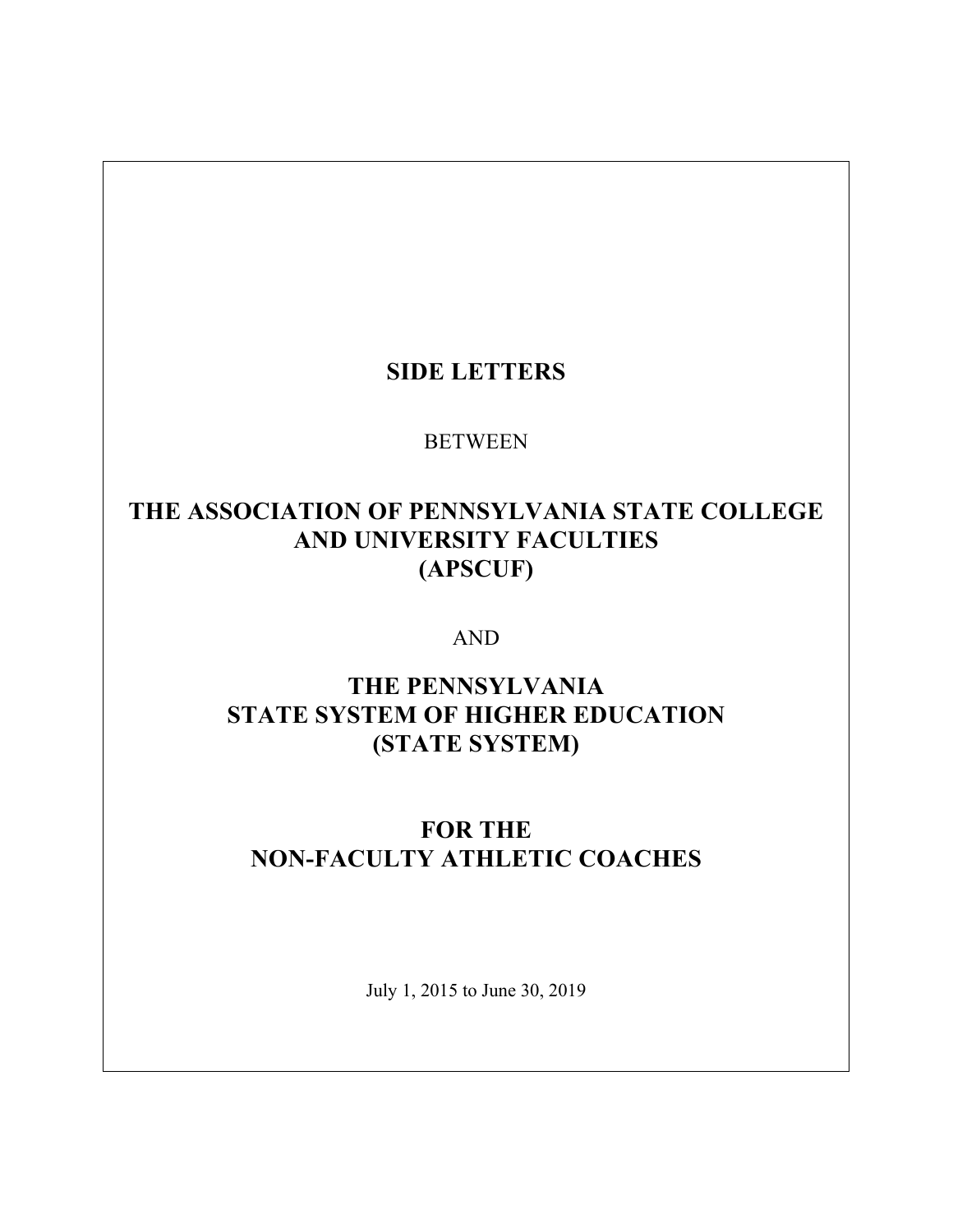# SIDE LETTERS

BETWEEN

# THE ASSOCIATION OF PENNSYLVANIA STATE COLLEGE AND UNIVERSITY FACULTIES (APSCUF)

AND

# THE PENNSYLVANIA STATE SYSTEM OF HIGHER EDUCATION (STATE SYSTEM)

# FOR THE NON-FACULTY ATHLETIC COACHES

July 1, 2015 to June 30, 2019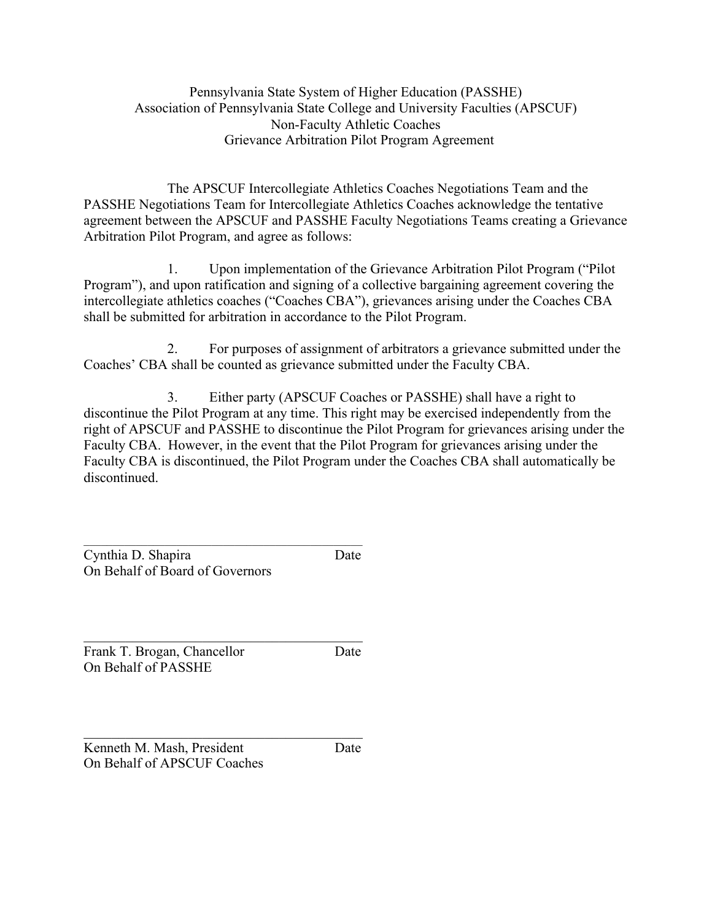Pennsylvania State System of Higher Education (PASSHE)
Association of Pennsylvania State College and University Faculties (APSCUF)
Non-Faculty Athletic Coaches
Grievance Arbitration Pilot Program Agreement

The APSCUF Intercollegiate Athletics Coaches Negotiations Team and the PASSHE Negotiations Team for Intercollegiate Athletics Coaches acknowledge the tentative agreement between the APSCUF and PASSHE Faculty Negotiations Teams creating a Grievance Arbitration Pilot Program, and agree as follows:

1. Upon implementation of the Grievance Arbitration Pilot Program ("Pilot Program"), and upon ratification and signing of a collective bargaining agreement covering the intercollegiate athletics coaches ("Coaches CBA"), grievances arising under the Coaches CBA shall be submitted for arbitration in accordance to the Pilot Program.

2. For purposes of assignment of arbitrators a grievance submitted under the Coaches' CBA shall be counted as grievance submitted under the Faculty CBA.

3. Either party (APSCUF Coaches or PASSHE) shall have a right to discontinue the Pilot Program at any time. This right may be exercised independently from the right of APSCUF and PASSHE to discontinue the Pilot Program for grievances arising under the Faculty CBA. However, in the event that the Pilot Program for grievances arising under the Faculty CBA is discontinued, the Pilot Program under the Coaches CBA shall automatically be discontinued.

\_\_\_\_\_\_\_\_\_\_\_\_\_\_\_\_\_\_\_\_\_\_\_\_\_\_\_\_\_\_\_\_\_\_\_\_\_\_
Cynthia D. Shapira Date
On Behalf of Board of Governors

\_\_\_\_\_\_\_\_\_\_\_\_\_\_\_\_\_\_\_\_\_\_\_\_\_\_\_\_\_\_\_\_\_\_\_\_\_\_
Frank T. Brogan, Chancellor Date
On Behalf of PASSHE

\_\_\_\_\_\_\_\_\_\_\_\_\_\_\_\_\_\_\_\_\_\_\_\_\_\_\_\_\_\_\_\_\_\_\_\_\_\_
Kenneth M. Mash, President Date
On Behalf of APSCUF Coaches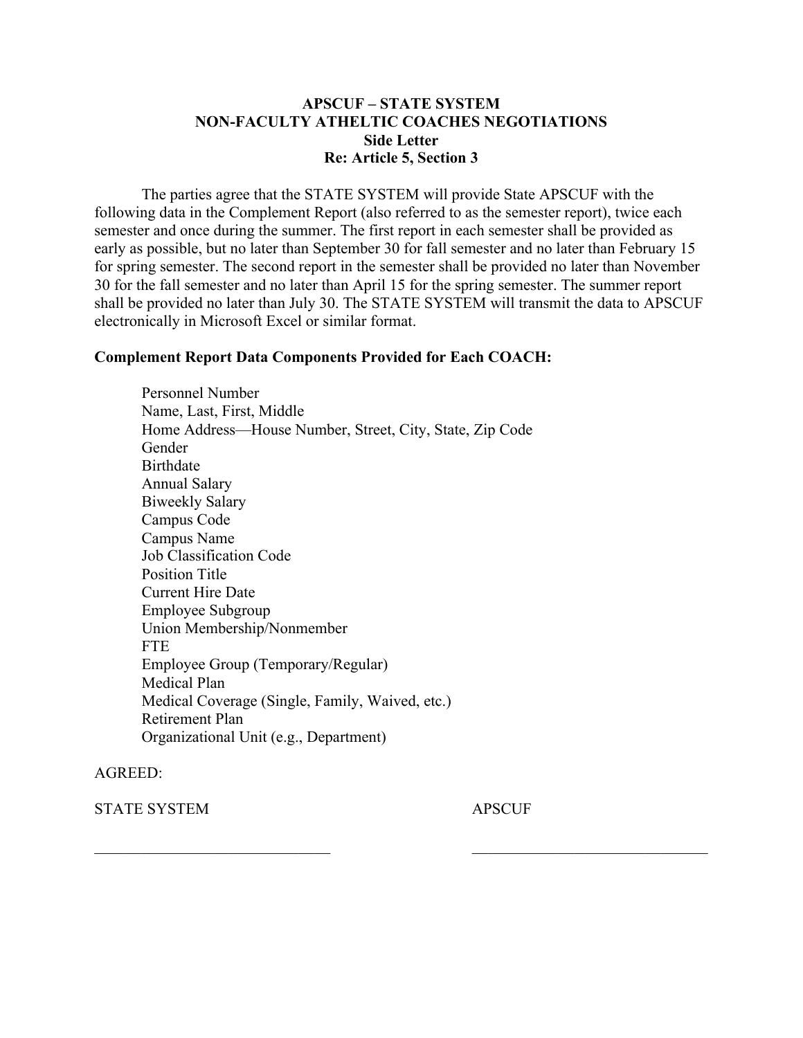**APSCUF – STATE SYSTEM**
**NON-FACULTY ATHELTIC COACHES NEGOTIATIONS**
**Side Letter**
**Re: Article 5, Section 3**

The parties agree that the STATE SYSTEM will provide State APSCUF with the following data in the Complement Report (also referred to as the semester report), twice each semester and once during the summer. The first report in each semester shall be provided as early as possible, but no later than September 30 for fall semester and no later than February 15 for spring semester. The second report in the semester shall be provided no later than November 30 for the fall semester and no later than April 15 for the spring semester. The summer report shall be provided no later than July 30. The STATE SYSTEM will transmit the data to APSCUF electronically in Microsoft Excel or similar format.

**Complement Report Data Components Provided for Each COACH:**

Personnel Number
Name, Last, First, Middle
Home Address—House Number, Street, City, State, Zip Code
Gender
Birthdate
Annual Salary
Biweekly Salary
Campus Code
Campus Name
Job Classification Code
Position Title
Current Hire Date
Employee Subgroup
Union Membership/Nonmember
FTE
Employee Group (Temporary/Regular)
Medical Plan
Medical Coverage (Single, Family, Waived, etc.)
Retirement Plan
Organizational Unit (e.g., Department)

AGREED:

STATE SYSTEM　　　　　　　　　　APSCUF

\_\_\_\_\_\_\_\_\_\_\_\_\_\_\_\_\_\_\_\_\_\_\_\_\_\_\_\_\_\_　　　　\_\_\_\_\_\_\_\_\_\_\_\_\_\_\_\_\_\_\_\_\_\_\_\_\_\_\_\_\_\_